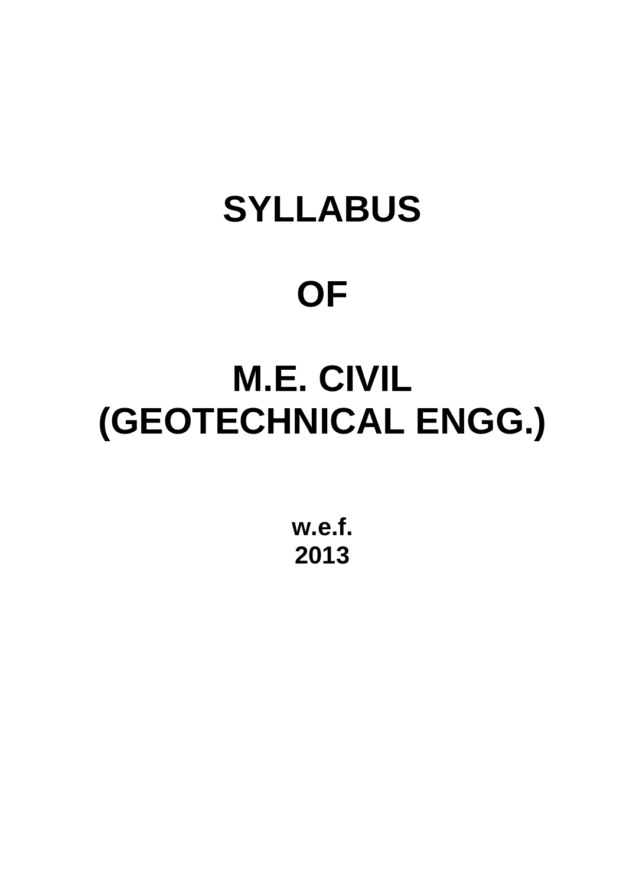# SYLLABUS

# OF

# M.E. CIVIL (GEOTECHNICAL ENGG.)

**w.e.f. 2013**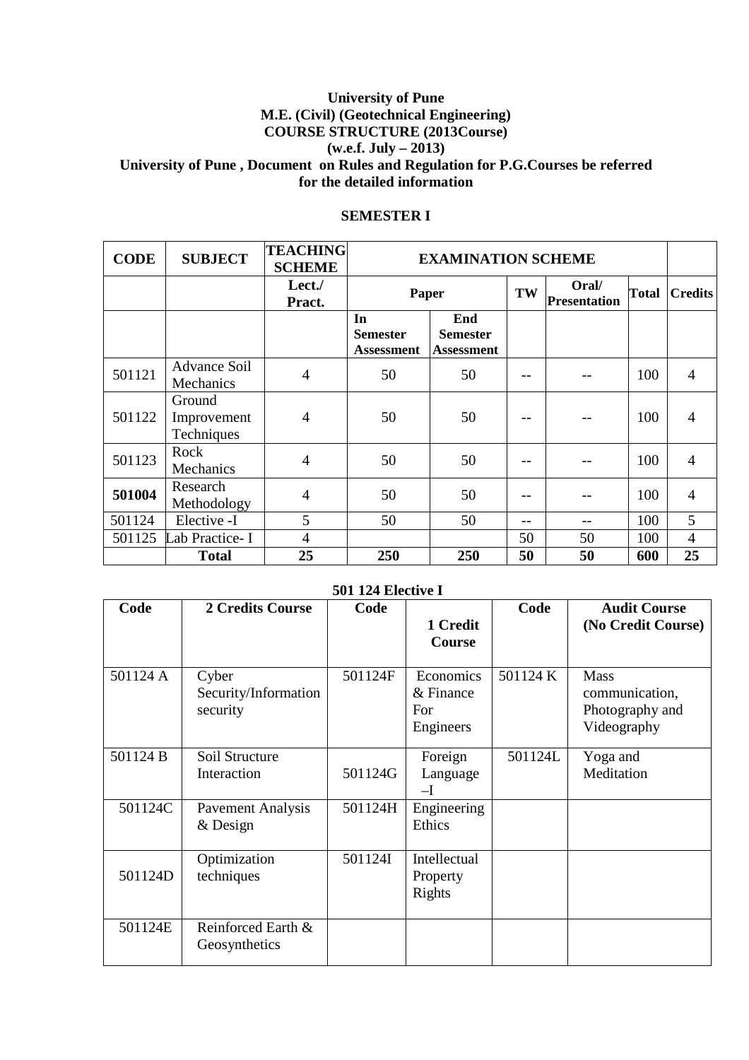**University of Pune**
**M.E. (Civil) (Geotechnical Engineering)**
**COURSE STRUCTURE (2013Course)**
**(w.e.f. July – 2013)**
**University of Pune , Document on Rules and Regulation for P.G.Courses be referred for the detailed information**

## SEMESTER I

| CODE | SUBJECT | TEACHING SCHEME | EXAMINATION SCHEME | | | | | |
|---|---|---|---|---|---|---|---|---|
| | | Lect./ Pract. | Paper | | TW | Oral/ Presentation | Total | Credits |
| | | | In Semester Assessment | End Semester Assessment | | | | |
| 501121 | Advance Soil Mechanics | 4 | 50 | 50 | -- | -- | 100 | 4 |
| 501122 | Ground Improvement Techniques | 4 | 50 | 50 | -- | -- | 100 | 4 |
| 501123 | Rock Mechanics | 4 | 50 | 50 | -- | -- | 100 | 4 |
| **501004** | Research Methodology | 4 | 50 | 50 | -- | -- | 100 | 4 |
| 501124 | Elective -I | 5 | 50 | 50 | -- | -- | 100 | 5 |
| 501125 | Lab Practice- I | 4 | | | 50 | 50 | 100 | 4 |
| | **Total** | **25** | **250** | **250** | **50** | **50** | **600** | **25** |

**501 124 Elective I**

| Code | 2 Credits Course | Code | 1 Credit Course | Code | Audit Course (No Credit Course) |
|---|---|---|---|---|---|
| 501124 A | Cyber Security/Information security | 501124F | Economics & Finance For Engineers | 501124 K | Mass communication, Photography and Videography |
| 501124 B | Soil Structure Interaction | 501124G | Foreign Language –I | 501124L | Yoga and Meditation |
| 501124C | Pavement Analysis & Design | 501124H | Engineering Ethics | | |
| 501124D | Optimization techniques | 501124I | Intellectual Property Rights | | |
| 501124E | Reinforced Earth & Geosynthetics | | | | |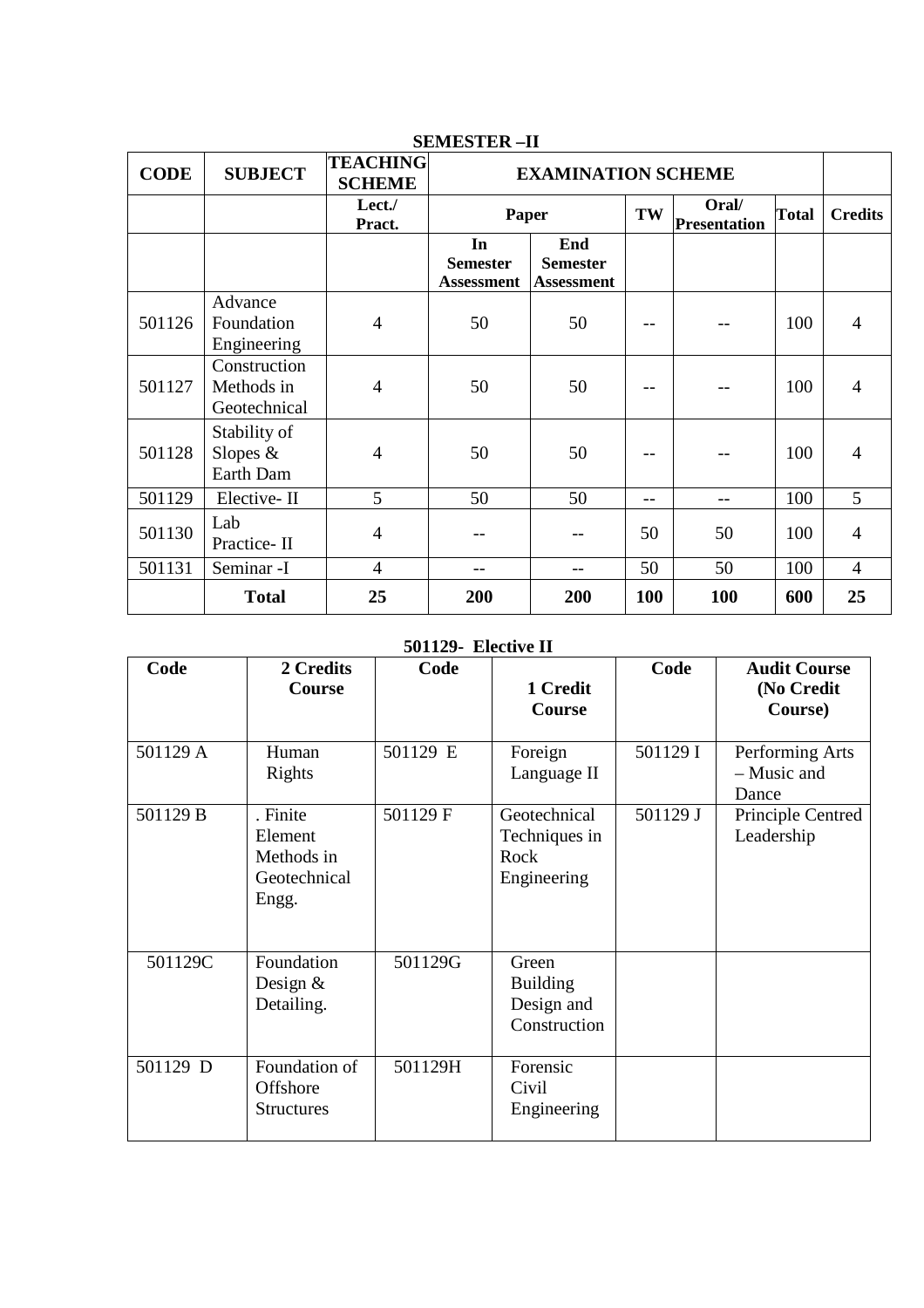## SEMESTER –II

| CODE | SUBJECT | TEACHING SCHEME | EXAMINATION SCHEME | | | | | |
|---|---|---|---|---|---|---|---|---|
| | | Lect./ Pract. | Paper | | TW | Oral/ Presentation | Total | Credits |
| | | | In Semester Assessment | End Semester Assessment | | | | |
| 501126 | Advance Foundation Engineering | 4 | 50 | 50 | -- | -- | 100 | 4 |
| 501127 | Construction Methods in Geotechnical | 4 | 50 | 50 | -- | -- | 100 | 4 |
| 501128 | Stability of Slopes & Earth Dam | 4 | 50 | 50 | -- | -- | 100 | 4 |
| 501129 | Elective- II | 5 | 50 | 50 | -- | -- | 100 | 5 |
| 501130 | Lab Practice- II | 4 | -- | -- | 50 | 50 | 100 | 4 |
| 501131 | Seminar -I | 4 | -- | -- | 50 | 50 | 100 | 4 |
| | **Total** | **25** | **200** | **200** | **100** | **100** | **600** | **25** |

## 501129- Elective II

| Code | 2 Credits Course | Code | 1 Credit Course | Code | Audit Course (No Credit Course) |
|---|---|---|---|---|---|
| 501129 A | Human Rights | 501129 E | Foreign Language II | 501129 I | Performing Arts – Music and Dance |
| 501129 B | . Finite Element Methods in Geotechnical Engg. | 501129 F | Geotechnical Techniques in Rock Engineering | 501129 J | Principle Centred Leadership |
| 501129C | Foundation Design & Detailing. | 501129G | Green Building Design and Construction | | |
| 501129 D | Foundation of Offshore Structures | 501129H | Forensic Civil Engineering | | |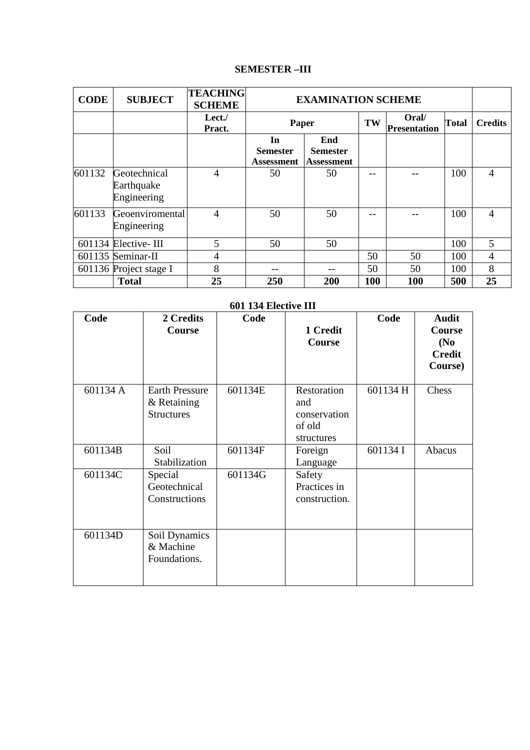## SEMESTER –III

| CODE | SUBJECT | TEACHING SCHEME | EXAMINATION SCHEME | | | | | |
|---|---|---|---|---|---|---|---|---|
| | | Lect./ Pract. | Paper | | TW | Oral/ Presentation | Total | Credits |
| | | | In Semester Assessment | End Semester Assessment | | | | |
| 601132 | Geotechnical Earthquake Engineering | 4 | 50 | 50 | -- | -- | 100 | 4 |
| 601133 | Geoenviromental Engineering | 4 | 50 | 50 | -- | -- | 100 | 4 |
| 601134 | Elective- III | 5 | 50 | 50 | | | 100 | 5 |
| 601135 | Seminar-II | 4 | | | 50 | 50 | 100 | 4 |
| 601136 | Project stage I | 8 | -- | -- | 50 | 50 | 100 | 8 |
| | **Total** | **25** | **250** | **200** | **100** | **100** | **500** | **25** |

### 601 134 Elective III

| Code | 2 Credits Course | Code | 1 Credit Course | Code | Audit Course (No Credit Course) |
|---|---|---|---|---|---|
| 601134 A | Earth Pressure & Retaining Structures | 601134E | Restoration and conservation of old structures | 601134 H | Chess |
| 601134B | Soil Stabilization | 601134F | Foreign Language | 601134 I | Abacus |
| 601134C | Special Geotechnical Constructions | 601134G | Safety Practices in construction. | | |
| 601134D | Soil Dynamics & Machine Foundations. | | | | |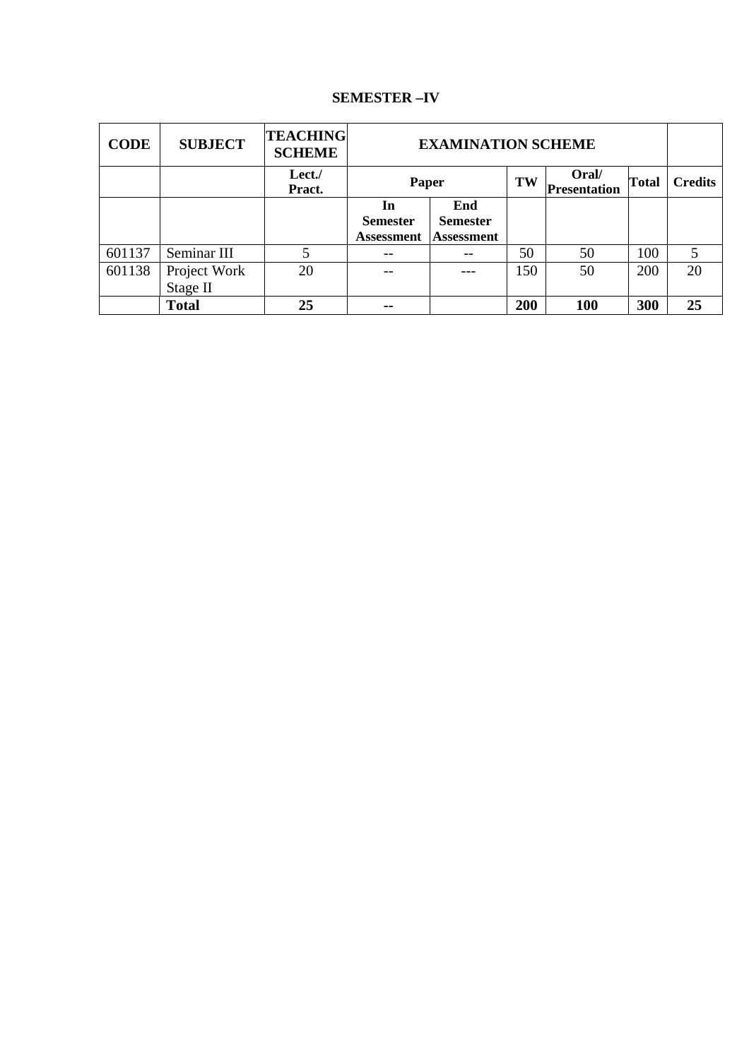## SEMESTER –IV

| CODE | SUBJECT | TEACHING SCHEME | EXAMINATION SCHEME | | | | | |
|---|---|---|---|---|---|---|---|---|
| | | Lect./ Pract. | Paper | | TW | Oral/ Presentation | Total | Credits |
| | | | In Semester Assessment | End Semester Assessment | | | | |
| 601137 | Seminar III | 5 | -- | -- | 50 | 50 | 100 | 5 |
| 601138 | Project Work Stage II | 20 | -- | --- | 150 | 50 | 200 | 20 |
| | **Total** | **25** | **--** | | **200** | **100** | **300** | **25** |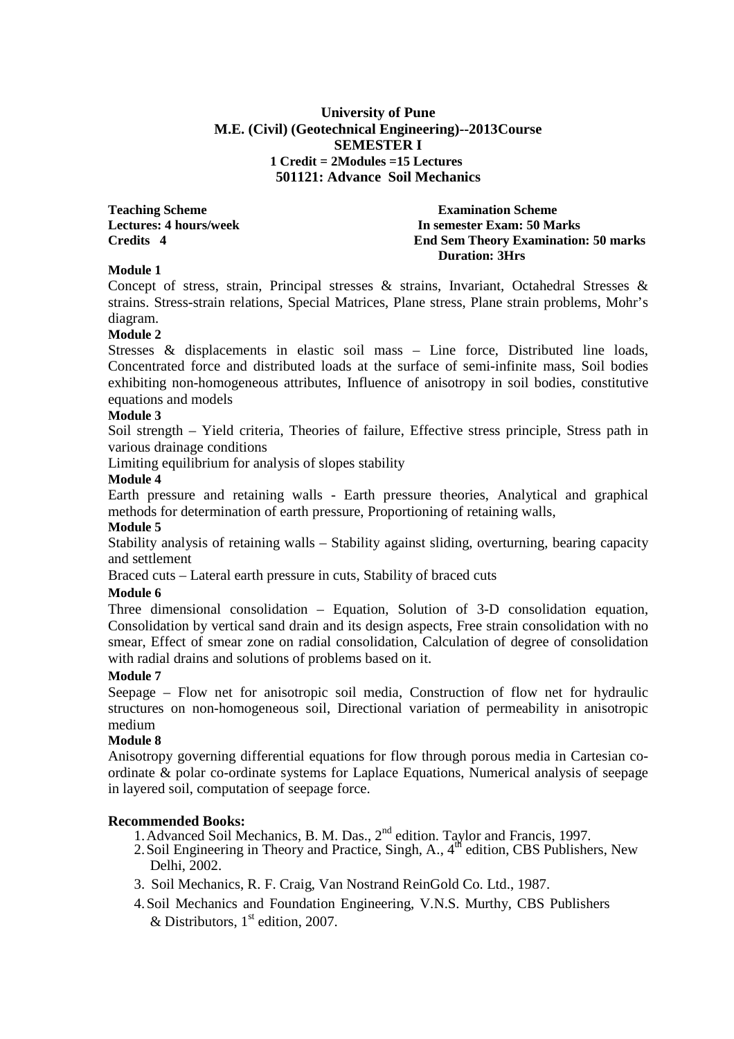**University of Pune**
**M.E. (Civil) (Geotechnical Engineering)--2013Course**
**SEMESTER I**
**1 Credit = 2Modules =15 Lectures**
**501121: Advance Soil Mechanics**

| **Teaching Scheme** | **Examination Scheme** |
|---|---|
| **Lectures: 4 hours/week** | **In semester Exam: 50 Marks** |
| **Credits 4** | **End Sem Theory Examination: 50 marks** |
| | **Duration: 3Hrs** |

**Module 1**

Concept of stress, strain, Principal stresses & strains, Invariant, Octahedral Stresses & strains. Stress-strain relations, Special Matrices, Plane stress, Plane strain problems, Mohr's diagram.

**Module 2**

Stresses & displacements in elastic soil mass – Line force, Distributed line loads, Concentrated force and distributed loads at the surface of semi-infinite mass, Soil bodies exhibiting non-homogeneous attributes, Influence of anisotropy in soil bodies, constitutive equations and models

**Module 3**

Soil strength – Yield criteria, Theories of failure, Effective stress principle, Stress path in various drainage conditions

Limiting equilibrium for analysis of slopes stability

**Module 4**

Earth pressure and retaining walls - Earth pressure theories, Analytical and graphical methods for determination of earth pressure, Proportioning of retaining walls,

**Module 5**

Stability analysis of retaining walls – Stability against sliding, overturning, bearing capacity and settlement

Braced cuts – Lateral earth pressure in cuts, Stability of braced cuts

**Module 6**

Three dimensional consolidation – Equation, Solution of 3-D consolidation equation, Consolidation by vertical sand drain and its design aspects, Free strain consolidation with no smear, Effect of smear zone on radial consolidation, Calculation of degree of consolidation with radial drains and solutions of problems based on it.

**Module 7**

Seepage – Flow net for anisotropic soil media, Construction of flow net for hydraulic structures on non-homogeneous soil, Directional variation of permeability in anisotropic medium

**Module 8**

Anisotropy governing differential equations for flow through porous media in Cartesian co-ordinate & polar co-ordinate systems for Laplace Equations, Numerical analysis of seepage in layered soil, computation of seepage force.

**Recommended Books:**

1. Advanced Soil Mechanics, B. M. Das., 2nd edition. Taylor and Francis, 1997.
2. Soil Engineering in Theory and Practice, Singh, A., 4th edition, CBS Publishers, New Delhi, 2002.
3. Soil Mechanics, R. F. Craig, Van Nostrand ReinGold Co. Ltd., 1987.
4. Soil Mechanics and Foundation Engineering, V.N.S. Murthy, CBS Publishers & Distributors, 1st edition, 2007.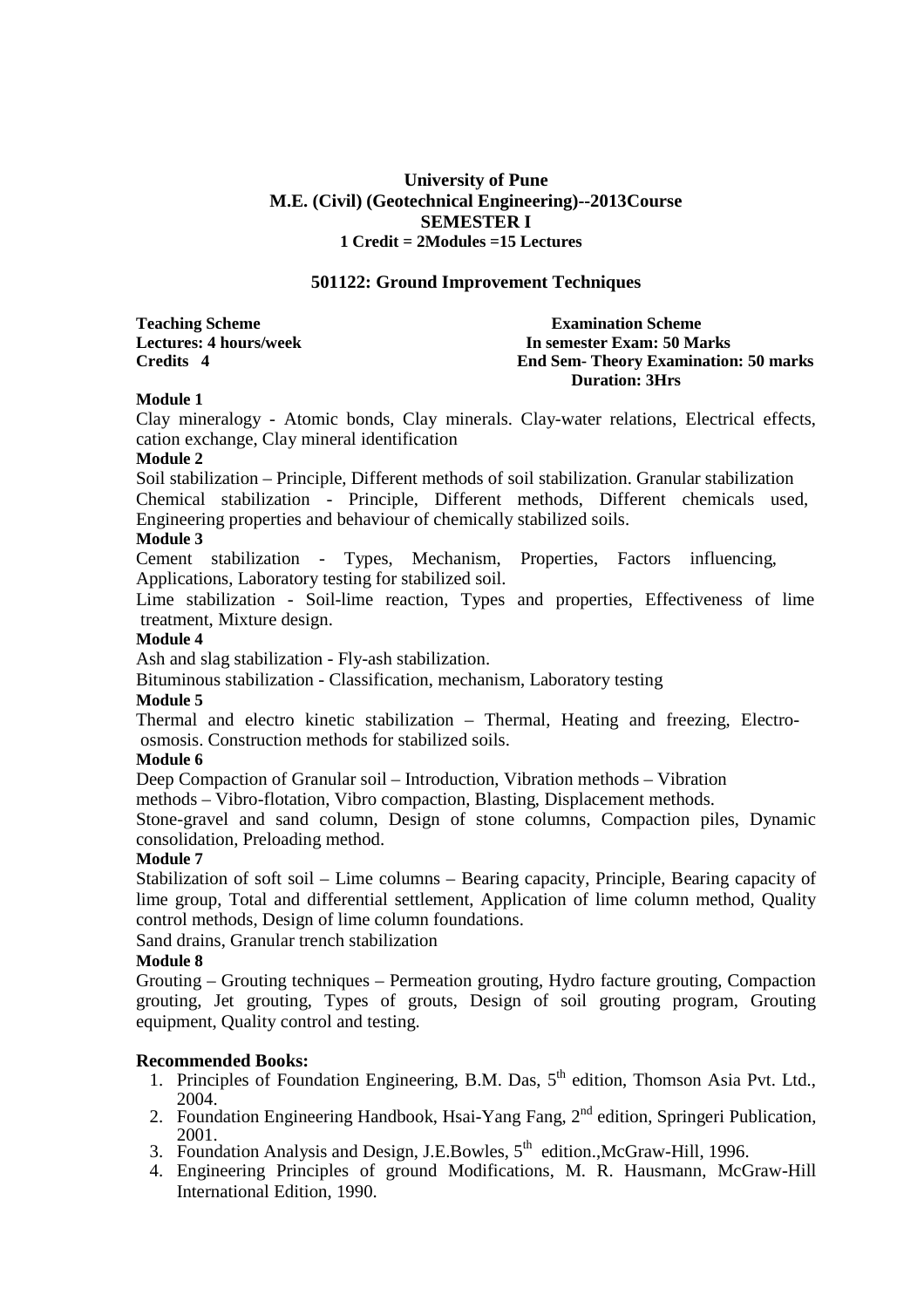**University of Pune**
**M.E. (Civil) (Geotechnical Engineering)--2013Course**
**SEMESTER I**
**1 Credit = 2Modules =15 Lectures**

## 501122: Ground Improvement Techniques

| **Teaching Scheme** | **Examination Scheme** |
|---|---|
| **Lectures: 4 hours/week** | **In semester Exam: 50 Marks** |
| **Credits 4** | **End Sem- Theory Examination: 50 marks** |
| | **Duration: 3Hrs** |

**Module 1**

Clay mineralogy - Atomic bonds, Clay minerals. Clay-water relations, Electrical effects, cation exchange, Clay mineral identification

**Module 2**

Soil stabilization – Principle, Different methods of soil stabilization. Granular stabilization
Chemical stabilization - Principle, Different methods, Different chemicals used, Engineering properties and behaviour of chemically stabilized soils.

**Module 3**

Cement stabilization - Types, Mechanism, Properties, Factors influencing, Applications, Laboratory testing for stabilized soil.

Lime stabilization - Soil-lime reaction, Types and properties, Effectiveness of lime treatment, Mixture design.

**Module 4**

Ash and slag stabilization - Fly-ash stabilization.

Bituminous stabilization - Classification, mechanism, Laboratory testing

**Module 5**

Thermal and electro kinetic stabilization – Thermal, Heating and freezing, Electro-osmosis. Construction methods for stabilized soils.

**Module 6**

Deep Compaction of Granular soil – Introduction, Vibration methods – Vibration methods – Vibro-flotation, Vibro compaction, Blasting, Displacement methods.

Stone-gravel and sand column, Design of stone columns, Compaction piles, Dynamic consolidation, Preloading method.

**Module 7**

Stabilization of soft soil – Lime columns – Bearing capacity, Principle, Bearing capacity of lime group, Total and differential settlement, Application of lime column method, Quality control methods, Design of lime column foundations.

Sand drains, Granular trench stabilization

**Module 8**

Grouting – Grouting techniques – Permeation grouting, Hydro facture grouting, Compaction grouting, Jet grouting, Types of grouts, Design of soil grouting program, Grouting equipment, Quality control and testing.

**Recommended Books:**

1. Principles of Foundation Engineering, B.M. Das, 5th edition, Thomson Asia Pvt. Ltd., 2004.
2. Foundation Engineering Handbook, Hsai-Yang Fang, 2nd edition, Springeri Publication, 2001.
3. Foundation Analysis and Design, J.E.Bowles, 5th edition.,McGraw-Hill, 1996.
4. Engineering Principles of ground Modifications, M. R. Hausmann, McGraw-Hill International Edition, 1990.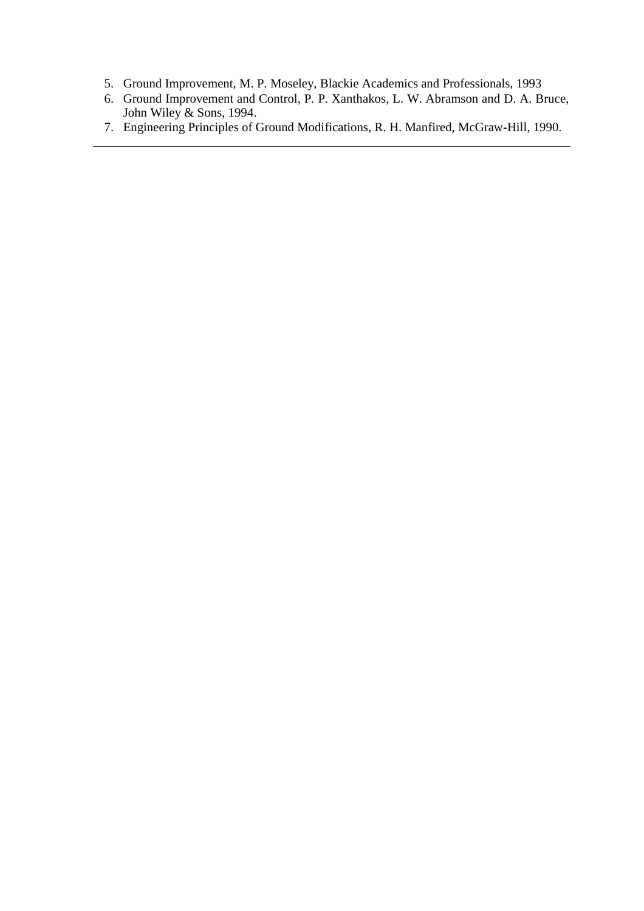5. Ground Improvement, M. P. Moseley, Blackie Academics and Professionals, 1993
6. Ground Improvement and Control, P. P. Xanthakos, L. W. Abramson and D. A. Bruce, John Wiley & Sons, 1994.
7. Engineering Principles of Ground Modifications, R. H. Manfired, McGraw-Hill, 1990.

---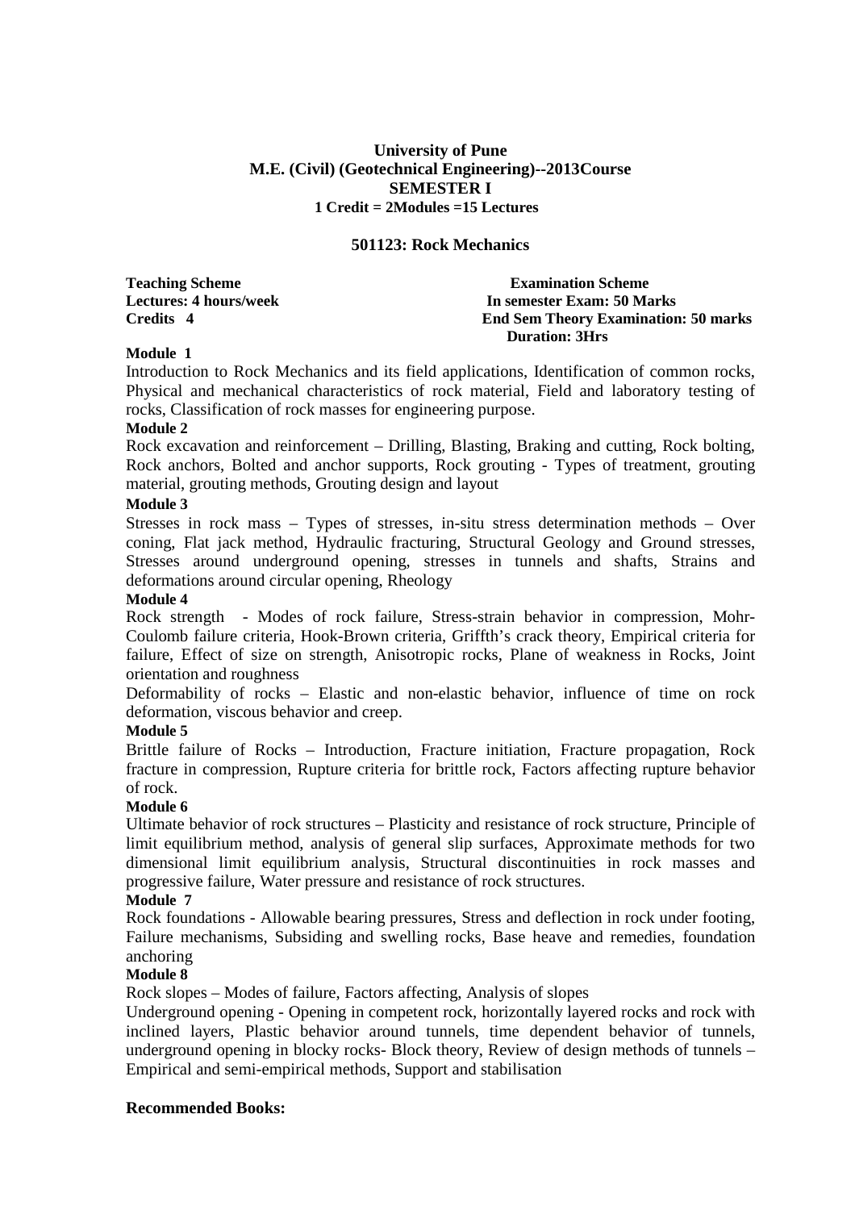**University of Pune**
**M.E. (Civil) (Geotechnical Engineering)--2013Course**
**SEMESTER I**
**1 Credit = 2Modules =15 Lectures**

## 501123: Rock Mechanics

| **Teaching Scheme** | **Examination Scheme** |
|---|---|
| **Lectures: 4 hours/week** | **In semester Exam: 50 Marks** |
| **Credits 4** | **End Sem Theory Examination: 50 marks** |
| | **Duration: 3Hrs** |

**Module 1**

Introduction to Rock Mechanics and its field applications, Identification of common rocks, Physical and mechanical characteristics of rock material, Field and laboratory testing of rocks, Classification of rock masses for engineering purpose.

**Module 2**

Rock excavation and reinforcement – Drilling, Blasting, Braking and cutting, Rock bolting, Rock anchors, Bolted and anchor supports, Rock grouting - Types of treatment, grouting material, grouting methods, Grouting design and layout

**Module 3**

Stresses in rock mass – Types of stresses, in-situ stress determination methods – Over coning, Flat jack method, Hydraulic fracturing, Structural Geology and Ground stresses, Stresses around underground opening, stresses in tunnels and shafts, Strains and deformations around circular opening, Rheology

**Module 4**

Rock strength - Modes of rock failure, Stress-strain behavior in compression, Mohr-Coulomb failure criteria, Hook-Brown criteria, Griffth's crack theory, Empirical criteria for failure, Effect of size on strength, Anisotropic rocks, Plane of weakness in Rocks, Joint orientation and roughness

Deformability of rocks – Elastic and non-elastic behavior, influence of time on rock deformation, viscous behavior and creep.

**Module 5**

Brittle failure of Rocks – Introduction, Fracture initiation, Fracture propagation, Rock fracture in compression, Rupture criteria for brittle rock, Factors affecting rupture behavior of rock.

**Module 6**

Ultimate behavior of rock structures – Plasticity and resistance of rock structure, Principle of limit equilibrium method, analysis of general slip surfaces, Approximate methods for two dimensional limit equilibrium analysis, Structural discontinuities in rock masses and progressive failure, Water pressure and resistance of rock structures.

**Module 7**

Rock foundations - Allowable bearing pressures, Stress and deflection in rock under footing, Failure mechanisms, Subsiding and swelling rocks, Base heave and remedies, foundation anchoring

**Module 8**

Rock slopes – Modes of failure, Factors affecting, Analysis of slopes

Underground opening - Opening in competent rock, horizontally layered rocks and rock with inclined layers, Plastic behavior around tunnels, time dependent behavior of tunnels, underground opening in blocky rocks- Block theory, Review of design methods of tunnels – Empirical and semi-empirical methods, Support and stabilisation

**Recommended Books:**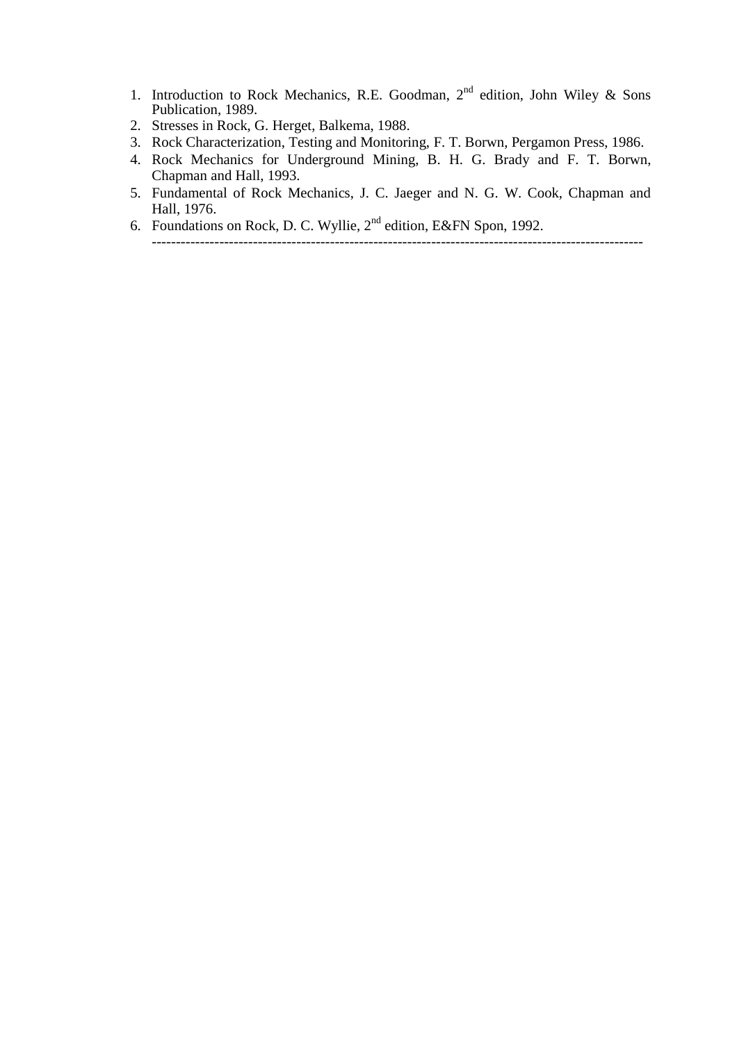1. Introduction to Rock Mechanics, R.E. Goodman, 2nd edition, John Wiley & Sons Publication, 1989.
2. Stresses in Rock, G. Herget, Balkema, 1988.
3. Rock Characterization, Testing and Monitoring, F. T. Borwn, Pergamon Press, 1986.
4. Rock Mechanics for Underground Mining, B. H. G. Brady and F. T. Borwn, Chapman and Hall, 1993.
5. Fundamental of Rock Mechanics, J. C. Jaeger and N. G. W. Cook, Chapman and Hall, 1976.
6. Foundations on Rock, D. C. Wyllie, 2nd edition, E&FN Spon, 1992.

-----------------------------------------------------------------------------------------------------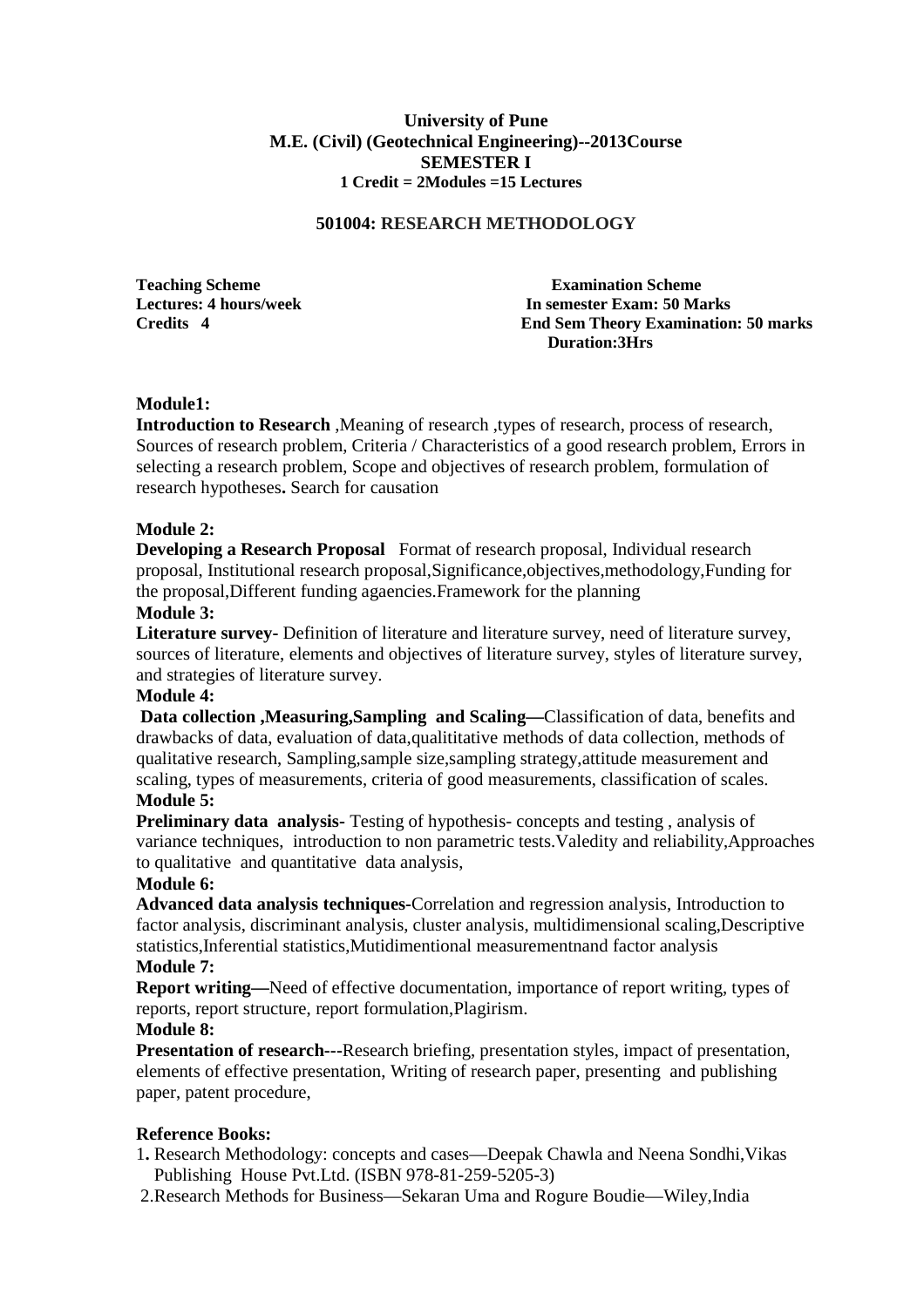**University of Pune**
**M.E. (Civil) (Geotechnical Engineering)--2013Course**
**SEMESTER I**
**1 Credit = 2Modules =15 Lectures**

**501004: RESEARCH METHODOLOGY**

| **Teaching Scheme** | **Examination Scheme** |
|---|---|
| **Lectures: 4 hours/week** | **In semester Exam: 50 Marks** |
| **Credits 4** | **End Sem Theory Examination: 50 marks** |
| | **Duration:3Hrs** |

**Module1:**

**Introduction to Research** ,Meaning of research ,types of research, process of research, Sources of research problem, Criteria / Characteristics of a good research problem, Errors in selecting a research problem, Scope and objectives of research problem, formulation of research hypotheses**.** Search for causation

**Module 2:**

**Developing a Research Proposal** Format of research proposal, Individual research proposal, Institutional research proposal,Significance,objectives,methodology,Funding for the proposal,Different funding agaencies.Framework for the planning

**Module 3:**

**Literature survey-** Definition of literature and literature survey, need of literature survey, sources of literature, elements and objectives of literature survey, styles of literature survey, and strategies of literature survey.

**Module 4:**

**Data collection ,Measuring,Sampling and Scaling—**Classification of data, benefits and drawbacks of data, evaluation of data,qualititative methods of data collection, methods of qualitative research, Sampling,sample size,sampling strategy,attitude measurement and scaling, types of measurements, criteria of good measurements, classification of scales.

**Module 5:**

**Preliminary data analysis-** Testing of hypothesis- concepts and testing , analysis of variance techniques, introduction to non parametric tests.Valedity and reliability,Approaches to qualitative and quantitative data analysis,

**Module 6:**

**Advanced data analysis techniques-**Correlation and regression analysis, Introduction to factor analysis, discriminant analysis, cluster analysis, multidimensional scaling,Descriptive statistics,Inferential statistics,Mutidimentional measurementnand factor analysis

**Module 7:**

**Report writing—**Need of effective documentation, importance of report writing, types of reports, report structure, report formulation,Plagirism.

**Module 8:**

**Presentation of research---**Research briefing, presentation styles, impact of presentation, elements of effective presentation, Writing of research paper, presenting and publishing paper, patent procedure,

**Reference Books:**

1. Research Methodology: concepts and cases—Deepak Chawla and Neena Sondhi,Vikas Publishing House Pvt.Ltd. (ISBN 978-81-259-5205-3)
2. Research Methods for Business—Sekaran Uma and Rogure Boudie—Wiley,India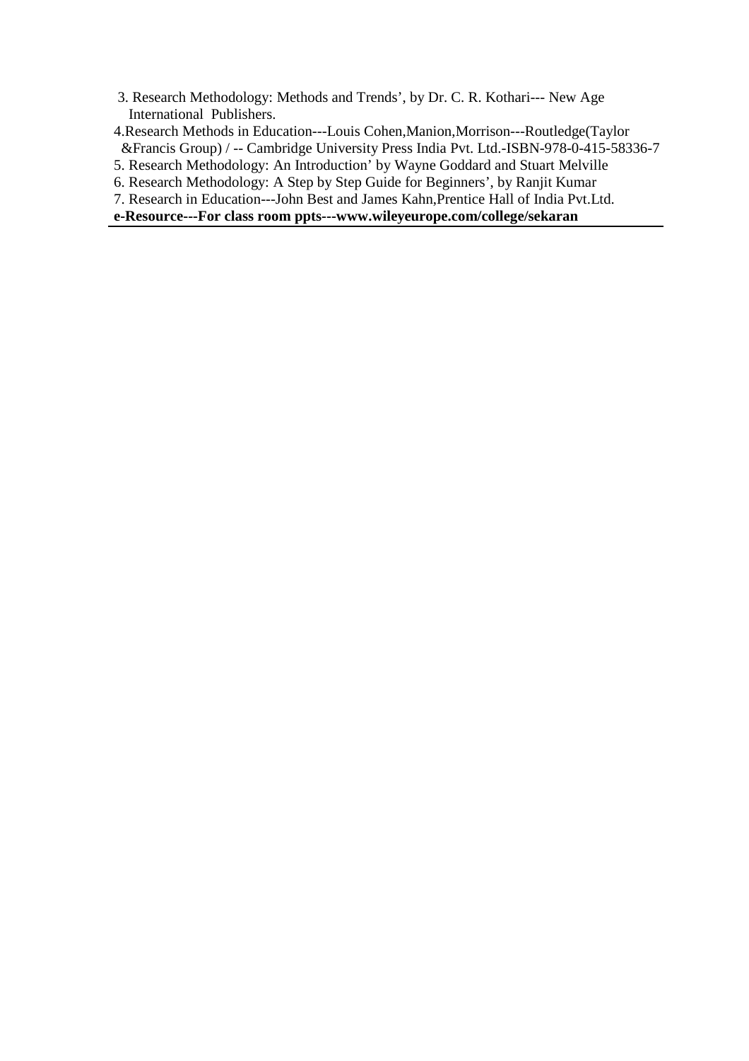3. Research Methodology: Methods and Trends', by Dr. C. R. Kothari--- New Age International Publishers.

4.Research Methods in Education---Louis Cohen,Manion,Morrison---Routledge(Taylor &Francis Group) / -- Cambridge University Press India Pvt. Ltd.-ISBN-978-0-415-58336-7

5. Research Methodology: An Introduction' by Wayne Goddard and Stuart Melville

6. Research Methodology: A Step by Step Guide for Beginners', by Ranjit Kumar

7. Research in Education---John Best and James Kahn,Prentice Hall of India Pvt.Ltd.

**e-Resource---For class room ppts---www.wileyeurope.com/college/sekaran**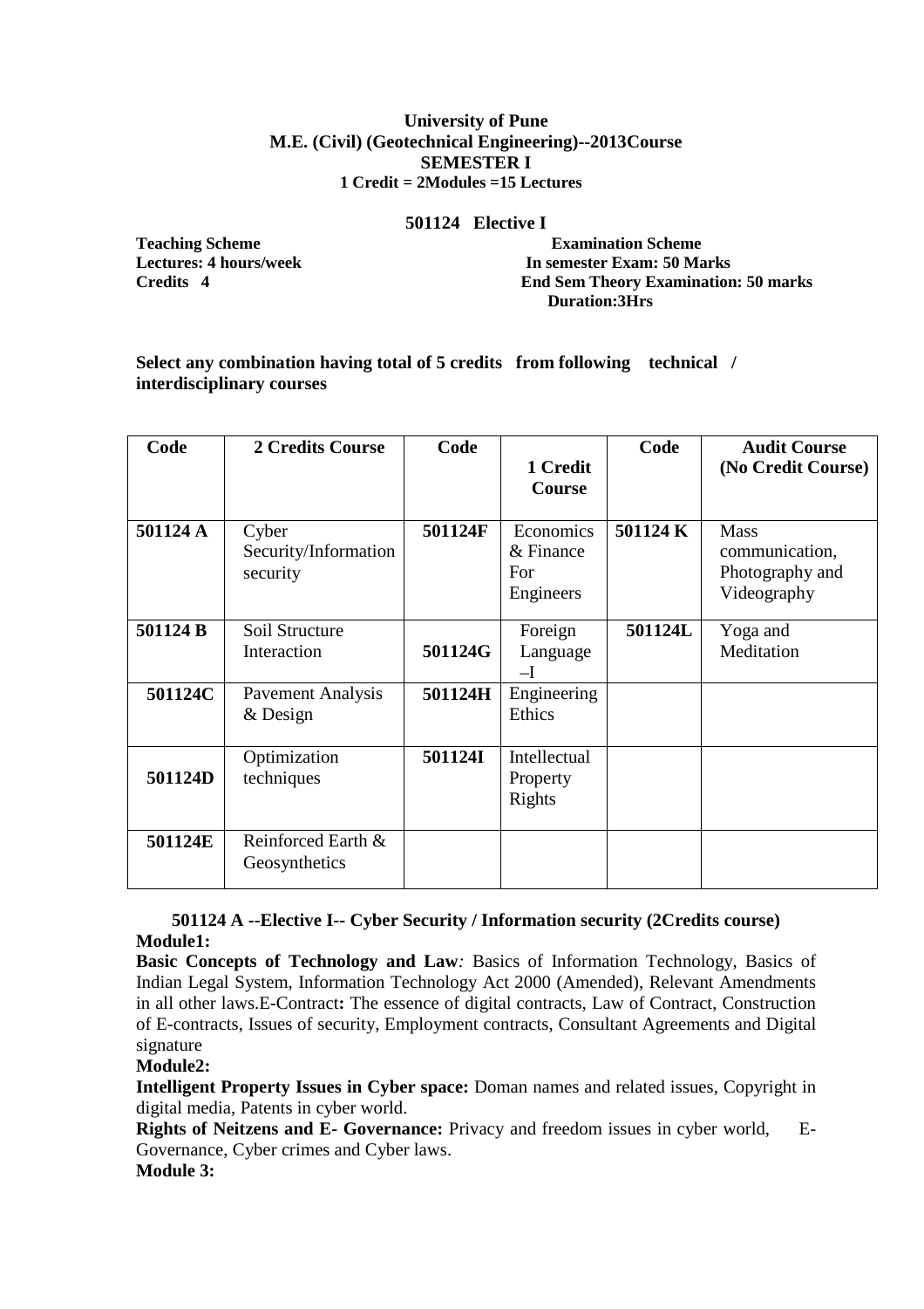**University of Pune**
**M.E. (Civil) (Geotechnical Engineering)--2013Course**
**SEMESTER I**
**1 Credit = 2Modules =15 Lectures**

**501124 Elective I**

**Teaching Scheme**
**Lectures: 4 hours/week**
**Credits 4**

**Examination Scheme**
**In semester Exam: 50 Marks**
**End Sem Theory Examination: 50 marks**
**Duration:3Hrs**

**Select any combination having total of 5 credits from following technical / interdisciplinary courses**

| Code | 2 Credits Course | Code | 1 Credit Course | Code | Audit Course (No Credit Course) |
|---|---|---|---|---|---|
| 501124 A | Cyber Security/Information security | 501124F | Economics & Finance For Engineers | 501124 K | Mass communication, Photography and Videography |
| 501124 B | Soil Structure Interaction | 501124G | Foreign Language –I | 501124L | Yoga and Meditation |
| 501124C | Pavement Analysis & Design | 501124H | Engineering Ethics | | |
| 501124D | Optimization techniques | 501124I | Intellectual Property Rights | | |
| 501124E | Reinforced Earth & Geosynthetics | | | | |

**501124 A --Elective I-- Cyber Security / Information security (2Credits course)**

**Module1:**

**Basic Concepts of Technology and Law***:* Basics of Information Technology, Basics of Indian Legal System, Information Technology Act 2000 (Amended), Relevant Amendments in all other laws.E-Contract**:** The essence of digital contracts, Law of Contract, Construction of E-contracts, Issues of security, Employment contracts, Consultant Agreements and Digital signature

**Module2:**

**Intelligent Property Issues in Cyber space:** Doman names and related issues, Copyright in digital media, Patents in cyber world.

**Rights of Neitzens and E- Governance:** Privacy and freedom issues in cyber world, E-Governance, Cyber crimes and Cyber laws.

**Module 3:**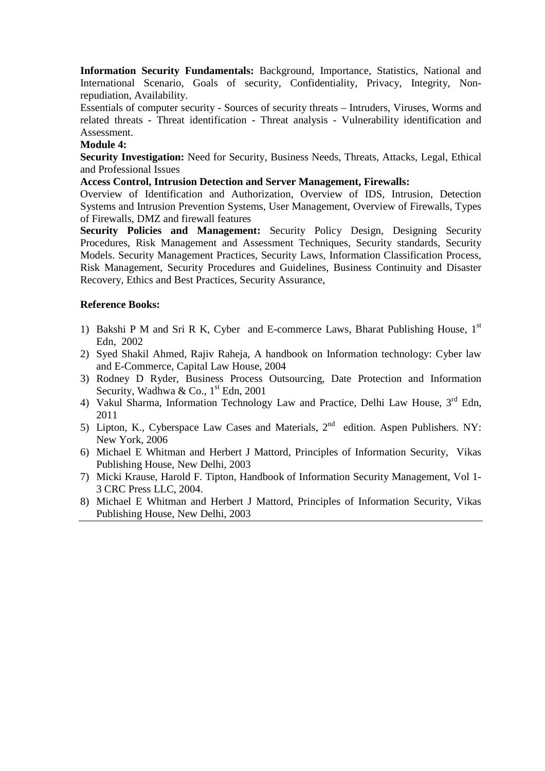**Information Security Fundamentals:** Background, Importance, Statistics, National and International Scenario, Goals of security, Confidentiality, Privacy, Integrity, Non-repudiation, Availability.

Essentials of computer security - Sources of security threats – Intruders, Viruses, Worms and related threats - Threat identification - Threat analysis - Vulnerability identification and Assessment.

**Module 4:**

**Security Investigation:** Need for Security, Business Needs, Threats, Attacks, Legal, Ethical and Professional Issues

**Access Control, Intrusion Detection and Server Management, Firewalls:**

Overview of Identification and Authorization, Overview of IDS, Intrusion, Detection Systems and Intrusion Prevention Systems, User Management, Overview of Firewalls, Types of Firewalls, DMZ and firewall features

**Security Policies and Management:** Security Policy Design, Designing Security Procedures, Risk Management and Assessment Techniques, Security standards, Security Models. Security Management Practices, Security Laws, Information Classification Process, Risk Management, Security Procedures and Guidelines, Business Continuity and Disaster Recovery, Ethics and Best Practices, Security Assurance,

**Reference Books:**

1) Bakshi P M and Sri R K, Cyber and E-commerce Laws, Bharat Publishing House, 1st Edn, 2002
2) Syed Shakil Ahmed, Rajiv Raheja, A handbook on Information technology: Cyber law and E-Commerce, Capital Law House, 2004
3) Rodney D Ryder, Business Process Outsourcing, Date Protection and Information Security, Wadhwa & Co., 1st Edn, 2001
4) Vakul Sharma, Information Technology Law and Practice, Delhi Law House, 3rd Edn, 2011
5) Lipton, K., Cyberspace Law Cases and Materials, 2nd edition. Aspen Publishers. NY: New York, 2006
6) Michael E Whitman and Herbert J Mattord, Principles of Information Security, Vikas Publishing House, New Delhi, 2003
7) Micki Krause, Harold F. Tipton, Handbook of Information Security Management, Vol 1-3 CRC Press LLC, 2004.
8) Michael E Whitman and Herbert J Mattord, Principles of Information Security, Vikas Publishing House, New Delhi, 2003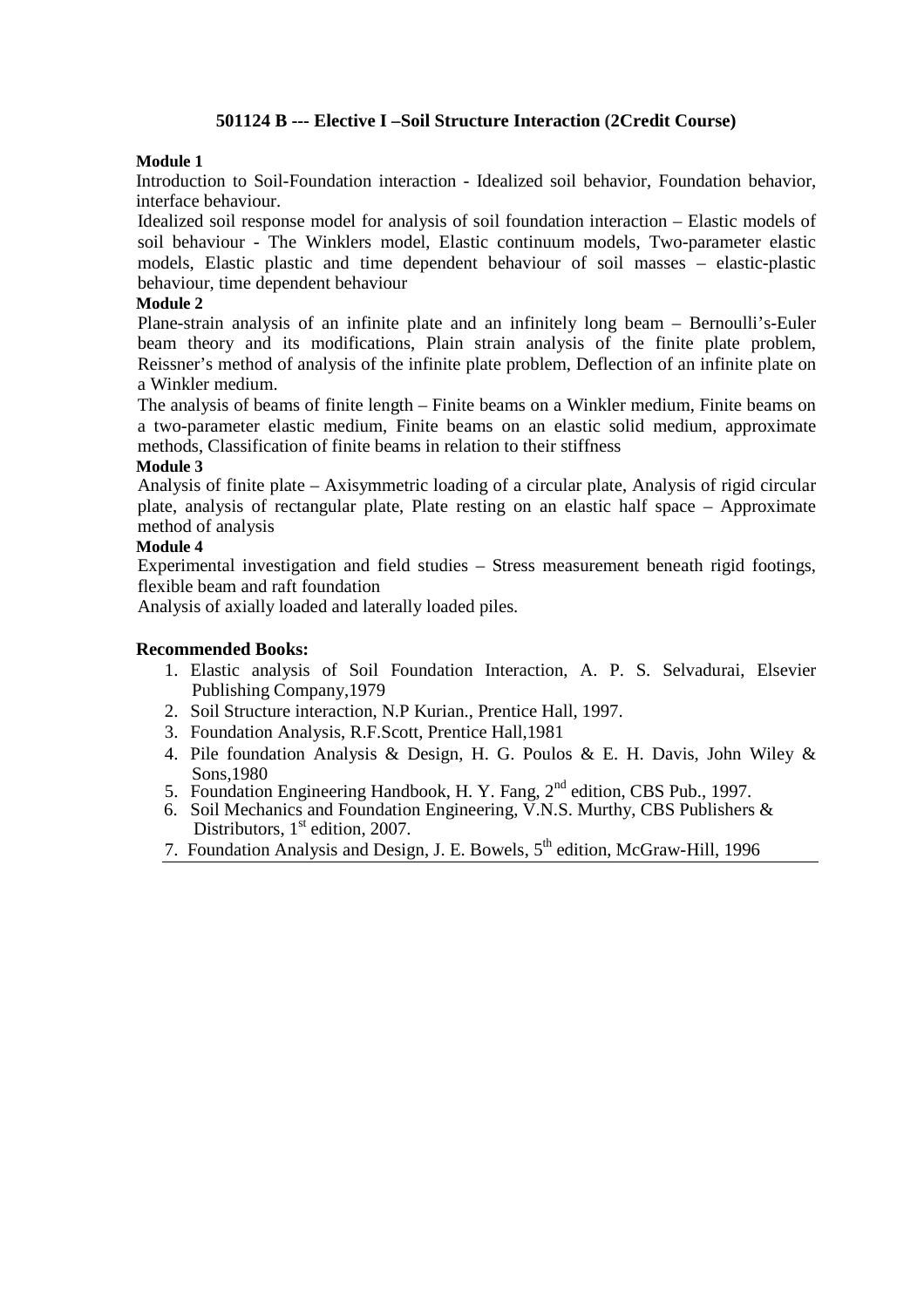## 501124 B --- Elective I –Soil Structure Interaction (2Credit Course)

**Module 1**

Introduction to Soil-Foundation interaction - Idealized soil behavior, Foundation behavior, interface behaviour.

Idealized soil response model for analysis of soil foundation interaction – Elastic models of soil behaviour - The Winklers model, Elastic continuum models, Two-parameter elastic models, Elastic plastic and time dependent behaviour of soil masses – elastic-plastic behaviour, time dependent behaviour

**Module 2**

Plane-strain analysis of an infinite plate and an infinitely long beam – Bernoulli's-Euler beam theory and its modifications, Plain strain analysis of the finite plate problem, Reissner's method of analysis of the infinite plate problem, Deflection of an infinite plate on a Winkler medium.

The analysis of beams of finite length – Finite beams on a Winkler medium, Finite beams on a two-parameter elastic medium, Finite beams on an elastic solid medium, approximate methods, Classification of finite beams in relation to their stiffness

**Module 3**

Analysis of finite plate – Axisymmetric loading of a circular plate, Analysis of rigid circular plate, analysis of rectangular plate, Plate resting on an elastic half space – Approximate method of analysis

**Module 4**

Experimental investigation and field studies – Stress measurement beneath rigid footings, flexible beam and raft foundation

Analysis of axially loaded and laterally loaded piles.

**Recommended Books:**

1. Elastic analysis of Soil Foundation Interaction, A. P. S. Selvadurai, Elsevier Publishing Company,1979
2. Soil Structure interaction, N.P Kurian., Prentice Hall, 1997.
3. Foundation Analysis, R.F.Scott, Prentice Hall,1981
4. Pile foundation Analysis & Design, H. G. Poulos & E. H. Davis, John Wiley & Sons,1980
5. Foundation Engineering Handbook, H. Y. Fang, 2nd edition, CBS Pub., 1997.
6. Soil Mechanics and Foundation Engineering, V.N.S. Murthy, CBS Publishers & Distributors, 1st edition, 2007.
7. Foundation Analysis and Design, J. E. Bowels, 5th edition, McGraw-Hill, 1996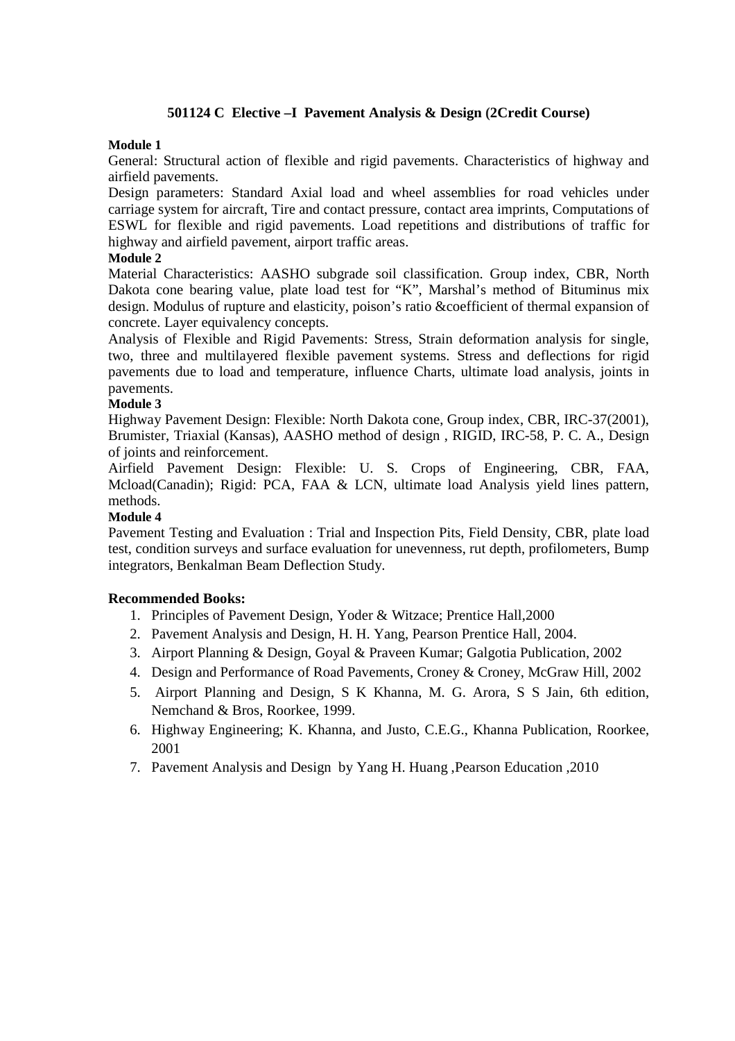## 501124 C Elective –I Pavement Analysis & Design (2Credit Course)

**Module 1**

General: Structural action of flexible and rigid pavements. Characteristics of highway and airfield pavements.

Design parameters: Standard Axial load and wheel assemblies for road vehicles under carriage system for aircraft, Tire and contact pressure, contact area imprints, Computations of ESWL for flexible and rigid pavements. Load repetitions and distributions of traffic for highway and airfield pavement, airport traffic areas.

**Module 2**

Material Characteristics: AASHO subgrade soil classification. Group index, CBR, North Dakota cone bearing value, plate load test for "K", Marshal's method of Bituminus mix design. Modulus of rupture and elasticity, poison's ratio &coefficient of thermal expansion of concrete. Layer equivalency concepts.

Analysis of Flexible and Rigid Pavements: Stress, Strain deformation analysis for single, two, three and multilayered flexible pavement systems. Stress and deflections for rigid pavements due to load and temperature, influence Charts, ultimate load analysis, joints in pavements.

**Module 3**

Highway Pavement Design: Flexible: North Dakota cone, Group index, CBR, IRC-37(2001), Brumister, Triaxial (Kansas), AASHO method of design , RIGID, IRC-58, P. C. A., Design of joints and reinforcement.

Airfield Pavement Design: Flexible: U. S. Crops of Engineering, CBR, FAA, Mcload(Canadin); Rigid: PCA, FAA & LCN, ultimate load Analysis yield lines pattern, methods.

**Module 4**

Pavement Testing and Evaluation : Trial and Inspection Pits, Field Density, CBR, plate load test, condition surveys and surface evaluation for unevenness, rut depth, profilometers, Bump integrators, Benkalman Beam Deflection Study.

**Recommended Books:**

1. Principles of Pavement Design, Yoder & Witzace; Prentice Hall,2000
2. Pavement Analysis and Design, H. H. Yang, Pearson Prentice Hall, 2004.
3. Airport Planning & Design, Goyal & Praveen Kumar; Galgotia Publication, 2002
4. Design and Performance of Road Pavements, Croney & Croney, McGraw Hill, 2002
5. Airport Planning and Design, S K Khanna, M. G. Arora, S S Jain, 6th edition, Nemchand & Bros, Roorkee, 1999.
6. Highway Engineering; K. Khanna, and Justo, C.E.G., Khanna Publication, Roorkee, 2001
7. Pavement Analysis and Design by Yang H. Huang ,Pearson Education ,2010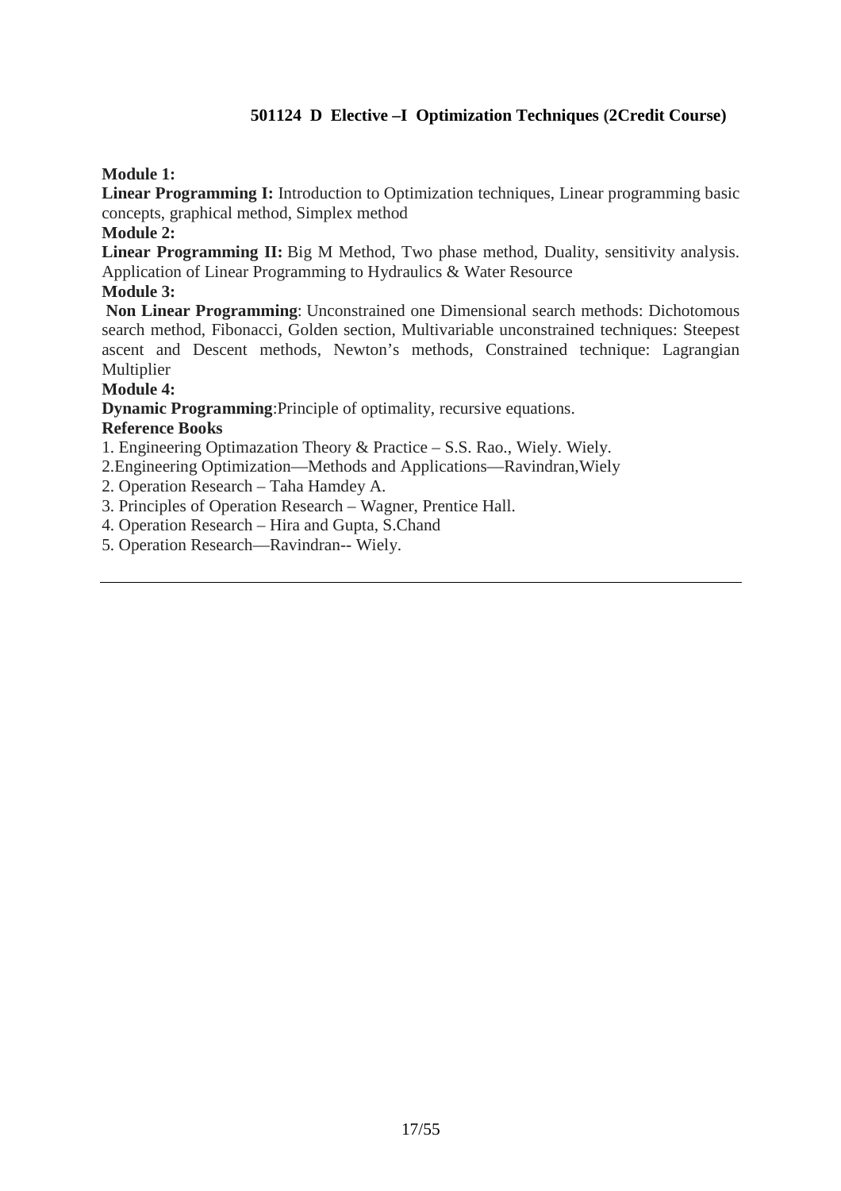### 501124 D Elective –I Optimization Techniques (2Credit Course)

**Module 1:**

**Linear Programming I:** Introduction to Optimization techniques, Linear programming basic concepts, graphical method, Simplex method

**Module 2:**

**Linear Programming II:** Big M Method, Two phase method, Duality, sensitivity analysis. Application of Linear Programming to Hydraulics & Water Resource

**Module 3:**

**Non Linear Programming**: Unconstrained one Dimensional search methods: Dichotomous search method, Fibonacci, Golden section, Multivariable unconstrained techniques: Steepest ascent and Descent methods, Newton's methods, Constrained technique: Lagrangian Multiplier

**Module 4:**

**Dynamic Programming**:Principle of optimality, recursive equations.

**Reference Books**

1. Engineering Optimazation Theory & Practice – S.S. Rao., Wiely. Wiely.
2.Engineering Optimization—Methods and Applications—Ravindran,Wiely
2. Operation Research – Taha Hamdey A.
3. Principles of Operation Research – Wagner, Prentice Hall.
4. Operation Research – Hira and Gupta, S.Chand
5. Operation Research—Ravindran-- Wiely.

---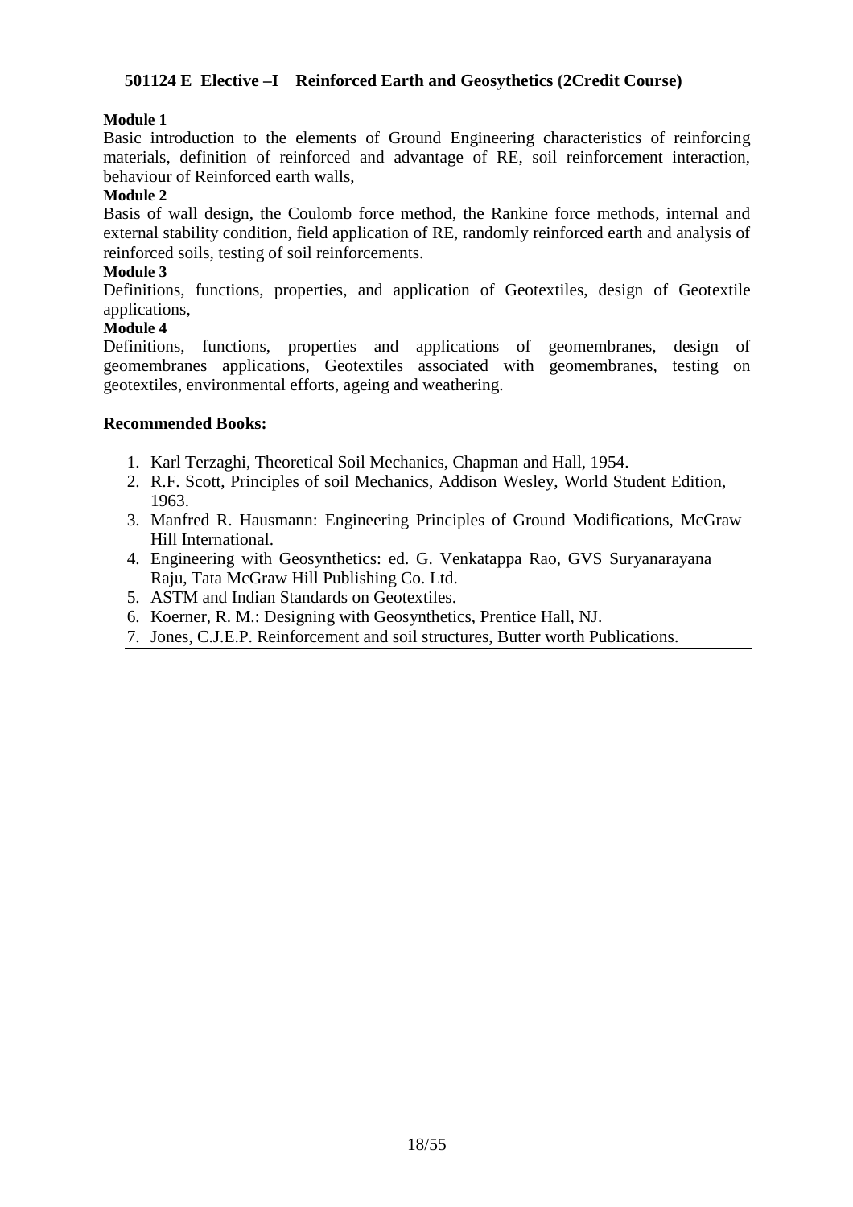### 501124 E Elective –I Reinforced Earth and Geosythetics (2Credit Course)

**Module 1**

Basic introduction to the elements of Ground Engineering characteristics of reinforcing materials, definition of reinforced and advantage of RE, soil reinforcement interaction, behaviour of Reinforced earth walls,

**Module 2**

Basis of wall design, the Coulomb force method, the Rankine force methods, internal and external stability condition, field application of RE, randomly reinforced earth and analysis of reinforced soils, testing of soil reinforcements.

**Module 3**

Definitions, functions, properties, and application of Geotextiles, design of Geotextile applications,

**Module 4**

Definitions, functions, properties and applications of geomembranes, design of geomembranes applications, Geotextiles associated with geomembranes, testing on geotextiles, environmental efforts, ageing and weathering.

**Recommended Books:**

1. Karl Terzaghi, Theoretical Soil Mechanics, Chapman and Hall, 1954.
2. R.F. Scott, Principles of soil Mechanics, Addison Wesley, World Student Edition, 1963.
3. Manfred R. Hausmann: Engineering Principles of Ground Modifications, McGraw Hill International.
4. Engineering with Geosynthetics: ed. G. Venkatappa Rao, GVS Suryanarayana Raju, Tata McGraw Hill Publishing Co. Ltd.
5. ASTM and Indian Standards on Geotextiles.
6. Koerner, R. M.: Designing with Geosynthetics, Prentice Hall, NJ.
7. Jones, C.J.E.P. Reinforcement and soil structures, Butter worth Publications.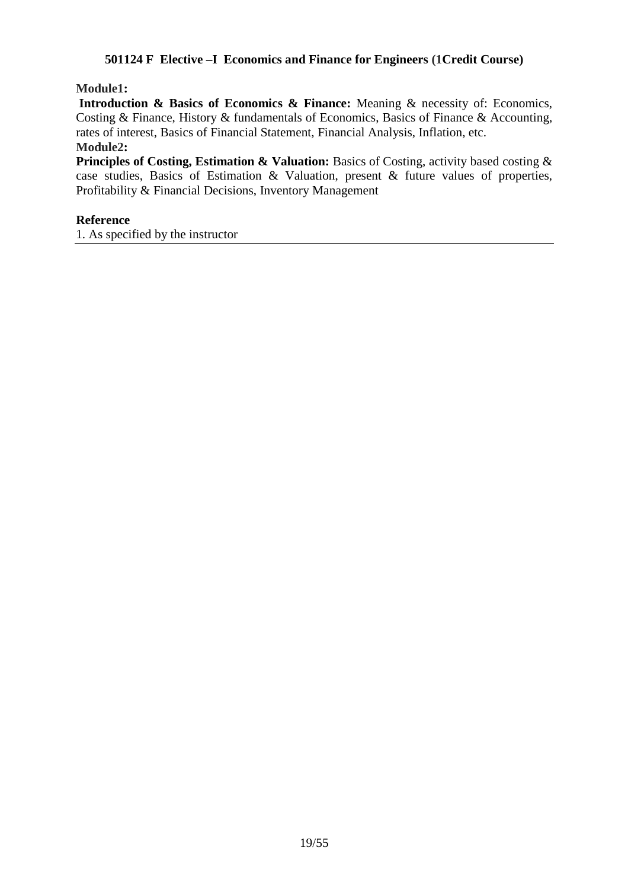### 501124 F Elective –I Economics and Finance for Engineers (1Credit Course)

**Module1:**

**Introduction & Basics of Economics & Finance:** Meaning & necessity of: Economics, Costing & Finance, History & fundamentals of Economics, Basics of Finance & Accounting, rates of interest, Basics of Financial Statement, Financial Analysis, Inflation, etc.

**Module2:**

**Principles of Costing, Estimation & Valuation:** Basics of Costing, activity based costing & case studies, Basics of Estimation & Valuation, present & future values of properties, Profitability & Financial Decisions, Inventory Management

**Reference**

1. As specified by the instructor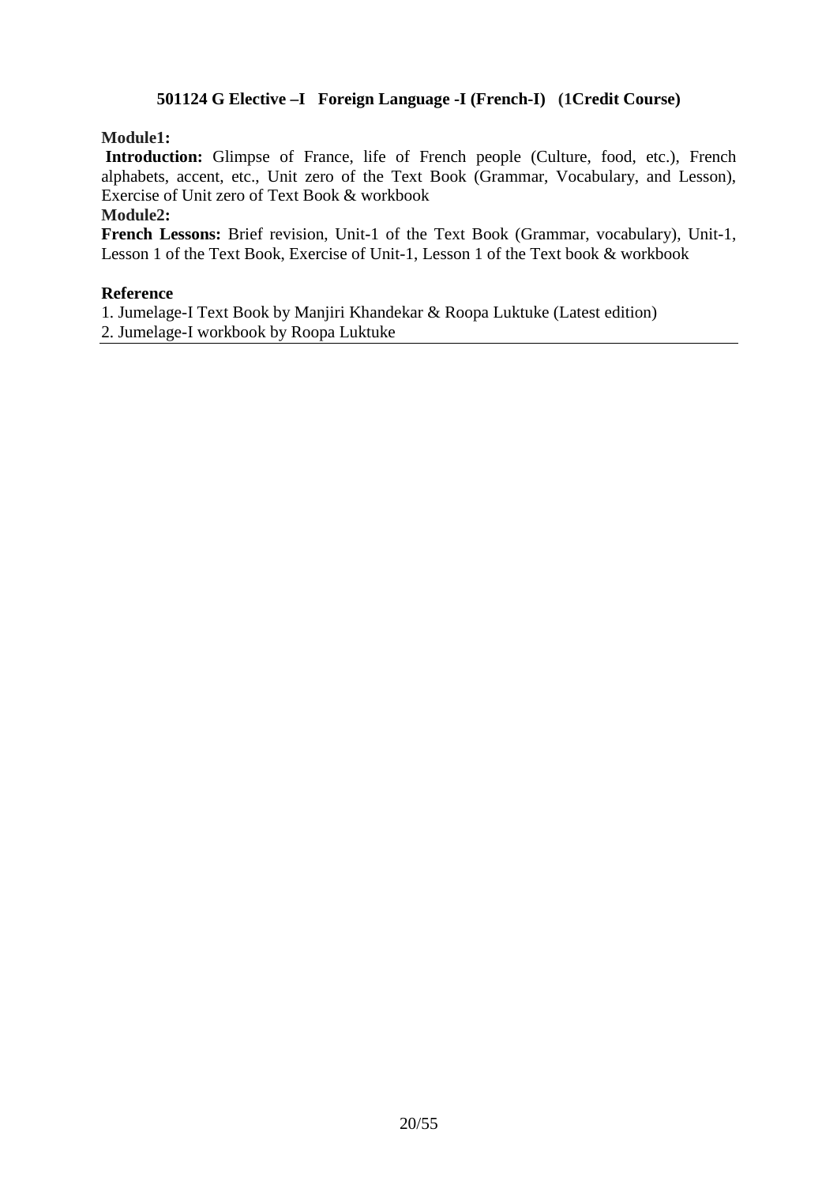## 501124 G Elective –I Foreign Language -I (French-I) (1Credit Course)

**Module1:**

**Introduction:** Glimpse of France, life of French people (Culture, food, etc.), French alphabets, accent, etc., Unit zero of the Text Book (Grammar, Vocabulary, and Lesson), Exercise of Unit zero of Text Book & workbook

**Module2:**

**French Lessons:** Brief revision, Unit-1 of the Text Book (Grammar, vocabulary), Unit-1, Lesson 1 of the Text Book, Exercise of Unit-1, Lesson 1 of the Text book & workbook

**Reference**

1. Jumelage-I Text Book by Manjiri Khandekar & Roopa Luktuke (Latest edition)
2. Jumelage-I workbook by Roopa Luktuke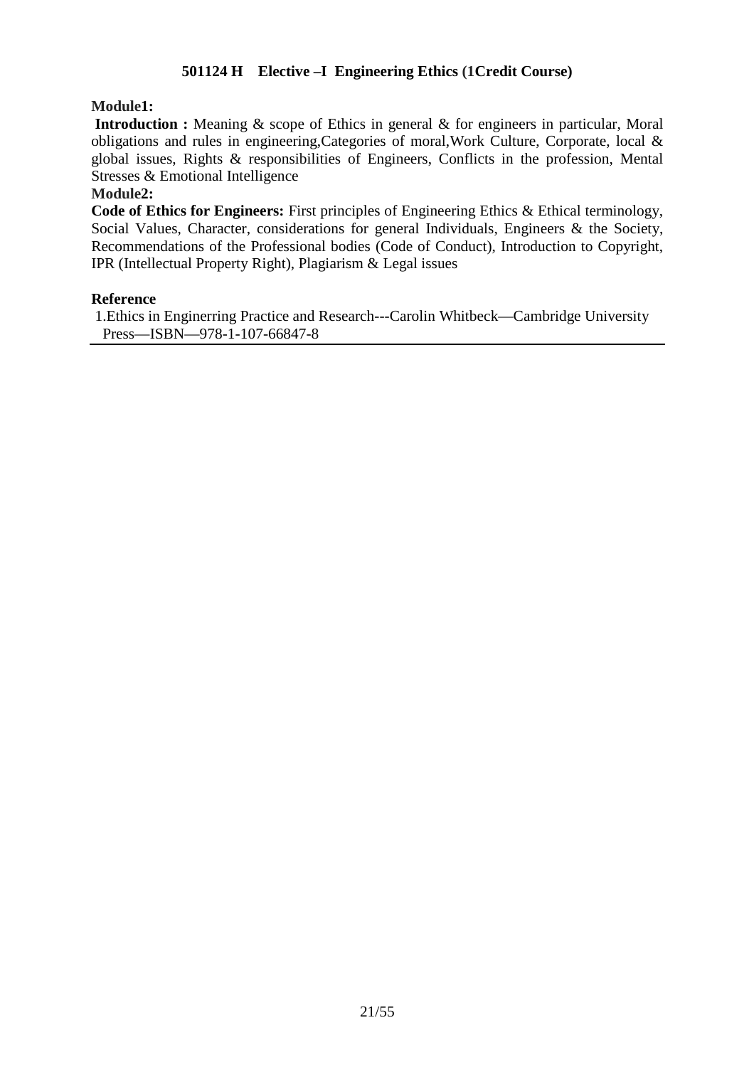## 501124 H Elective –I Engineering Ethics (1Credit Course)

**Module1:**

**Introduction :** Meaning & scope of Ethics in general & for engineers in particular, Moral obligations and rules in engineering,Categories of moral,Work Culture, Corporate, local & global issues, Rights & responsibilities of Engineers, Conflicts in the profession, Mental Stresses & Emotional Intelligence

**Module2:**

**Code of Ethics for Engineers:** First principles of Engineering Ethics & Ethical terminology, Social Values, Character, considerations for general Individuals, Engineers & the Society, Recommendations of the Professional bodies (Code of Conduct), Introduction to Copyright, IPR (Intellectual Property Right), Plagiarism & Legal issues

**Reference**

1.Ethics in Enginerring Practice and Research---Carolin Whitbeck—Cambridge University Press—ISBN—978-1-107-66847-8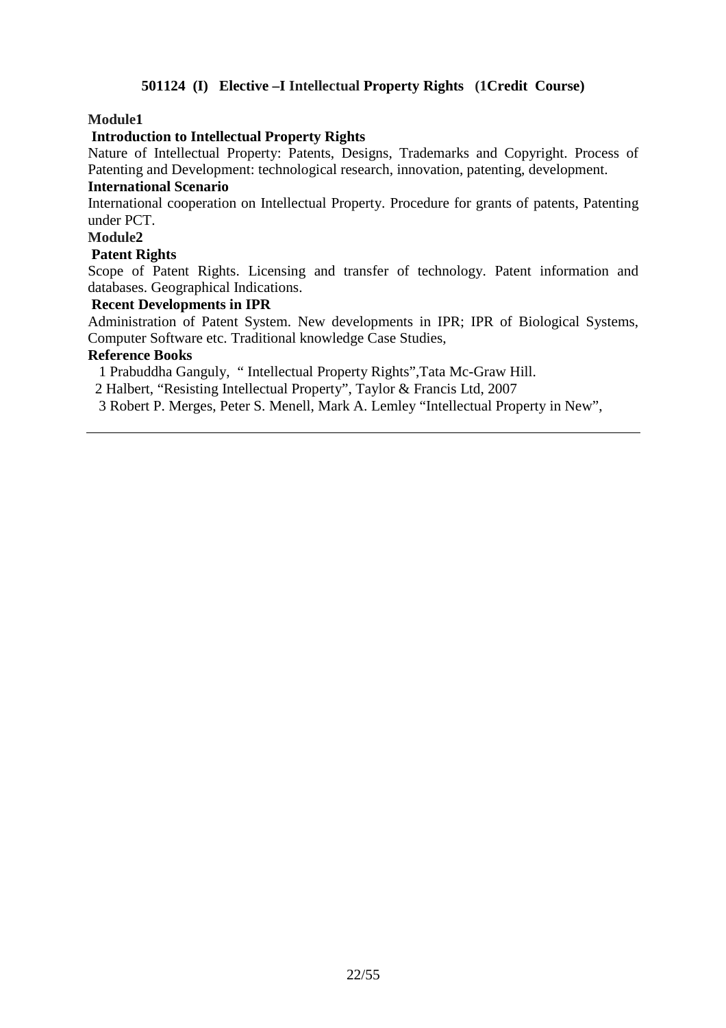### 501124 (I) Elective –I Intellectual Property Rights (1Credit Course)

**Module1**

**Introduction to Intellectual Property Rights**

Nature of Intellectual Property: Patents, Designs, Trademarks and Copyright. Process of Patenting and Development: technological research, innovation, patenting, development.

**International Scenario**

International cooperation on Intellectual Property. Procedure for grants of patents, Patenting under PCT.

**Module2**

**Patent Rights**

Scope of Patent Rights. Licensing and transfer of technology. Patent information and databases. Geographical Indications.

**Recent Developments in IPR**

Administration of Patent System. New developments in IPR; IPR of Biological Systems, Computer Software etc. Traditional knowledge Case Studies,

**Reference Books**

1 Prabuddha Ganguly, " Intellectual Property Rights",Tata Mc-Graw Hill.

2 Halbert, "Resisting Intellectual Property", Taylor & Francis Ltd, 2007

3 Robert P. Merges, Peter S. Menell, Mark A. Lemley "Intellectual Property in New",

---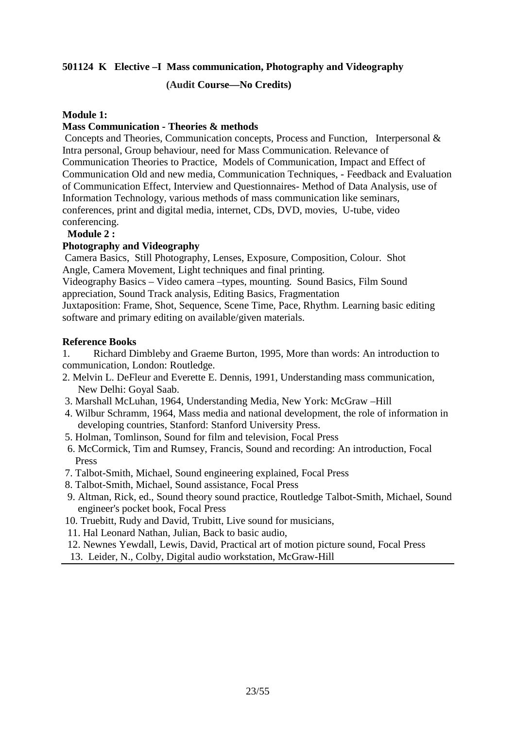**501124 K Elective –I Mass communication, Photography and Videography**

**(Audit Course—No Credits)**

**Module 1:**

**Mass Communication - Theories & methods**

Concepts and Theories, Communication concepts, Process and Function, Interpersonal & Intra personal, Group behaviour, need for Mass Communication. Relevance of Communication Theories to Practice, Models of Communication, Impact and Effect of Communication Old and new media, Communication Techniques, - Feedback and Evaluation of Communication Effect, Interview and Questionnaires- Method of Data Analysis, use of Information Technology, various methods of mass communication like seminars, conferences, print and digital media, internet, CDs, DVD, movies, U-tube, video conferencing.

**Module 2 :**

**Photography and Videography**

Camera Basics, Still Photography, Lenses, Exposure, Composition, Colour. Shot Angle, Camera Movement, Light techniques and final printing.

Videography Basics – Video camera –types, mounting. Sound Basics, Film Sound appreciation, Sound Track analysis, Editing Basics, Fragmentation

Juxtaposition: Frame, Shot, Sequence, Scene Time, Pace, Rhythm. Learning basic editing software and primary editing on available/given materials.

**Reference Books**

1. Richard Dimbleby and Graeme Burton, 1995, More than words: An introduction to communication, London: Routledge.
2. Melvin L. DeFleur and Everette E. Dennis, 1991, Understanding mass communication, New Delhi: Goyal Saab.
3. Marshall McLuhan, 1964, Understanding Media, New York: McGraw –Hill
4. Wilbur Schramm, 1964, Mass media and national development, the role of information in developing countries, Stanford: Stanford University Press.
5. Holman, Tomlinson, Sound for film and television, Focal Press
6. McCormick, Tim and Rumsey, Francis, Sound and recording: An introduction, Focal Press
7. Talbot-Smith, Michael, Sound engineering explained, Focal Press
8. Talbot-Smith, Michael, Sound assistance, Focal Press
9. Altman, Rick, ed., Sound theory sound practice, Routledge Talbot-Smith, Michael, Sound engineer's pocket book, Focal Press
10. Truebitt, Rudy and David, Trubitt, Live sound for musicians,
11. Hal Leonard Nathan, Julian, Back to basic audio,
12. Newnes Yewdall, Lewis, David, Practical art of motion picture sound, Focal Press
13. Leider, N., Colby, Digital audio workstation, McGraw-Hill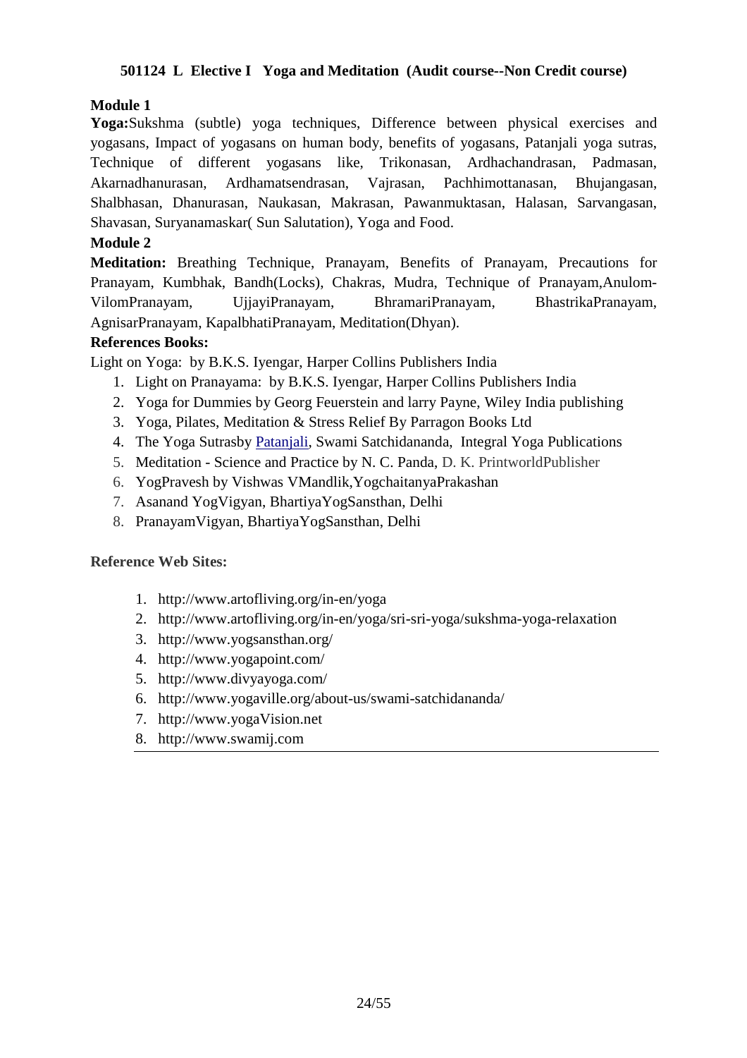**501124 L Elective I Yoga and Meditation (Audit course--Non Credit course)**

**Module 1**

**Yoga:**Sukshma (subtle) yoga techniques, Difference between physical exercises and yogasans, Impact of yogasans on human body, benefits of yogasans, Patanjali yoga sutras, Technique of different yogasans like, Trikonasan, Ardhachandrasan, Padmasan, Akarnadhanurasan, Ardhamatsendrasan, Vajrasan, Pachhimottanasan, Bhujangasan, Shalbhasan, Dhanurasan, Naukasan, Makrasan, Pawanmuktasan, Halasan, Sarvangasan, Shavasan, Suryanamaskar( Sun Salutation), Yoga and Food.

**Module 2**

**Meditation:** Breathing Technique, Pranayam, Benefits of Pranayam, Precautions for Pranayam, Kumbhak, Bandh(Locks), Chakras, Mudra, Technique of Pranayam,Anulom-VilomPranayam, UjjayiPranayam, BhramariPranayam, BhastrikaPranayam, AgnisarPranayam, KapalbhatiPranayam, Meditation(Dhyan).

**References Books:**

Light on Yoga: by B.K.S. Iyengar, Harper Collins Publishers India

1. Light on Pranayama: by B.K.S. Iyengar, Harper Collins Publishers India
2. Yoga for Dummies by Georg Feuerstein and larry Payne, Wiley India publishing
3. Yoga, Pilates, Meditation & Stress Relief By Parragon Books Ltd
4. The Yoga Sutrasby Patanjali, Swami Satchidananda, Integral Yoga Publications
5. Meditation - Science and Practice by N. C. Panda, D. K. PrintworldPublisher
6. YogPravesh by Vishwas VMandlik,YogchaitanyaPrakashan
7. Asanand YogVigyan, BhartiyaYogSansthan, Delhi
8. PranayamVigyan, BhartiyaYogSansthan, Delhi

**Reference Web Sites:**

1. http://www.artofliving.org/in-en/yoga
2. http://www.artofliving.org/in-en/yoga/sri-sri-yoga/sukshma-yoga-relaxation
3. http://www.yogsansthan.org/
4. http://www.yogapoint.com/
5. http://www.divyayoga.com/
6. http://www.yogaville.org/about-us/swami-satchidananda/
7. http://www.yogaVision.net
8. http://www.swamij.com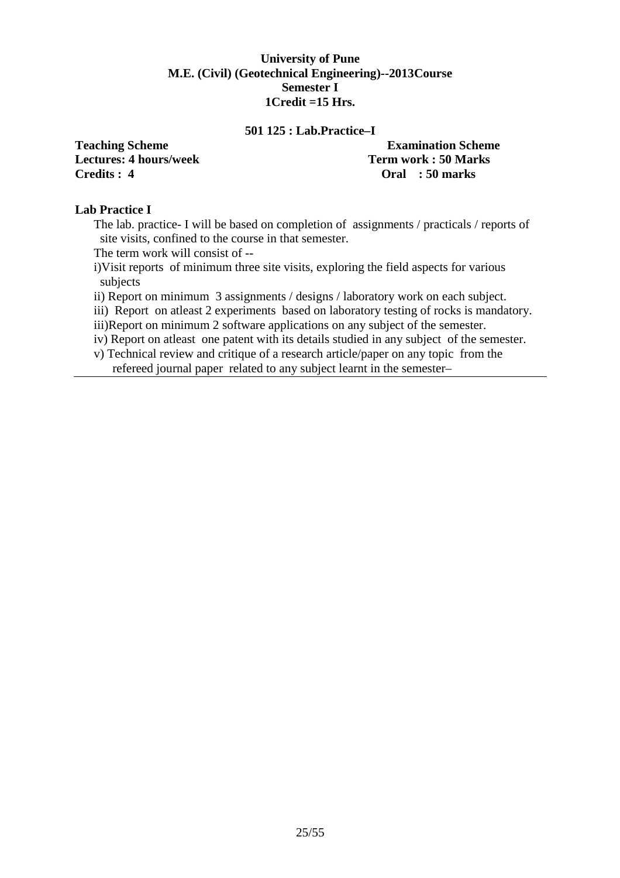**University of Pune**
**M.E. (Civil) (Geotechnical Engineering)--2013Course**
**Semester I**
**1Credit =15 Hrs.**

## 501 125 : Lab.Practice–I

| **Teaching Scheme** | **Examination Scheme** |
|---|---|
| **Lectures: 4 hours/week** | **Term work : 50 Marks** |
| **Credits : 4** | **Oral : 50 marks** |

### Lab Practice I

The lab. practice- I will be based on completion of assignments / practicals / reports of site visits, confined to the course in that semester.

The term work will consist of --

i)Visit reports of minimum three site visits, exploring the field aspects for various subjects

ii) Report on minimum 3 assignments / designs / laboratory work on each subject.

iii) Report on atleast 2 experiments based on laboratory testing of rocks is mandatory.

iii)Report on minimum 2 software applications on any subject of the semester.

iv) Report on atleast one patent with its details studied in any subject of the semester.

v) Technical review and critique of a research article/paper on any topic from the refereed journal paper related to any subject learnt in the semester–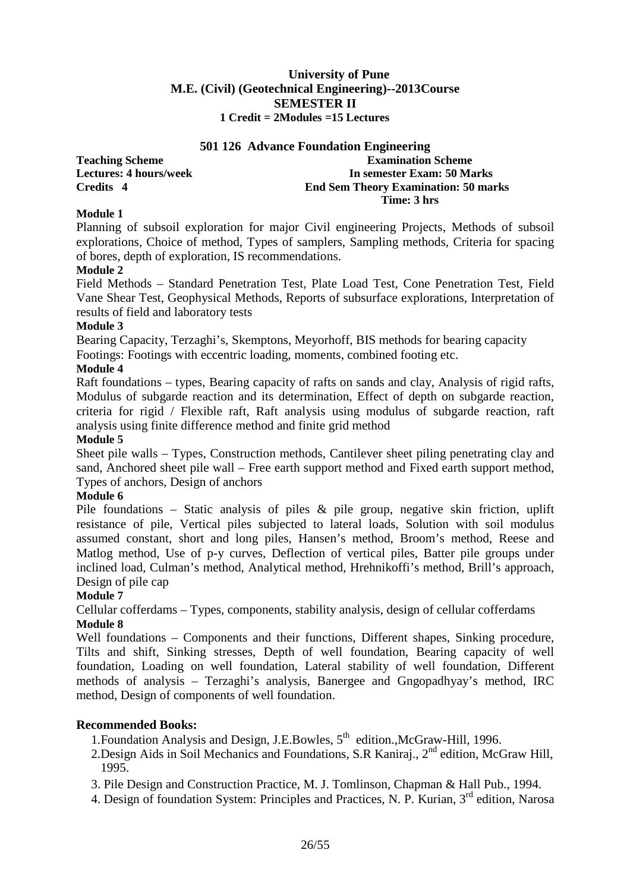**University of Pune**
**M.E. (Civil) (Geotechnical Engineering)--2013Course**
**SEMESTER II**
**1 Credit = 2Modules =15 Lectures**

## 501 126 Advance Foundation Engineering

| **Teaching Scheme** | **Examination Scheme** |
|---|---|
| **Lectures: 4 hours/week** | **In semester Exam: 50 Marks** |
| **Credits 4** | **End Sem Theory Examination: 50 marks** |
| | **Time: 3 hrs** |

**Module 1**

Planning of subsoil exploration for major Civil engineering Projects, Methods of subsoil explorations, Choice of method, Types of samplers, Sampling methods, Criteria for spacing of bores, depth of exploration, IS recommendations.

**Module 2**

Field Methods – Standard Penetration Test, Plate Load Test, Cone Penetration Test, Field Vane Shear Test, Geophysical Methods, Reports of subsurface explorations, Interpretation of results of field and laboratory tests

**Module 3**

Bearing Capacity, Terzaghi's, Skemptons, Meyorhoff, BIS methods for bearing capacity
Footings: Footings with eccentric loading, moments, combined footing etc.

**Module 4**

Raft foundations – types, Bearing capacity of rafts on sands and clay, Analysis of rigid rafts, Modulus of subgarde reaction and its determination, Effect of depth on subgarde reaction, criteria for rigid / Flexible raft, Raft analysis using modulus of subgarde reaction, raft analysis using finite difference method and finite grid method

**Module 5**

Sheet pile walls – Types, Construction methods, Cantilever sheet piling penetrating clay and sand, Anchored sheet pile wall – Free earth support method and Fixed earth support method, Types of anchors, Design of anchors

**Module 6**

Pile foundations – Static analysis of piles & pile group, negative skin friction, uplift resistance of pile, Vertical piles subjected to lateral loads, Solution with soil modulus assumed constant, short and long piles, Hansen's method, Broom's method, Reese and Matlog method, Use of p-y curves, Deflection of vertical piles, Batter pile groups under inclined load, Culman's method, Analytical method, Hrehnikoffi's method, Brill's approach, Design of pile cap

**Module 7**

Cellular cofferdams – Types, components, stability analysis, design of cellular cofferdams

**Module 8**

Well foundations – Components and their functions, Different shapes, Sinking procedure, Tilts and shift, Sinking stresses, Depth of well foundation, Bearing capacity of well foundation, Loading on well foundation, Lateral stability of well foundation, Different methods of analysis – Terzaghi's analysis, Banergee and Gngopadhyay's method, IRC method, Design of components of well foundation.

**Recommended Books:**

1. Foundation Analysis and Design, J.E.Bowles, 5th edition.,McGraw-Hill, 1996.
2. Design Aids in Soil Mechanics and Foundations, S.R Kaniraj., 2nd edition, McGraw Hill, 1995.
3. Pile Design and Construction Practice, M. J. Tomlinson, Chapman & Hall Pub., 1994.
4. Design of foundation System: Principles and Practices, N. P. Kurian, 3rd edition, Narosa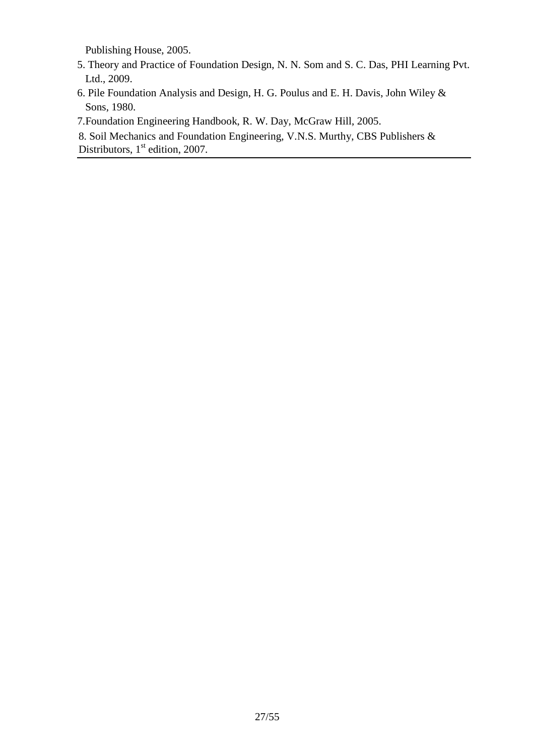Publishing House, 2005.

5. Theory and Practice of Foundation Design, N. N. Som and S. C. Das, PHI Learning Pvt. Ltd., 2009.
6. Pile Foundation Analysis and Design, H. G. Poulus and E. H. Davis, John Wiley & Sons, 1980.
7. Foundation Engineering Handbook, R. W. Day, McGraw Hill, 2005.
8. Soil Mechanics and Foundation Engineering, V.N.S. Murthy, CBS Publishers & Distributors, 1st edition, 2007.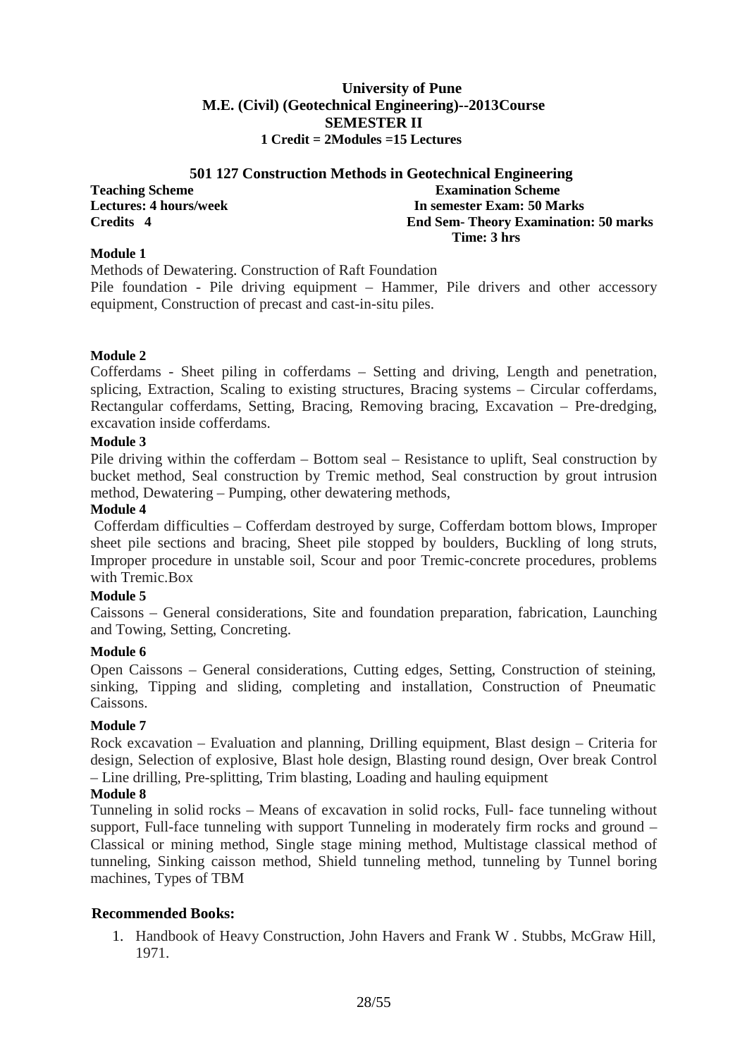**University of Pune**
**M.E. (Civil) (Geotechnical Engineering)--2013Course**
**SEMESTER II**
**1 Credit = 2Modules =15 Lectures**

## 501 127 Construction Methods in Geotechnical Engineering

| **Teaching Scheme** | **Examination Scheme** |
|---|---|
| **Lectures: 4 hours/week** | **In semester Exam: 50 Marks** |
| **Credits 4** | **End Sem- Theory Examination: 50 marks** |
| | **Time: 3 hrs** |

**Module 1**

Methods of Dewatering. Construction of Raft Foundation

Pile foundation - Pile driving equipment – Hammer, Pile drivers and other accessory equipment, Construction of precast and cast-in-situ piles.

**Module 2**

Cofferdams - Sheet piling in cofferdams – Setting and driving, Length and penetration, splicing, Extraction, Scaling to existing structures, Bracing systems – Circular cofferdams, Rectangular cofferdams, Setting, Bracing, Removing bracing, Excavation – Pre-dredging, excavation inside cofferdams.

**Module 3**

Pile driving within the cofferdam – Bottom seal – Resistance to uplift, Seal construction by bucket method, Seal construction by Tremic method, Seal construction by grout intrusion method, Dewatering – Pumping, other dewatering methods,

**Module 4**

Cofferdam difficulties – Cofferdam destroyed by surge, Cofferdam bottom blows, Improper sheet pile sections and bracing, Sheet pile stopped by boulders, Buckling of long struts, Improper procedure in unstable soil, Scour and poor Tremic-concrete procedures, problems with Tremic.Box

**Module 5**

Caissons – General considerations, Site and foundation preparation, fabrication, Launching and Towing, Setting, Concreting.

**Module 6**

Open Caissons – General considerations, Cutting edges, Setting, Construction of steining, sinking, Tipping and sliding, completing and installation, Construction of Pneumatic Caissons.

**Module 7**

Rock excavation – Evaluation and planning, Drilling equipment, Blast design – Criteria for design, Selection of explosive, Blast hole design, Blasting round design, Over break Control – Line drilling, Pre-splitting, Trim blasting, Loading and hauling equipment

**Module 8**

Tunneling in solid rocks – Means of excavation in solid rocks, Full- face tunneling without support, Full-face tunneling with support Tunneling in moderately firm rocks and ground – Classical or mining method, Single stage mining method, Multistage classical method of tunneling, Sinking caisson method, Shield tunneling method, tunneling by Tunnel boring machines, Types of TBM

**Recommended Books:**

1. Handbook of Heavy Construction, John Havers and Frank W . Stubbs, McGraw Hill, 1971.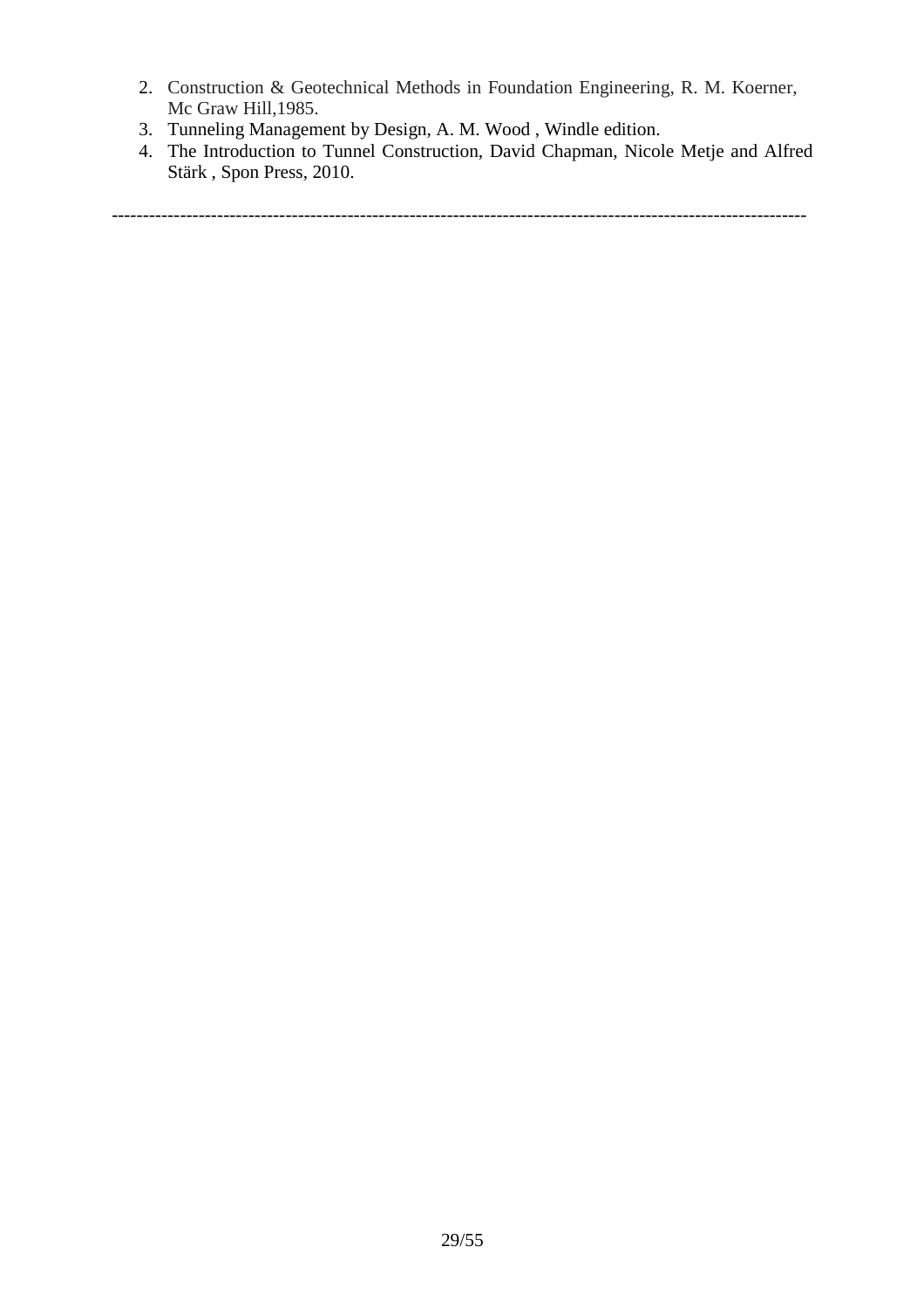2. Construction & Geotechnical Methods in Foundation Engineering, R. M. Koerner, Mc Graw Hill,1985.
3. Tunneling Management by Design, A. M. Wood , Windle edition.
4. The Introduction to Tunnel Construction, David Chapman, Nicole Metje and Alfred Stärk , Spon Press, 2010.

---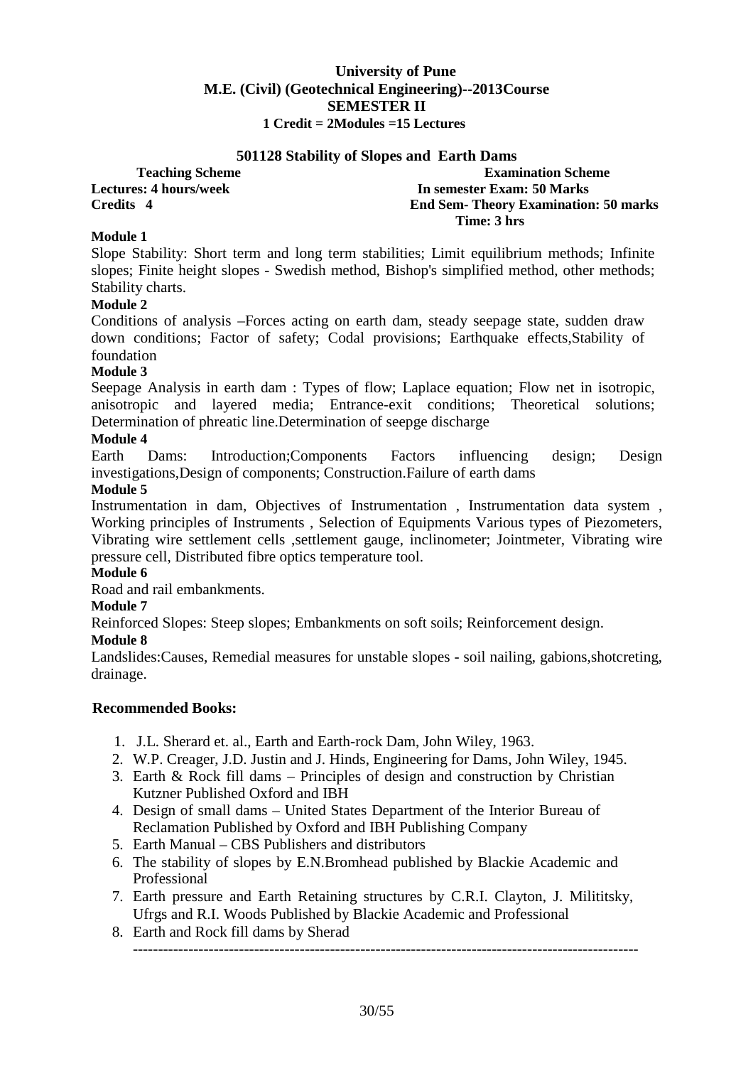**University of Pune**
**M.E. (Civil) (Geotechnical Engineering)--2013Course**
**SEMESTER II**
**1 Credit = 2Modules =15 Lectures**

## 501128 Stability of Slopes and Earth Dams

| **Teaching Scheme** | **Examination Scheme** |
|---|---|
| **Lectures: 4 hours/week** | **In semester Exam: 50 Marks** |
| **Credits 4** | **End Sem- Theory Examination: 50 marks** |
| | **Time: 3 hrs** |

**Module 1**

Slope Stability: Short term and long term stabilities; Limit equilibrium methods; Infinite slopes; Finite height slopes - Swedish method, Bishop's simplified method, other methods; Stability charts.

**Module 2**

Conditions of analysis –Forces acting on earth dam, steady seepage state, sudden draw down conditions; Factor of safety; Codal provisions; Earthquake effects,Stability of foundation

**Module 3**

Seepage Analysis in earth dam : Types of flow; Laplace equation; Flow net in isotropic, anisotropic and layered media; Entrance-exit conditions; Theoretical solutions; Determination of phreatic line.Determination of seepge discharge

**Module 4**

Earth Dams: Introduction;Components Factors influencing design; Design investigations,Design of components; Construction.Failure of earth dams

**Module 5**

Instrumentation in dam, Objectives of Instrumentation , Instrumentation data system , Working principles of Instruments , Selection of Equipments Various types of Piezometers, Vibrating wire settlement cells ,settlement gauge, inclinometer; Jointmeter, Vibrating wire pressure cell, Distributed fibre optics temperature tool.

**Module 6**

Road and rail embankments.

**Module 7**

Reinforced Slopes: Steep slopes; Embankments on soft soils; Reinforcement design.

**Module 8**

Landslides:Causes, Remedial measures for unstable slopes - soil nailing, gabions,shotcreting, drainage.

**Recommended Books:**

1. J.L. Sherard et. al., Earth and Earth-rock Dam, John Wiley, 1963.
2. W.P. Creager, J.D. Justin and J. Hinds, Engineering for Dams, John Wiley, 1945.
3. Earth & Rock fill dams – Principles of design and construction by Christian Kutzner Published Oxford and IBH
4. Design of small dams – United States Department of the Interior Bureau of Reclamation Published by Oxford and IBH Publishing Company
5. Earth Manual – CBS Publishers and distributors
6. The stability of slopes by E.N.Bromhead published by Blackie Academic and Professional
7. Earth pressure and Earth Retaining structures by C.R.I. Clayton, J. Milititsky, Ufrgs and R.I. Woods Published by Blackie Academic and Professional
8. Earth and Rock fill dams by Sherad

---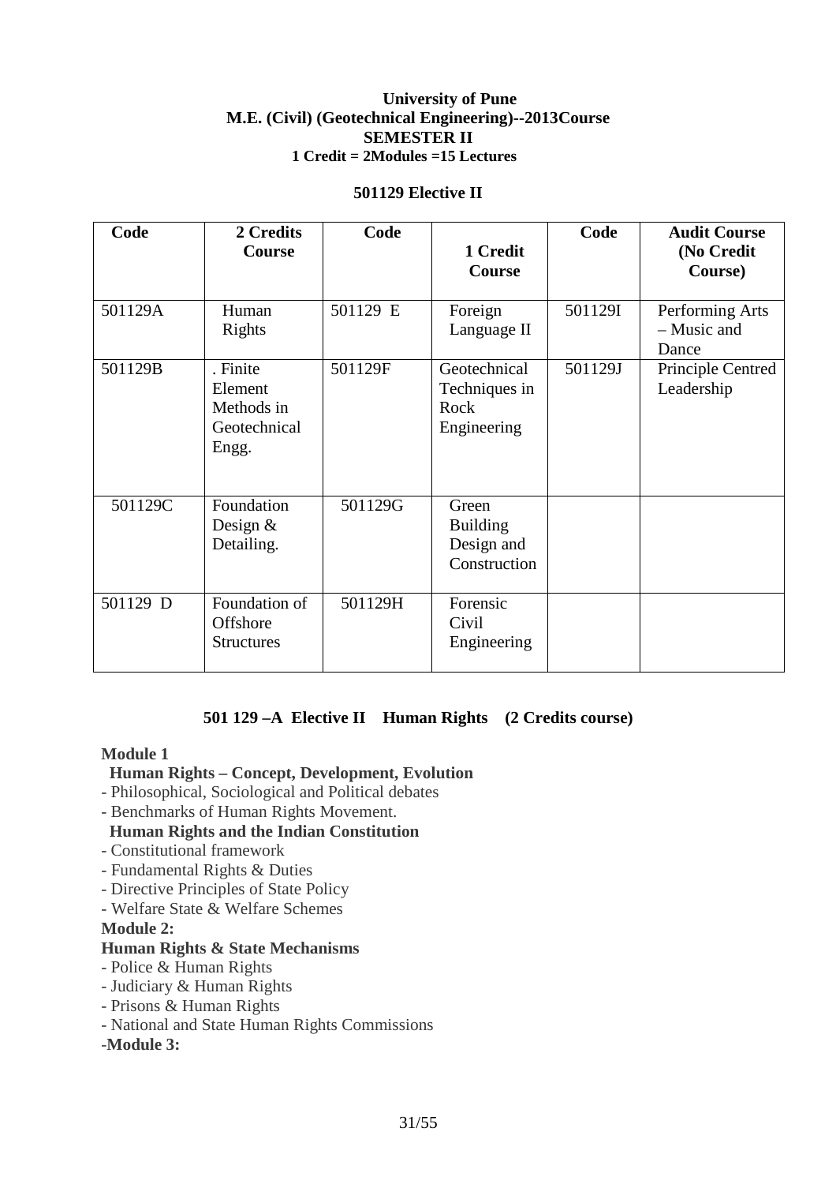**University of Pune**
**M.E. (Civil) (Geotechnical Engineering)--2013Course**
**SEMESTER II**
**1 Credit = 2Modules =15 Lectures**

**501129 Elective II**

| Code | 2 Credits Course | Code | 1 Credit Course | Code | Audit Course (No Credit Course) |
|---|---|---|---|---|---|
| 501129A | Human Rights | 501129 E | Foreign Language II | 501129I | Performing Arts – Music and Dance |
| 501129B | . Finite Element Methods in Geotechnical Engg. | 501129F | Geotechnical Techniques in Rock Engineering | 501129J | Principle Centred Leadership |
| 501129C | Foundation Design & Detailing. | 501129G | Green Building Design and Construction | | |
| 501129 D | Foundation of Offshore Structures | 501129H | Forensic Civil Engineering | | |

**501 129 –A Elective II Human Rights (2 Credits course)**

**Module 1**

**Human Rights – Concept, Development, Evolution**

- Philosophical, Sociological and Political debates
- Benchmarks of Human Rights Movement.

**Human Rights and the Indian Constitution**

- Constitutional framework
- Fundamental Rights & Duties
- Directive Principles of State Policy
- Welfare State & Welfare Schemes

**Module 2:**

**Human Rights & State Mechanisms**

- Police & Human Rights
- Judiciary & Human Rights
- Prisons & Human Rights
- National and State Human Rights Commissions

-**Module 3:**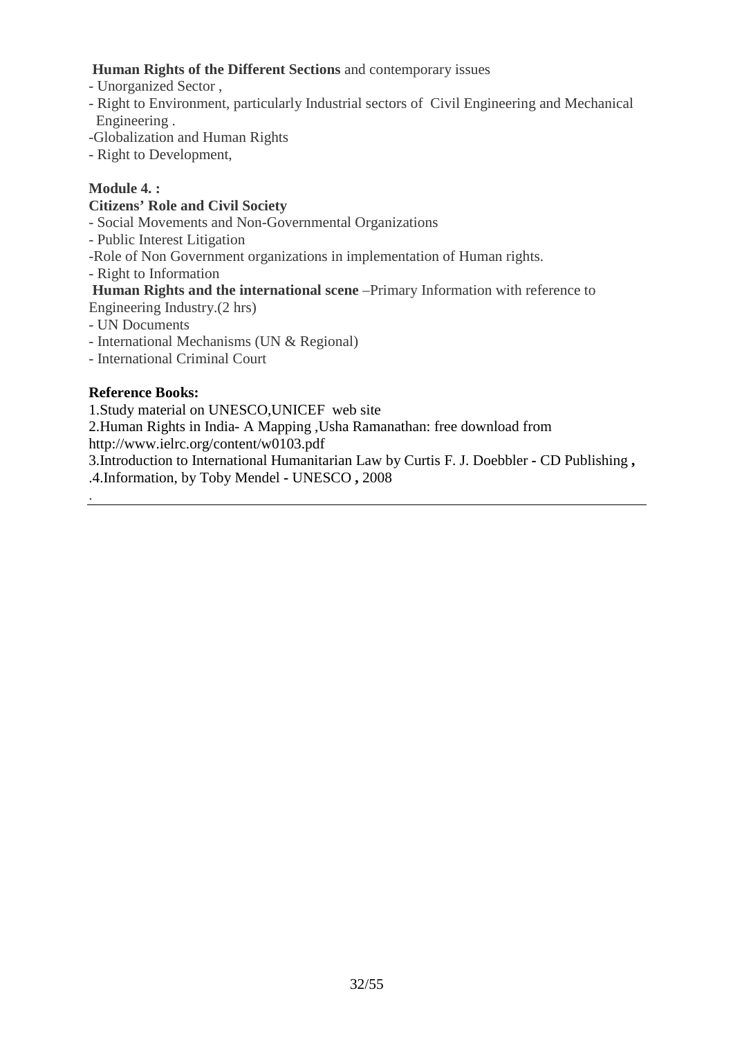**Human Rights of the Different Sections** and contemporary issues

- Unorganized Sector ,
- Right to Environment, particularly Industrial sectors of Civil Engineering and Mechanical Engineering .
- Globalization and Human Rights
- Right to Development,

**Module 4. :**

**Citizens' Role and Civil Society**

- Social Movements and Non-Governmental Organizations
- Public Interest Litigation
- Role of Non Government organizations in implementation of Human rights.
- Right to Information

**Human Rights and the international scene** –Primary Information with reference to Engineering Industry.(2 hrs)

- UN Documents
- International Mechanisms (UN & Regional)
- International Criminal Court

**Reference Books:**

1.Study material on UNESCO,UNICEF web site
2.Human Rights in India- A Mapping ,Usha Ramanathan: free download from http://www.ielrc.org/content/w0103.pdf
3.Introduction to International Humanitarian Law by Curtis F. J. Doebbler - CD Publishing **,**
.4.Information, by Toby Mendel - UNESCO **,** 2008

.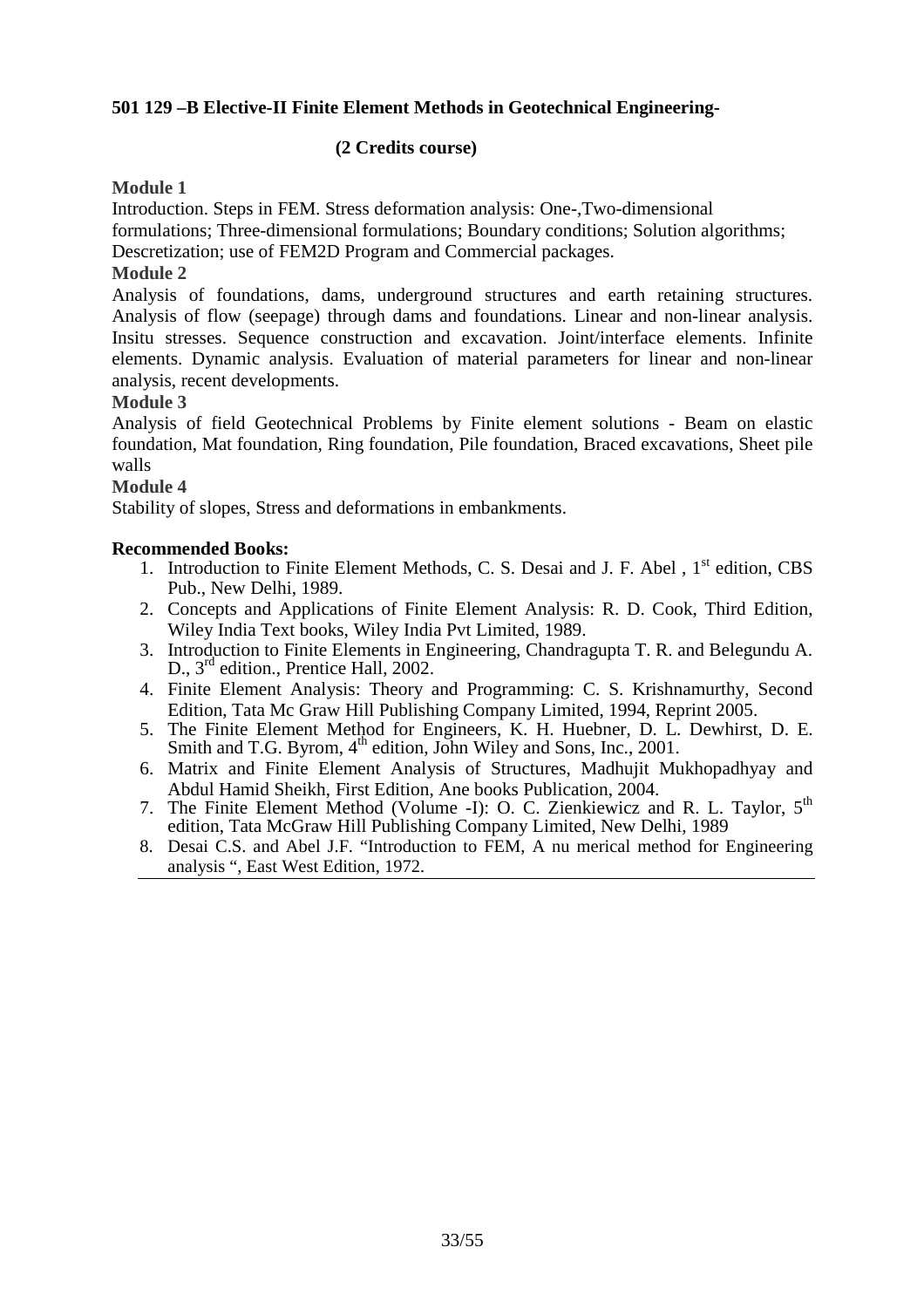**501 129 –B Elective-II Finite Element Methods in Geotechnical Engineering-**

**(2 Credits course)**

**Module 1**

Introduction. Steps in FEM. Stress deformation analysis: One-,Two-dimensional formulations; Three-dimensional formulations; Boundary conditions; Solution algorithms; Descretization; use of FEM2D Program and Commercial packages.

**Module 2**

Analysis of foundations, dams, underground structures and earth retaining structures. Analysis of flow (seepage) through dams and foundations. Linear and non-linear analysis. Insitu stresses. Sequence construction and excavation. Joint/interface elements. Infinite elements. Dynamic analysis. Evaluation of material parameters for linear and non-linear analysis, recent developments.

**Module 3**

Analysis of field Geotechnical Problems by Finite element solutions - Beam on elastic foundation, Mat foundation, Ring foundation, Pile foundation, Braced excavations, Sheet pile walls

**Module 4**

Stability of slopes, Stress and deformations in embankments.

**Recommended Books:**

1. Introduction to Finite Element Methods, C. S. Desai and J. F. Abel , 1st edition, CBS Pub., New Delhi, 1989.
2. Concepts and Applications of Finite Element Analysis: R. D. Cook, Third Edition, Wiley India Text books, Wiley India Pvt Limited, 1989.
3. Introduction to Finite Elements in Engineering, Chandragupta T. R. and Belegundu A. D., 3rd edition., Prentice Hall, 2002.
4. Finite Element Analysis: Theory and Programming: C. S. Krishnamurthy, Second Edition, Tata Mc Graw Hill Publishing Company Limited, 1994, Reprint 2005.
5. The Finite Element Method for Engineers, K. H. Huebner, D. L. Dewhirst, D. E. Smith and T.G. Byrom, 4th edition, John Wiley and Sons, Inc., 2001.
6. Matrix and Finite Element Analysis of Structures, Madhujit Mukhopadhyay and Abdul Hamid Sheikh, First Edition, Ane books Publication, 2004.
7. The Finite Element Method (Volume -I): O. C. Zienkiewicz and R. L. Taylor, 5th edition, Tata McGraw Hill Publishing Company Limited, New Delhi, 1989
8. Desai C.S. and Abel J.F. "Introduction to FEM, A nu merical method for Engineering analysis ", East West Edition, 1972.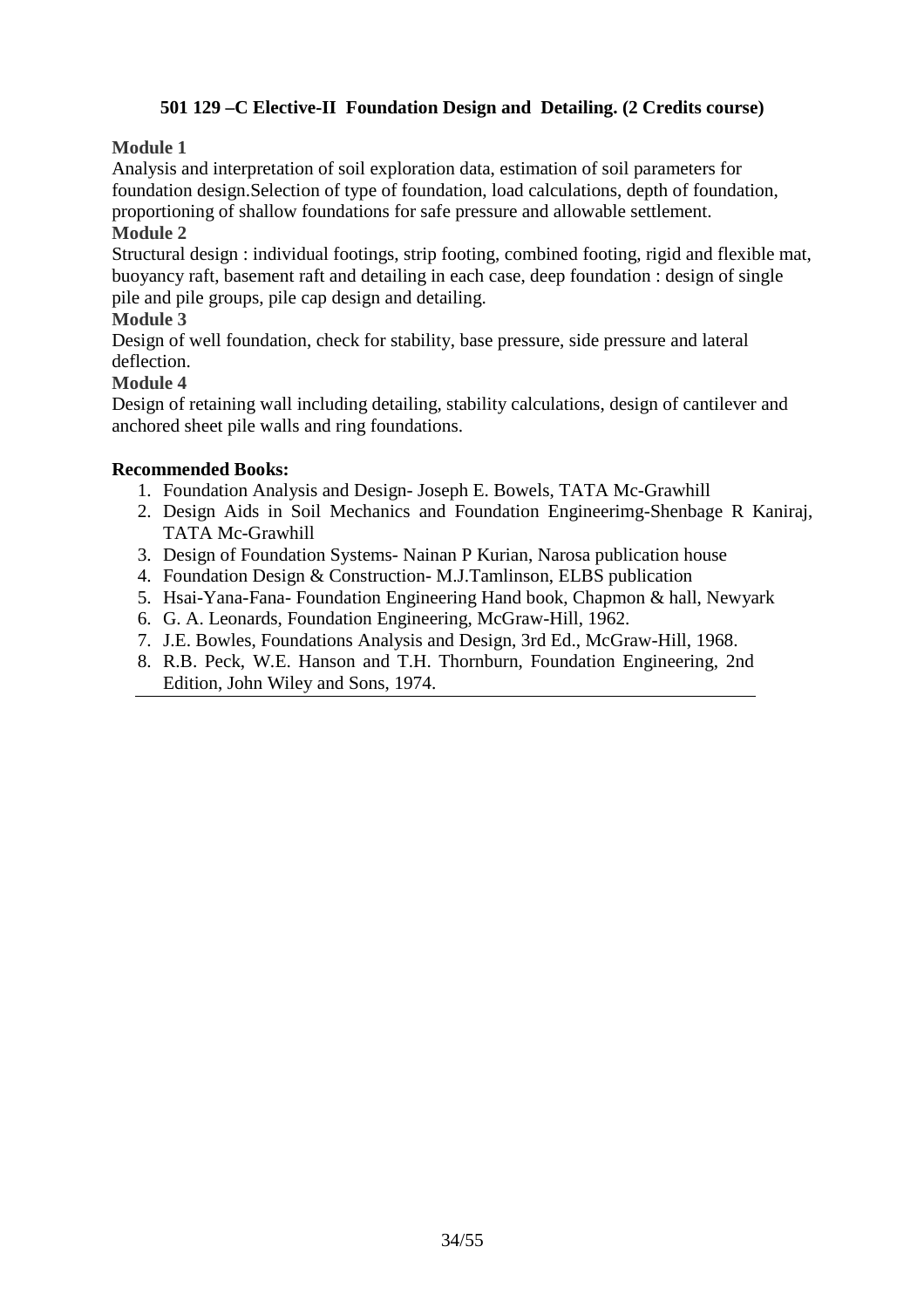### 501 129 –C Elective-II Foundation Design and Detailing. (2 Credits course)

**Module 1**

Analysis and interpretation of soil exploration data, estimation of soil parameters for foundation design.Selection of type of foundation, load calculations, depth of foundation, proportioning of shallow foundations for safe pressure and allowable settlement.

**Module 2**

Structural design : individual footings, strip footing, combined footing, rigid and flexible mat, buoyancy raft, basement raft and detailing in each case, deep foundation : design of single pile and pile groups, pile cap design and detailing.

**Module 3**

Design of well foundation, check for stability, base pressure, side pressure and lateral deflection.

**Module 4**

Design of retaining wall including detailing, stability calculations, design of cantilever and anchored sheet pile walls and ring foundations.

**Recommended Books:**

1. Foundation Analysis and Design- Joseph E. Bowels, TATA Mc-Grawhill
2. Design Aids in Soil Mechanics and Foundation Engineerimg-Shenbage R Kaniraj, TATA Mc-Grawhill
3. Design of Foundation Systems- Nainan P Kurian, Narosa publication house
4. Foundation Design & Construction- M.J.Tamlinson, ELBS publication
5. Hsai-Yana-Fana- Foundation Engineering Hand book, Chapmon & hall, Newyark
6. G. A. Leonards, Foundation Engineering, McGraw-Hill, 1962.
7. J.E. Bowles, Foundations Analysis and Design, 3rd Ed., McGraw-Hill, 1968.
8. R.B. Peck, W.E. Hanson and T.H. Thornburn, Foundation Engineering, 2nd Edition, John Wiley and Sons, 1974.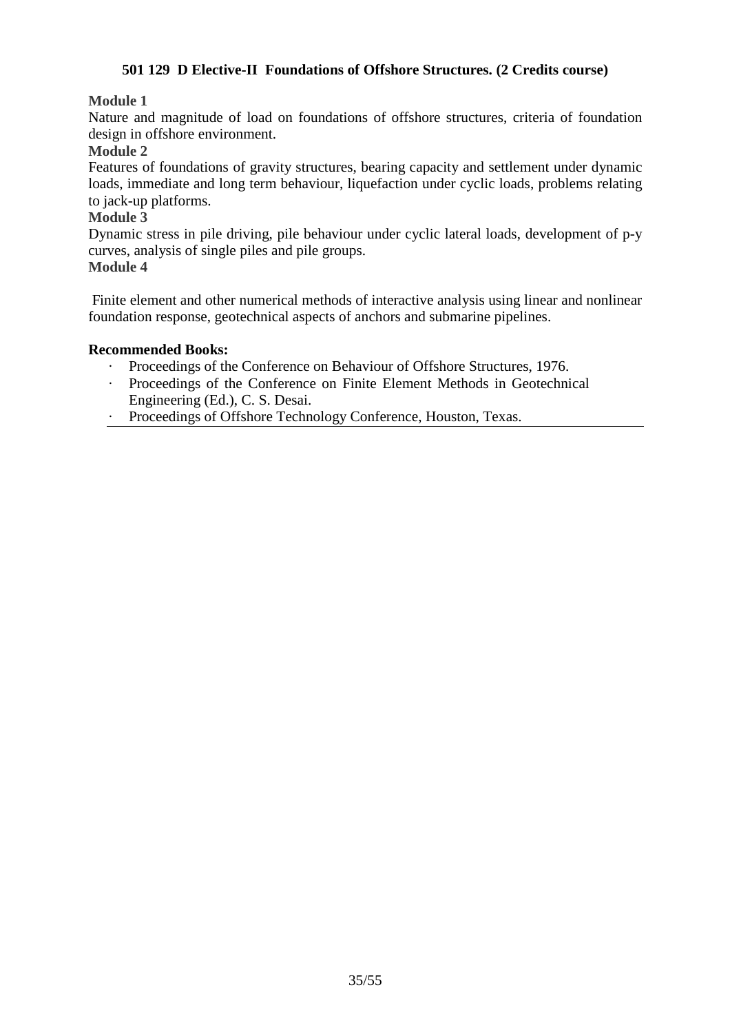### 501 129 D Elective-II Foundations of Offshore Structures. (2 Credits course)

**Module 1**

Nature and magnitude of load on foundations of offshore structures, criteria of foundation design in offshore environment.

**Module 2**

Features of foundations of gravity structures, bearing capacity and settlement under dynamic loads, immediate and long term behaviour, liquefaction under cyclic loads, problems relating to jack-up platforms.

**Module 3**

Dynamic stress in pile driving, pile behaviour under cyclic lateral loads, development of p-y curves, analysis of single piles and pile groups.

**Module 4**

Finite element and other numerical methods of interactive analysis using linear and nonlinear foundation response, geotechnical aspects of anchors and submarine pipelines.

**Recommended Books:**

- Proceedings of the Conference on Behaviour of Offshore Structures, 1976.
- Proceedings of the Conference on Finite Element Methods in Geotechnical Engineering (Ed.), C. S. Desai.
- Proceedings of Offshore Technology Conference, Houston, Texas.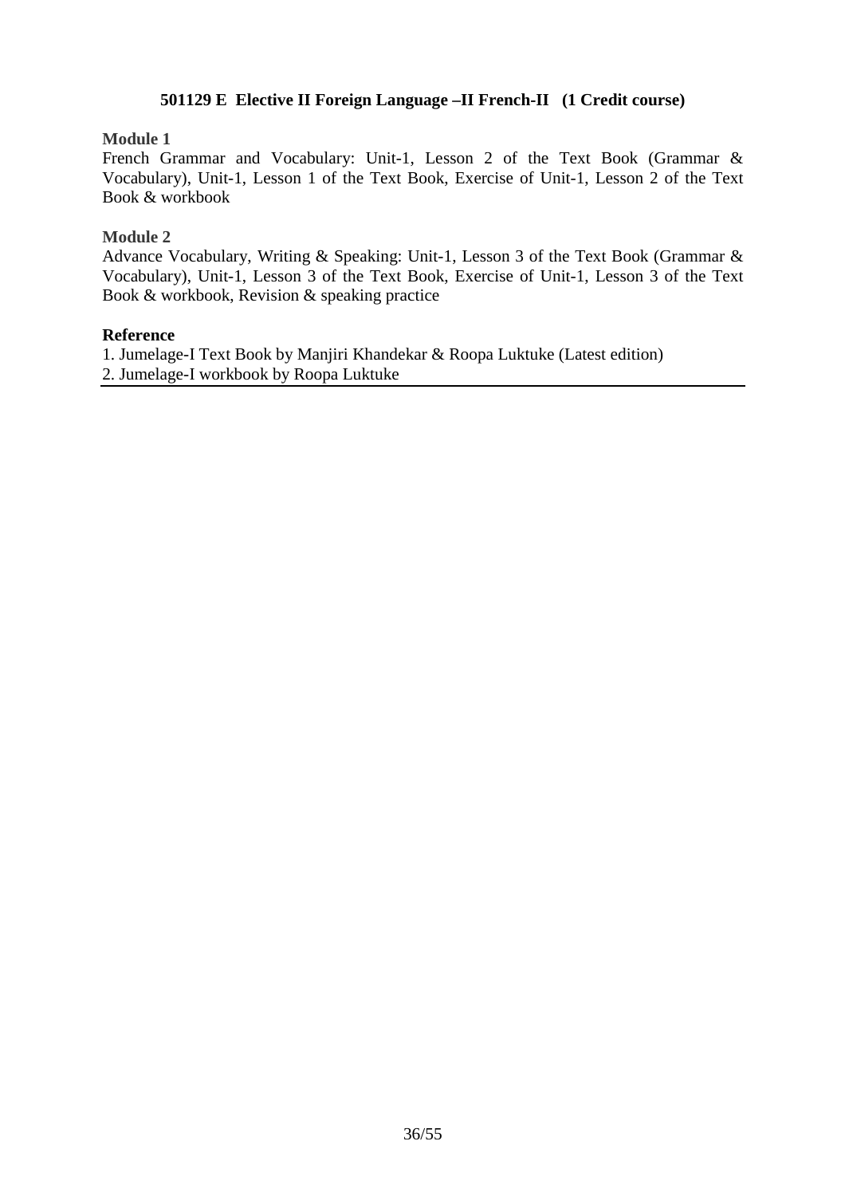### 501129 E Elective II Foreign Language –II French-II (1 Credit course)

**Module 1**

French Grammar and Vocabulary: Unit-1, Lesson 2 of the Text Book (Grammar & Vocabulary), Unit-1, Lesson 1 of the Text Book, Exercise of Unit-1, Lesson 2 of the Text Book & workbook

**Module 2**

Advance Vocabulary, Writing & Speaking: Unit-1, Lesson 3 of the Text Book (Grammar & Vocabulary), Unit-1, Lesson 3 of the Text Book, Exercise of Unit-1, Lesson 3 of the Text Book & workbook, Revision & speaking practice

**Reference**

1. Jumelage-I Text Book by Manjiri Khandekar & Roopa Luktuke (Latest edition)
2. Jumelage-I workbook by Roopa Luktuke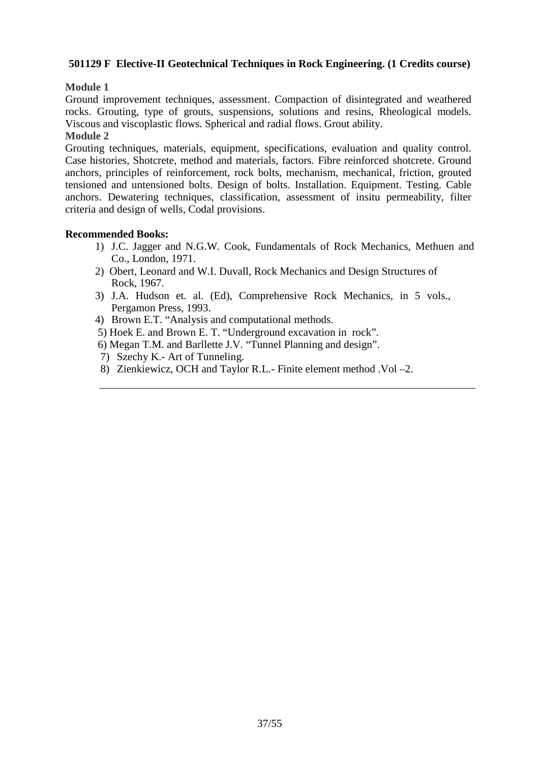### 501129 F Elective-II Geotechnical Techniques in Rock Engineering. (1 Credits course)

**Module 1**

Ground improvement techniques, assessment. Compaction of disintegrated and weathered rocks. Grouting, type of grouts, suspensions, solutions and resins, Rheological models. Viscous and viscoplastic flows. Spherical and radial flows. Grout ability.

**Module 2**

Grouting techniques, materials, equipment, specifications, evaluation and quality control. Case histories, Shotcrete, method and materials, factors. Fibre reinforced shotcrete. Ground anchors, principles of reinforcement, rock bolts, mechanism, mechanical, friction, grouted tensioned and untensioned bolts. Design of bolts. Installation. Equipment. Testing. Cable anchors. Dewatering techniques, classification, assessment of insitu permeability, filter criteria and design of wells, Codal provisions.

**Recommended Books:**

1) J.C. Jagger and N.G.W. Cook, Fundamentals of Rock Mechanics, Methuen and Co., London, 1971.
2) Obert, Leonard and W.I. Duvall, Rock Mechanics and Design Structures of Rock, 1967.
3) J.A. Hudson et. al. (Ed), Comprehensive Rock Mechanics, in 5 vols., Pergamon Press, 1993.
4) Brown E.T. "Analysis and computational methods.
5) Hoek E. and Brown E. T. "Underground excavation in rock".
6) Megan T.M. and Barllette J.V. "Tunnel Planning and design".
7) Szechy K.- Art of Tunneling.
8) Zienkiewicz, OCH and Taylor R.L.- Finite element method .Vol –2.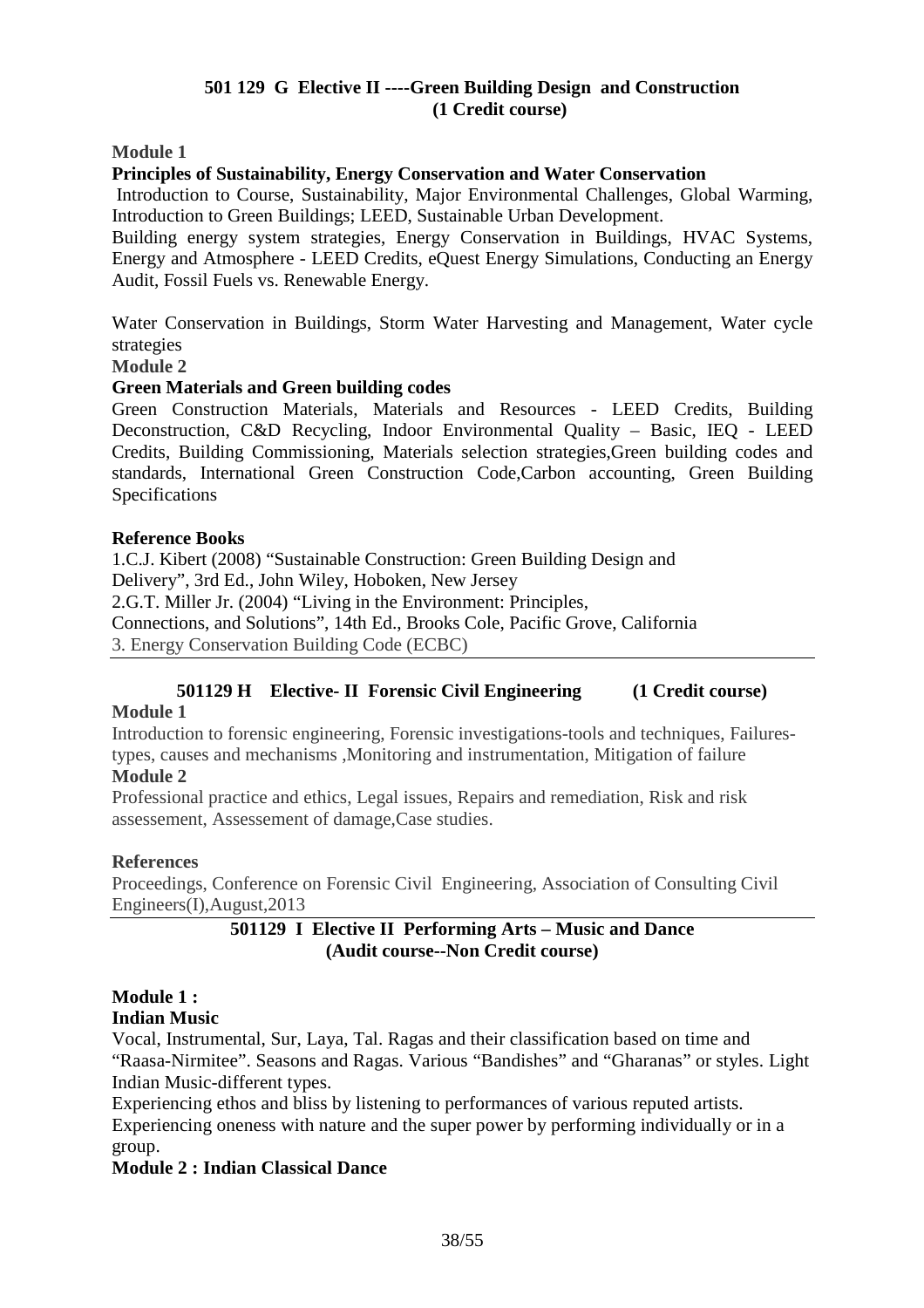## 501 129 G Elective II ----Green Building Design and Construction (1 Credit course)

**Module 1**

**Principles of Sustainability, Energy Conservation and Water Conservation**

Introduction to Course, Sustainability, Major Environmental Challenges, Global Warming, Introduction to Green Buildings; LEED, Sustainable Urban Development.

Building energy system strategies, Energy Conservation in Buildings, HVAC Systems, Energy and Atmosphere - LEED Credits, eQuest Energy Simulations, Conducting an Energy Audit, Fossil Fuels vs. Renewable Energy.

Water Conservation in Buildings, Storm Water Harvesting and Management, Water cycle strategies

**Module 2**

**Green Materials and Green building codes**

Green Construction Materials, Materials and Resources - LEED Credits, Building Deconstruction, C&D Recycling, Indoor Environmental Quality – Basic, IEQ - LEED Credits, Building Commissioning, Materials selection strategies,Green building codes and standards, International Green Construction Code,Carbon accounting, Green Building Specifications

**Reference Books**

1.C.J. Kibert (2008) "Sustainable Construction: Green Building Design and Delivery", 3rd Ed., John Wiley, Hoboken, New Jersey

2.G.T. Miller Jr. (2004) "Living in the Environment: Principles, Connections, and Solutions", 14th Ed., Brooks Cole, Pacific Grove, California

3. Energy Conservation Building Code (ECBC)

---

## 501129 H Elective- II Forensic Civil Engineering (1 Credit course)

**Module 1**

Introduction to forensic engineering, Forensic investigations-tools and techniques, Failures-types, causes and mechanisms ,Monitoring and instrumentation, Mitigation of failure

**Module 2**

Professional practice and ethics, Legal issues, Repairs and remediation, Risk and risk assessement, Assessement of damage,Case studies.

**References**

Proceedings, Conference on Forensic Civil Engineering, Association of Consulting Civil Engineers(I),August,2013

---

## 501129 I Elective II Performing Arts – Music and Dance (Audit course--Non Credit course)

**Module 1 :**

**Indian Music**

Vocal, Instrumental, Sur, Laya, Tal. Ragas and their classification based on time and "Raasa-Nirmitee". Seasons and Ragas. Various "Bandishes" and "Gharanas" or styles. Light Indian Music-different types.

Experiencing ethos and bliss by listening to performances of various reputed artists. Experiencing oneness with nature and the super power by performing individually or in a group.

**Module 2 : Indian Classical Dance**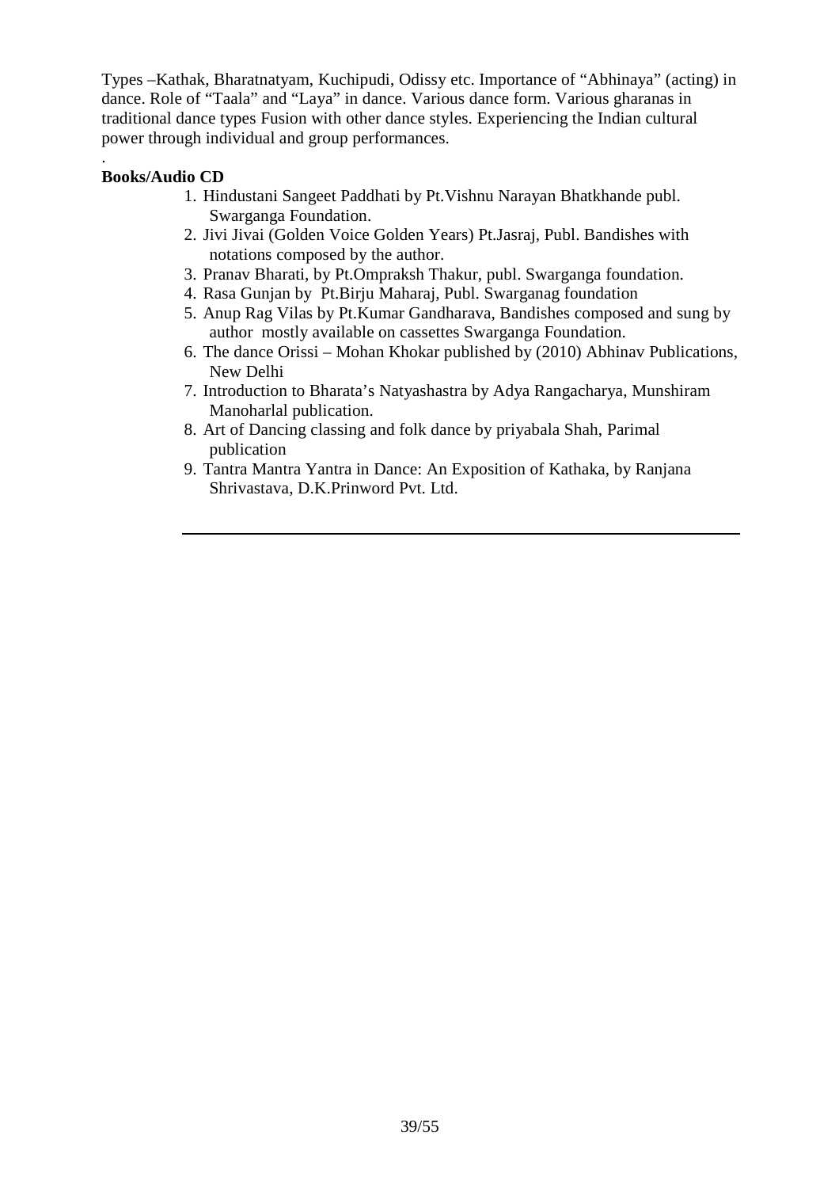Types –Kathak, Bharatnatyam, Kuchipudi, Odissy etc. Importance of "Abhinaya" (acting) in dance. Role of "Taala" and "Laya" in dance. Various dance form. Various gharanas in traditional dance types Fusion with other dance styles. Experiencing the Indian cultural power through individual and group performances.

.

**Books/Audio CD**

1. Hindustani Sangeet Paddhati by Pt.Vishnu Narayan Bhatkhande publ. Swarganga Foundation.
2. Jivi Jivai (Golden Voice Golden Years) Pt.Jasraj, Publ. Bandishes with notations composed by the author.
3. Pranav Bharati, by Pt.Ompraksh Thakur, publ. Swarganga foundation.
4. Rasa Gunjan by Pt.Birju Maharaj, Publ. Swarganag foundation
5. Anup Rag Vilas by Pt.Kumar Gandharava, Bandishes composed and sung by author mostly available on cassettes Swarganga Foundation.
6. The dance Orissi – Mohan Khokar published by (2010) Abhinav Publications, New Delhi
7. Introduction to Bharata's Natyashastra by Adya Rangacharya, Munshiram Manoharlal publication.
8. Art of Dancing classing and folk dance by priyabala Shah, Parimal publication
9. Tantra Mantra Yantra in Dance: An Exposition of Kathaka, by Ranjana Shrivastava, D.K.Prinword Pvt. Ltd.

---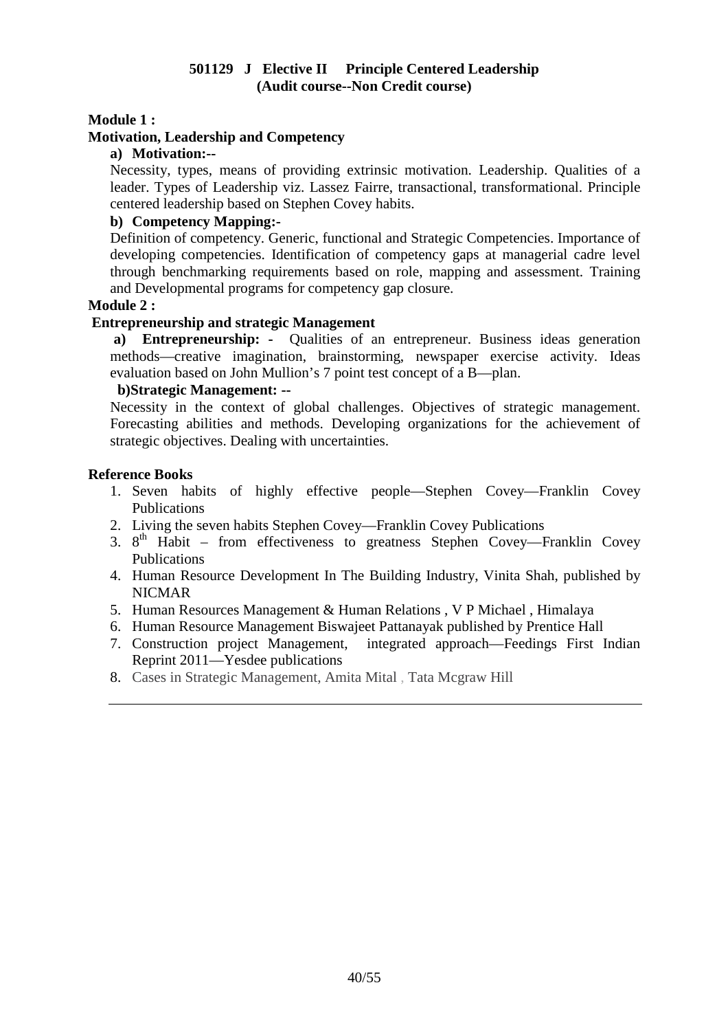## 501129 J Elective II Principle Centered Leadership
## (Audit course--Non Credit course)

**Module 1 :**

**Motivation, Leadership and Competency**

**a) Motivation:--**

Necessity, types, means of providing extrinsic motivation. Leadership. Qualities of a leader. Types of Leadership viz. Lassez Fairre, transactional, transformational. Principle centered leadership based on Stephen Covey habits.

**b) Competency Mapping:-**

Definition of competency. Generic, functional and Strategic Competencies. Importance of developing competencies. Identification of competency gaps at managerial cadre level through benchmarking requirements based on role, mapping and assessment. Training and Developmental programs for competency gap closure.

**Module 2 :**

**Entrepreneurship and strategic Management**

**a) Entrepreneurship: -** Qualities of an entrepreneur. Business ideas generation methods—creative imagination, brainstorming, newspaper exercise activity. Ideas evaluation based on John Mullion's 7 point test concept of a B—plan.

**b)Strategic Management: --**

Necessity in the context of global challenges. Objectives of strategic management. Forecasting abilities and methods. Developing organizations for the achievement of strategic objectives. Dealing with uncertainties.

**Reference Books**

1. Seven habits of highly effective people—Stephen Covey—Franklin Covey Publications
2. Living the seven habits Stephen Covey—Franklin Covey Publications
3. 8th Habit – from effectiveness to greatness Stephen Covey—Franklin Covey Publications
4. Human Resource Development In The Building Industry, Vinita Shah, published by NICMAR
5. Human Resources Management & Human Relations , V P Michael , Himalaya
6. Human Resource Management Biswajeet Pattanayak published by Prentice Hall
7. Construction project Management, integrated approach—Feedings First Indian Reprint 2011—Yesdee publications
8. Cases in Strategic Management, Amita Mital , Tata Mcgraw Hill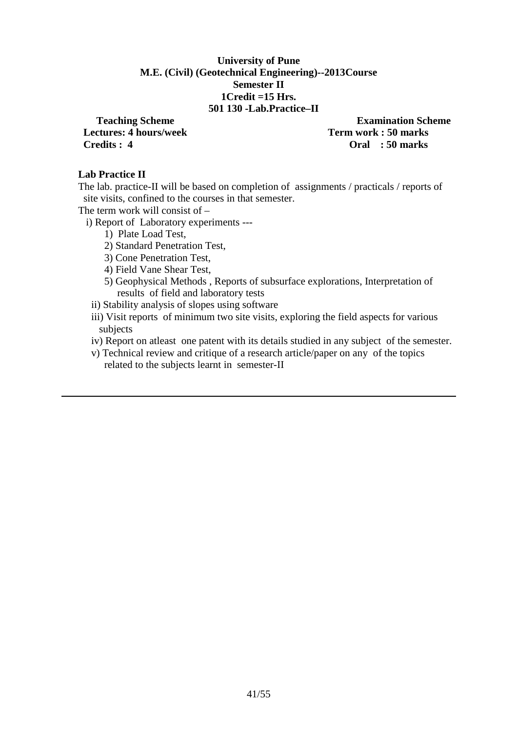**University of Pune**
**M.E. (Civil) (Geotechnical Engineering)--2013Course**
**Semester II**
**1Credit =15 Hrs.**
**501 130 -Lab.Practice–II**

| **Teaching Scheme** | **Examination Scheme** |
|---|---|
| **Lectures: 4 hours/week** | **Term work : 50 marks** |
| **Credits : 4** | **Oral : 50 marks** |

**Lab Practice II**

The lab. practice-II will be based on completion of assignments / practicals / reports of site visits, confined to the courses in that semester.

The term work will consist of –

i) Report of Laboratory experiments ---

1) Plate Load Test,
2) Standard Penetration Test,
3) Cone Penetration Test,
4) Field Vane Shear Test,
5) Geophysical Methods , Reports of subsurface explorations, Interpretation of results of field and laboratory tests

ii) Stability analysis of slopes using software

iii) Visit reports of minimum two site visits, exploring the field aspects for various subjects

iv) Report on atleast one patent with its details studied in any subject of the semester.

v) Technical review and critique of a research article/paper on any of the topics related to the subjects learnt in semester-II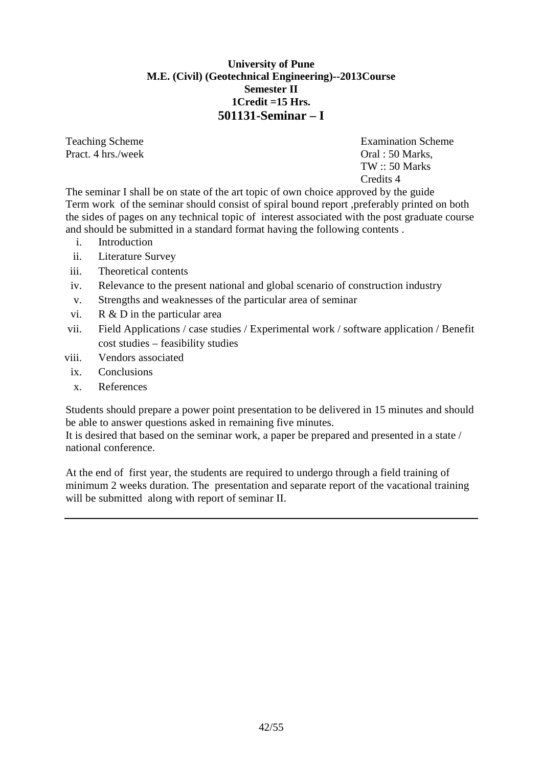**University of Pune**
**M.E. (Civil) (Geotechnical Engineering)--2013Course**
**Semester II**
**1Credit =15 Hrs.**

## 501131-Seminar – I

| Teaching Scheme | Examination Scheme |
|---|---|
| Pract. 4 hrs./week | Oral : 50 Marks, |
| | TW :: 50 Marks |
| | Credits 4 |

The seminar I shall be on state of the art topic of own choice approved by the guide
Term work of the seminar should consist of spiral bound report ,preferably printed on both the sides of pages on any technical topic of interest associated with the post graduate course and should be submitted in a standard format having the following contents .

i. Introduction
ii. Literature Survey
iii. Theoretical contents
iv. Relevance to the present national and global scenario of construction industry
v. Strengths and weaknesses of the particular area of seminar
vi. R & D in the particular area
vii. Field Applications / case studies / Experimental work / software application / Benefit cost studies – feasibility studies
viii. Vendors associated
ix. Conclusions
x. References

Students should prepare a power point presentation to be delivered in 15 minutes and should be able to answer questions asked in remaining five minutes.
It is desired that based on the seminar work, a paper be prepared and presented in a state / national conference.

At the end of first year, the students are required to undergo through a field training of minimum 2 weeks duration. The presentation and separate report of the vacational training will be submitted along with report of seminar II.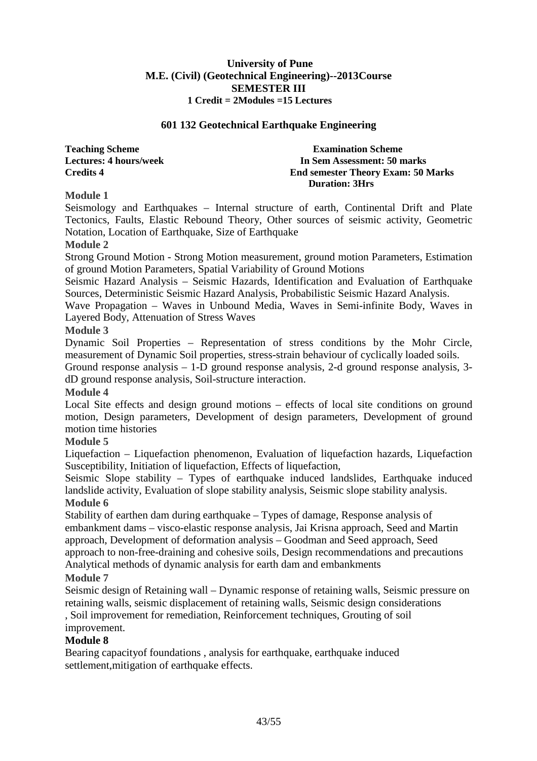**University of Pune**
**M.E. (Civil) (Geotechnical Engineering)--2013Course**
**SEMESTER III**
**1 Credit = 2Modules =15 Lectures**

## 601 132 Geotechnical Earthquake Engineering

| **Teaching Scheme** | **Examination Scheme** |
|---|---|
| **Lectures: 4 hours/week** | **In Sem Assessment: 50 marks** |
| **Credits 4** | **End semester Theory Exam: 50 Marks** |
| | **Duration: 3Hrs** |

**Module 1**

Seismology and Earthquakes – Internal structure of earth, Continental Drift and Plate Tectonics, Faults, Elastic Rebound Theory, Other sources of seismic activity, Geometric Notation, Location of Earthquake, Size of Earthquake

**Module 2**

Strong Ground Motion - Strong Motion measurement, ground motion Parameters, Estimation of ground Motion Parameters, Spatial Variability of Ground Motions

Seismic Hazard Analysis – Seismic Hazards, Identification and Evaluation of Earthquake Sources, Deterministic Seismic Hazard Analysis, Probabilistic Seismic Hazard Analysis.

Wave Propagation – Waves in Unbound Media, Waves in Semi-infinite Body, Waves in Layered Body, Attenuation of Stress Waves

**Module 3**

Dynamic Soil Properties – Representation of stress conditions by the Mohr Circle, measurement of Dynamic Soil properties, stress-strain behaviour of cyclically loaded soils.

Ground response analysis – 1-D ground response analysis, 2-d ground response analysis, 3-dD ground response analysis, Soil-structure interaction.

**Module 4**

Local Site effects and design ground motions – effects of local site conditions on ground motion, Design parameters, Development of design parameters, Development of ground motion time histories

**Module 5**

Liquefaction – Liquefaction phenomenon, Evaluation of liquefaction hazards, Liquefaction Susceptibility, Initiation of liquefaction, Effects of liquefaction,

Seismic Slope stability – Types of earthquake induced landslides, Earthquake induced landslide activity, Evaluation of slope stability analysis, Seismic slope stability analysis.

**Module 6**

Stability of earthen dam during earthquake – Types of damage, Response analysis of embankment dams – visco-elastic response analysis, Jai Krisna approach, Seed and Martin approach, Development of deformation analysis – Goodman and Seed approach, Seed approach to non-free-draining and cohesive soils, Design recommendations and precautions Analytical methods of dynamic analysis for earth dam and embankments

**Module 7**

Seismic design of Retaining wall – Dynamic response of retaining walls, Seismic pressure on retaining walls, seismic displacement of retaining walls, Seismic design considerations , Soil improvement for remediation, Reinforcement techniques, Grouting of soil improvement.

**Module 8**

Bearing capacityof foundations , analysis for earthquake, earthquake induced settlement,mitigation of earthquake effects.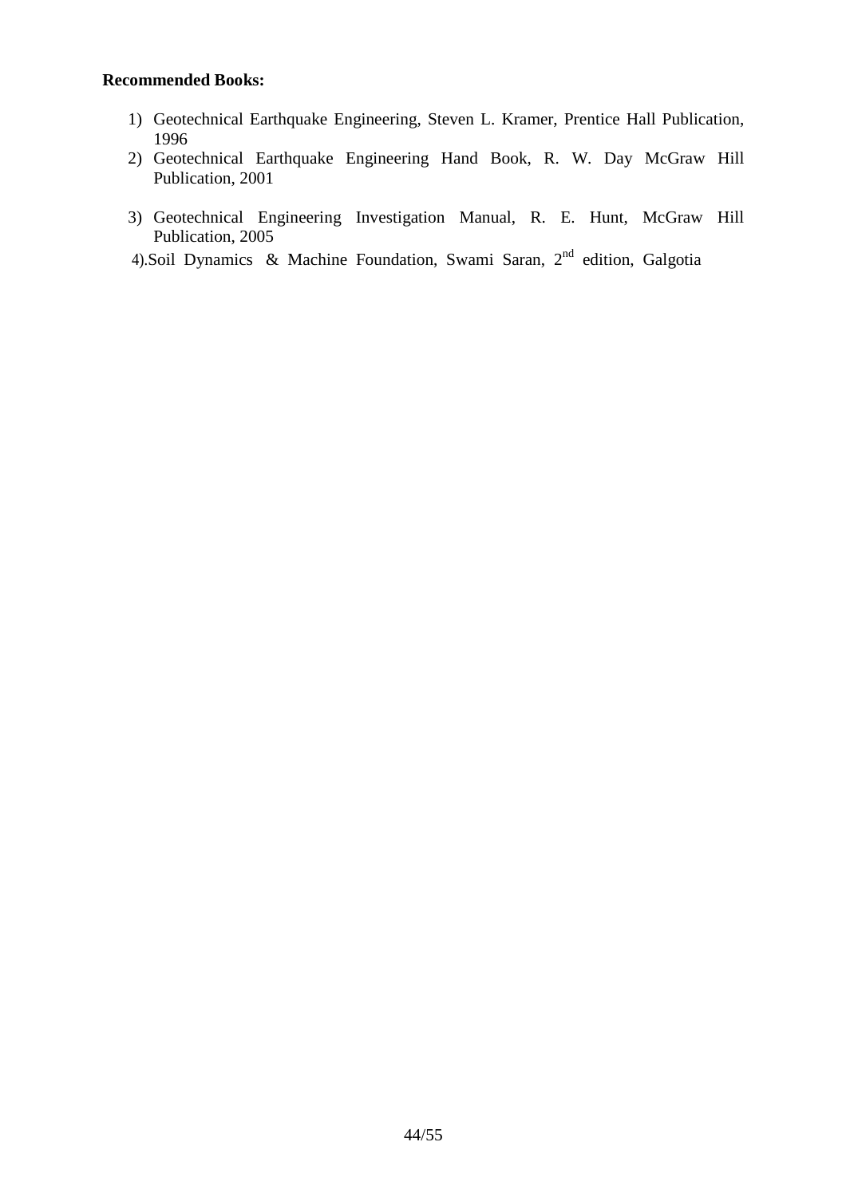**Recommended Books:**

1) Geotechnical Earthquake Engineering, Steven L. Kramer, Prentice Hall Publication, 1996
2) Geotechnical Earthquake Engineering Hand Book, R. W. Day McGraw Hill Publication, 2001
3) Geotechnical Engineering Investigation Manual, R. E. Hunt, McGraw Hill Publication, 2005
4) Soil Dynamics & Machine Foundation, Swami Saran, 2nd edition, Galgotia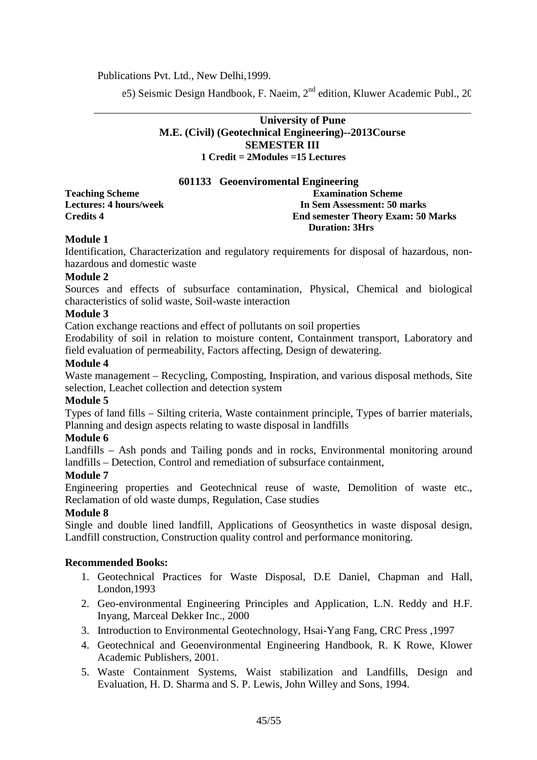Publications Pvt. Ltd., New Delhi,1999.

e5) Seismic Design Handbook, F. Naeim, 2nd edition, Kluwer Academic Publ., 20

---

**University of Pune**
**M.E. (Civil) (Geotechnical Engineering)--2013Course**
**SEMESTER III**
**1 Credit = 2Modules =15 Lectures**

### 601133 Geoenviromental Engineering

| Teaching Scheme | Examination Scheme |
|---|---|
| Lectures: 4 hours/week | In Sem Assessment: 50 marks |
| Credits 4 | End semester Theory Exam: 50 Marks |
| | Duration: 3Hrs |

**Module 1**

Identification, Characterization and regulatory requirements for disposal of hazardous, non-hazardous and domestic waste

**Module 2**

Sources and effects of subsurface contamination, Physical, Chemical and biological characteristics of solid waste, Soil-waste interaction

**Module 3**

Cation exchange reactions and effect of pollutants on soil properties

Erodability of soil in relation to moisture content, Containment transport, Laboratory and field evaluation of permeability, Factors affecting, Design of dewatering.

**Module 4**

Waste management – Recycling, Composting, Inspiration, and various disposal methods, Site selection, Leachet collection and detection system

**Module 5**

Types of land fills – Silting criteria, Waste containment principle, Types of barrier materials, Planning and design aspects relating to waste disposal in landfills

**Module 6**

Landfills – Ash ponds and Tailing ponds and in rocks, Environmental monitoring around landfills – Detection, Control and remediation of subsurface containment,

**Module 7**

Engineering properties and Geotechnical reuse of waste, Demolition of waste etc., Reclamation of old waste dumps, Regulation, Case studies

**Module 8**

Single and double lined landfill, Applications of Geosynthetics in waste disposal design, Landfill construction, Construction quality control and performance monitoring.

**Recommended Books:**

1. Geotechnical Practices for Waste Disposal, D.E Daniel, Chapman and Hall, London,1993
2. Geo-environmental Engineering Principles and Application, L.N. Reddy and H.F. Inyang, Marceal Dekker Inc., 2000
3. Introduction to Environmental Geotechnology, Hsai-Yang Fang, CRC Press ,1997
4. Geotechnical and Geoenvironmental Engineering Handbook, R. K Rowe, Klower Academic Publishers, 2001.
5. Waste Containment Systems, Waist stabilization and Landfills, Design and Evaluation, H. D. Sharma and S. P. Lewis, John Willey and Sons, 1994.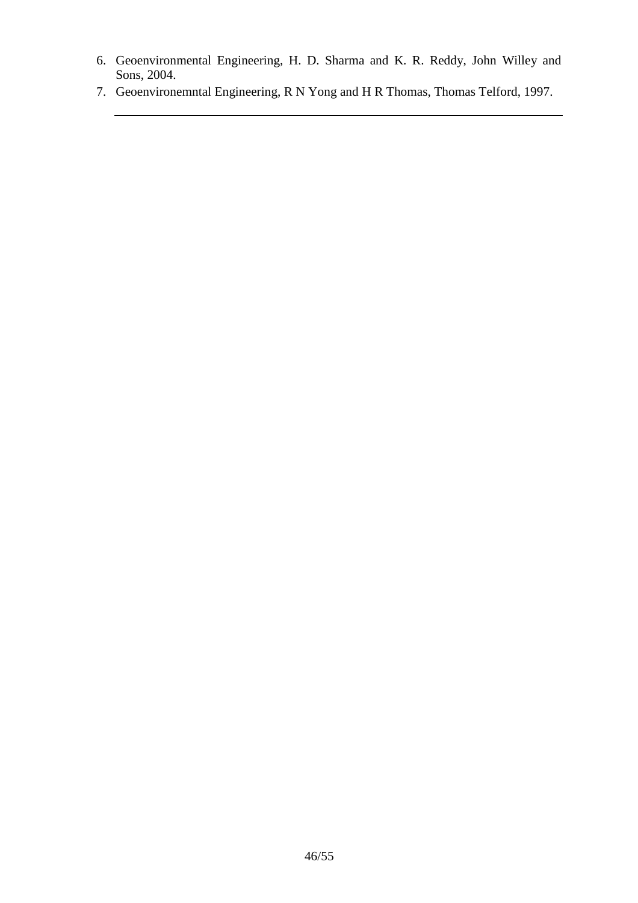6. Geoenvironmental Engineering, H. D. Sharma and K. R. Reddy, John Willey and Sons, 2004.
7. Geoenvironemntal Engineering, R N Yong and H R Thomas, Thomas Telford, 1997.

---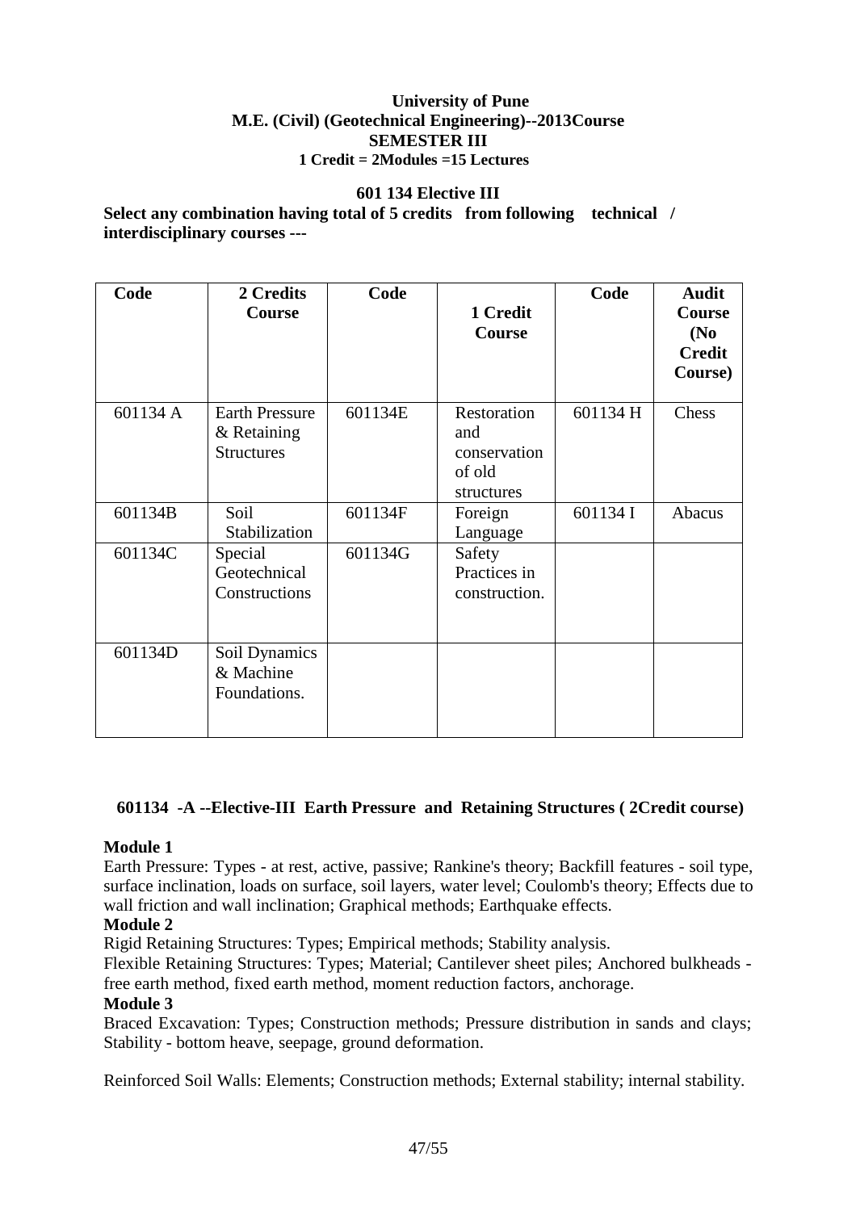**University of Pune**
**M.E. (Civil) (Geotechnical Engineering)--2013Course**
**SEMESTER III**
**1 Credit = 2Modules =15 Lectures**

**601 134 Elective III**

**Select any combination having total of 5 credits from following technical / interdisciplinary courses ---**

| Code | 2 Credits Course | Code | 1 Credit Course | Code | Audit Course (No Credit Course) |
|---|---|---|---|---|---|
| 601134 A | Earth Pressure & Retaining Structures | 601134E | Restoration and conservation of old structures | 601134 H | Chess |
| 601134B | Soil Stabilization | 601134F | Foreign Language | 601134 I | Abacus |
| 601134C | Special Geotechnical Constructions | 601134G | Safety Practices in construction. | | |
| 601134D | Soil Dynamics & Machine Foundations. | | | | |

**601134 -A --Elective-III Earth Pressure and Retaining Structures ( 2Credit course)**

**Module 1**

Earth Pressure: Types - at rest, active, passive; Rankine's theory; Backfill features - soil type, surface inclination, loads on surface, soil layers, water level; Coulomb's theory; Effects due to wall friction and wall inclination; Graphical methods; Earthquake effects.

**Module 2**

Rigid Retaining Structures: Types; Empirical methods; Stability analysis.

Flexible Retaining Structures: Types; Material; Cantilever sheet piles; Anchored bulkheads - free earth method, fixed earth method, moment reduction factors, anchorage.

**Module 3**

Braced Excavation: Types; Construction methods; Pressure distribution in sands and clays; Stability - bottom heave, seepage, ground deformation.

Reinforced Soil Walls: Elements; Construction methods; External stability; internal stability.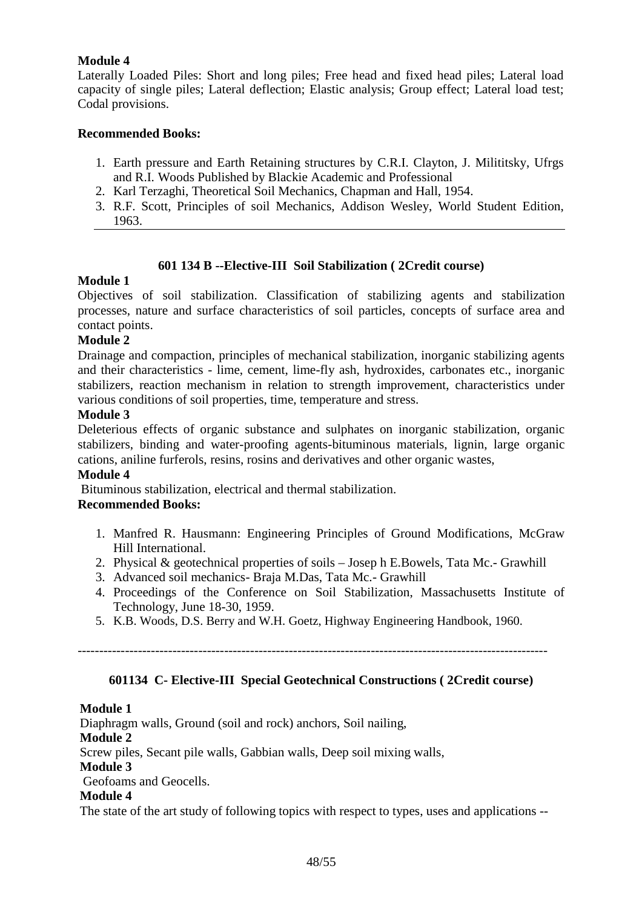**Module 4**

Laterally Loaded Piles: Short and long piles; Free head and fixed head piles; Lateral load capacity of single piles; Lateral deflection; Elastic analysis; Group effect; Lateral load test; Codal provisions.

**Recommended Books:**

1. Earth pressure and Earth Retaining structures by C.R.I. Clayton, J. Milititsky, Ufrgs and R.I. Woods Published by Blackie Academic and Professional
2. Karl Terzaghi, Theoretical Soil Mechanics, Chapman and Hall, 1954.
3. R.F. Scott, Principles of soil Mechanics, Addison Wesley, World Student Edition, 1963.

---

### 601 134 B --Elective-III Soil Stabilization ( 2Credit course)

**Module 1**

Objectives of soil stabilization. Classification of stabilizing agents and stabilization processes, nature and surface characteristics of soil particles, concepts of surface area and contact points.

**Module 2**

Drainage and compaction, principles of mechanical stabilization, inorganic stabilizing agents and their characteristics - lime, cement, lime-fly ash, hydroxides, carbonates etc., inorganic stabilizers, reaction mechanism in relation to strength improvement, characteristics under various conditions of soil properties, time, temperature and stress.

**Module 3**

Deleterious effects of organic substance and sulphates on inorganic stabilization, organic stabilizers, binding and water-proofing agents-bituminous materials, lignin, large organic cations, aniline furferols, resins, rosins and derivatives and other organic wastes,

**Module 4**

Bituminous stabilization, electrical and thermal stabilization.

**Recommended Books:**

1. Manfred R. Hausmann: Engineering Principles of Ground Modifications, McGraw Hill International.
2. Physical & geotechnical properties of soils – Josep h E.Bowels, Tata Mc.- Grawhill
3. Advanced soil mechanics- Braja M.Das, Tata Mc.- Grawhill
4. Proceedings of the Conference on Soil Stabilization, Massachusetts Institute of Technology, June 18-30, 1959.
5. K.B. Woods, D.S. Berry and W.H. Goetz, Highway Engineering Handbook, 1960.

---

### 601134 C- Elective-III Special Geotechnical Constructions ( 2Credit course)

**Module 1**

Diaphragm walls, Ground (soil and rock) anchors, Soil nailing,

**Module 2**

Screw piles, Secant pile walls, Gabbian walls, Deep soil mixing walls,

**Module 3**

Geofoams and Geocells.

**Module 4**

The state of the art study of following topics with respect to types, uses and applications --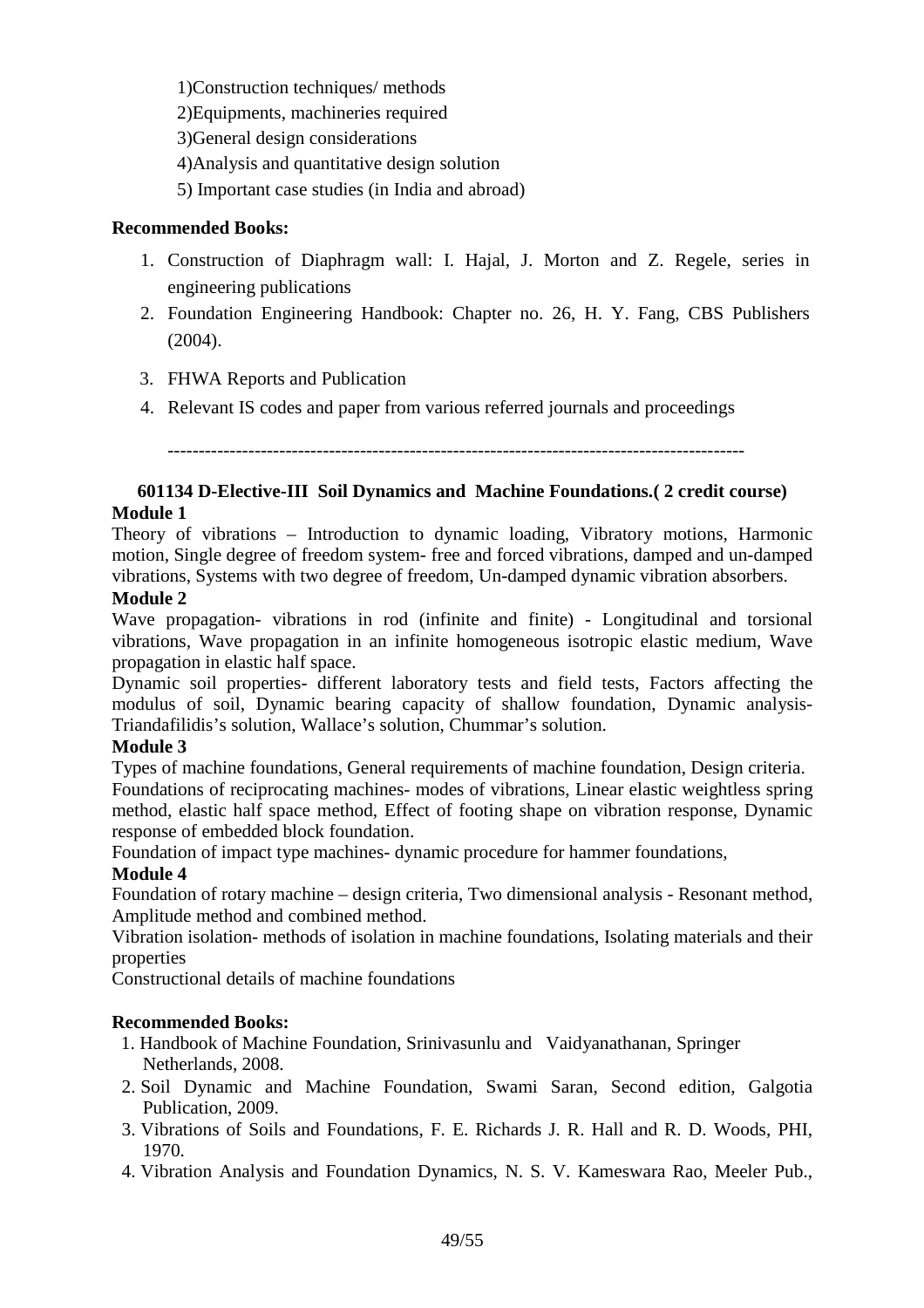1)Construction techniques/ methods

2)Equipments, machineries required

3)General design considerations

4)Analysis and quantitative design solution

5) Important case studies (in India and abroad)

**Recommended Books:**

1. Construction of Diaphragm wall: I. Hajal, J. Morton and Z. Regele, series in engineering publications
2. Foundation Engineering Handbook: Chapter no. 26, H. Y. Fang, CBS Publishers (2004).
3. FHWA Reports and Publication
4. Relevant IS codes and paper from various referred journals and proceedings

---

### 601134 D-Elective-III Soil Dynamics and Machine Foundations.( 2 credit course)

**Module 1**

Theory of vibrations – Introduction to dynamic loading, Vibratory motions, Harmonic motion, Single degree of freedom system- free and forced vibrations, damped and un-damped vibrations, Systems with two degree of freedom, Un-damped dynamic vibration absorbers.

**Module 2**

Wave propagation- vibrations in rod (infinite and finite) - Longitudinal and torsional vibrations, Wave propagation in an infinite homogeneous isotropic elastic medium, Wave propagation in elastic half space.

Dynamic soil properties- different laboratory tests and field tests, Factors affecting the modulus of soil, Dynamic bearing capacity of shallow foundation, Dynamic analysis- Triandafilidis's solution, Wallace's solution, Chummar's solution.

**Module 3**

Types of machine foundations, General requirements of machine foundation, Design criteria.

Foundations of reciprocating machines- modes of vibrations, Linear elastic weightless spring method, elastic half space method, Effect of footing shape on vibration response, Dynamic response of embedded block foundation.

Foundation of impact type machines- dynamic procedure for hammer foundations,

**Module 4**

Foundation of rotary machine – design criteria, Two dimensional analysis - Resonant method, Amplitude method and combined method.

Vibration isolation- methods of isolation in machine foundations, Isolating materials and their properties

Constructional details of machine foundations

**Recommended Books:**

1. Handbook of Machine Foundation, Srinivasunlu and Vaidyanathanan, Springer Netherlands, 2008.
2. Soil Dynamic and Machine Foundation, Swami Saran, Second edition, Galgotia Publication, 2009.
3. Vibrations of Soils and Foundations, F. E. Richards J. R. Hall and R. D. Woods, PHI, 1970.
4. Vibration Analysis and Foundation Dynamics, N. S. V. Kameswara Rao, Meeler Pub.,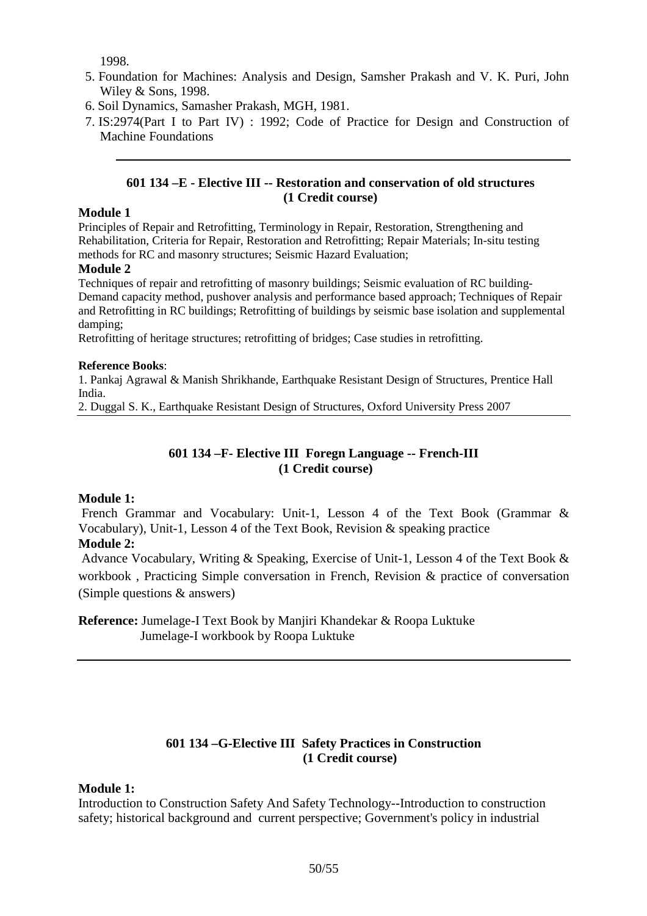1998.

5. Foundation for Machines: Analysis and Design, Samsher Prakash and V. K. Puri, John Wiley & Sons, 1998.
6. Soil Dynamics, Samasher Prakash, MGH, 1981.
7. IS:2974(Part I to Part IV) : 1992; Code of Practice for Design and Construction of Machine Foundations

---

## 601 134 –E - Elective III -- Restoration and conservation of old structures (1 Credit course)

**Module 1**

Principles of Repair and Retrofitting, Terminology in Repair, Restoration, Strengthening and Rehabilitation, Criteria for Repair, Restoration and Retrofitting; Repair Materials; In-situ testing methods for RC and masonry structures; Seismic Hazard Evaluation;

**Module 2**

Techniques of repair and retrofitting of masonry buildings; Seismic evaluation of RC building-Demand capacity method, pushover analysis and performance based approach; Techniques of Repair and Retrofitting in RC buildings; Retrofitting of buildings by seismic base isolation and supplemental damping;

Retrofitting of heritage structures; retrofitting of bridges; Case studies in retrofitting.

**Reference Books**:

1. Pankaj Agrawal & Manish Shrikhande, Earthquake Resistant Design of Structures, Prentice Hall India.
2. Duggal S. K., Earthquake Resistant Design of Structures, Oxford University Press 2007

---

## 601 134 –F- Elective III Foregn Language -- French-III (1 Credit course)

**Module 1:**

French Grammar and Vocabulary: Unit-1, Lesson 4 of the Text Book (Grammar & Vocabulary), Unit-1, Lesson 4 of the Text Book, Revision & speaking practice

**Module 2:**

Advance Vocabulary, Writing & Speaking, Exercise of Unit-1, Lesson 4 of the Text Book & workbook , Practicing Simple conversation in French, Revision & practice of conversation (Simple questions & answers)

**Reference:** Jumelage-I Text Book by Manjiri Khandekar & Roopa Luktuke
Jumelage-I workbook by Roopa Luktuke

---

## 601 134 –G-Elective III Safety Practices in Construction (1 Credit course)

**Module 1:**

Introduction to Construction Safety And Safety Technology--Introduction to construction safety; historical background and current perspective; Government's policy in industrial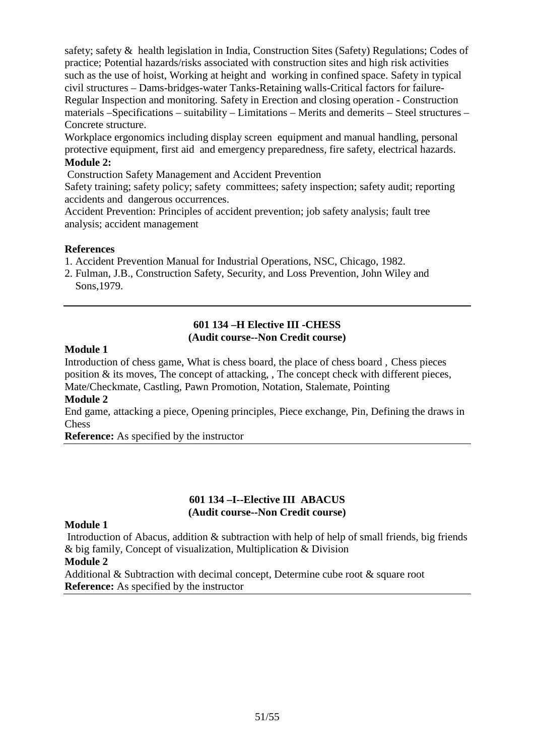safety; safety & health legislation in India, Construction Sites (Safety) Regulations; Codes of practice; Potential hazards/risks associated with construction sites and high risk activities such as the use of hoist, Working at height and working in confined space. Safety in typical civil structures – Dams-bridges-water Tanks-Retaining walls-Critical factors for failure-Regular Inspection and monitoring. Safety in Erection and closing operation - Construction materials –Specifications – suitability – Limitations – Merits and demerits – Steel structures – Concrete structure.

Workplace ergonomics including display screen equipment and manual handling, personal protective equipment, first aid and emergency preparedness, fire safety, electrical hazards.

**Module 2:**

Construction Safety Management and Accident Prevention

Safety training; safety policy; safety committees; safety inspection; safety audit; reporting accidents and dangerous occurrences.

Accident Prevention: Principles of accident prevention; job safety analysis; fault tree analysis; accident management

**References**

1. Accident Prevention Manual for Industrial Operations, NSC, Chicago, 1982.
2. Fulman, J.B., Construction Safety, Security, and Loss Prevention, John Wiley and Sons,1979.

---

## 601 134 –H Elective III -CHESS
### (Audit course--Non Credit course)

**Module 1**

Introduction of chess game, What is chess board, the place of chess board , Chess pieces position & its moves, The concept of attacking, , The concept check with different pieces, Mate/Checkmate, Castling, Pawn Promotion, Notation, Stalemate, Pointing

**Module 2**

End game, attacking a piece, Opening principles, Piece exchange, Pin, Defining the draws in Chess

**Reference:** As specified by the instructor

---

## 601 134 –I--Elective III ABACUS
### (Audit course--Non Credit course)

**Module 1**

Introduction of Abacus, addition & subtraction with help of help of small friends, big friends & big family, Concept of visualization, Multiplication & Division

**Module 2**

Additional & Subtraction with decimal concept, Determine cube root & square root

**Reference:** As specified by the instructor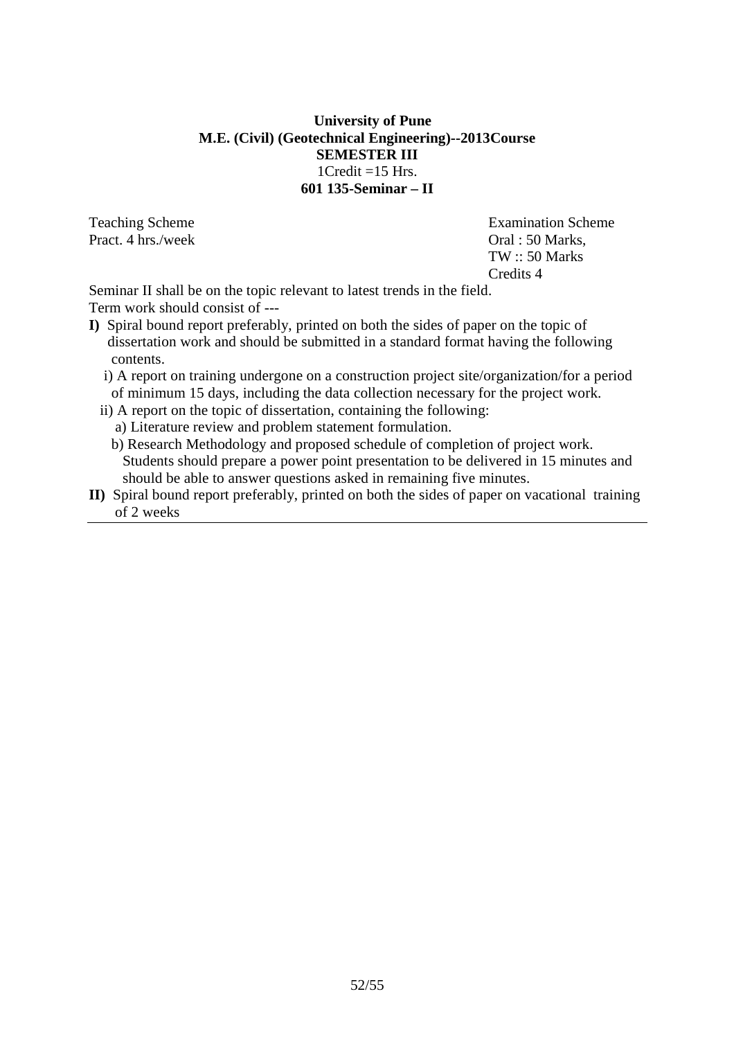**University of Pune**
**M.E. (Civil) (Geotechnical Engineering)--2013Course**
**SEMESTER III**
1Credit =15 Hrs.
**601 135-Seminar – II**

| Teaching Scheme | Examination Scheme |
|---|---|
| Pract. 4 hrs./week | Oral : 50 Marks, |
| | TW :: 50 Marks |
| | Credits 4 |

Seminar II shall be on the topic relevant to latest trends in the field.

Term work should consist of ---

**I)** Spiral bound report preferably, printed on both the sides of paper on the topic of dissertation work and should be submitted in a standard format having the following contents.

i) A report on training undergone on a construction project site/organization/for a period of minimum 15 days, including the data collection necessary for the project work.

ii) A report on the topic of dissertation, containing the following:

a) Literature review and problem statement formulation.

b) Research Methodology and proposed schedule of completion of project work. Students should prepare a power point presentation to be delivered in 15 minutes and should be able to answer questions asked in remaining five minutes.

**II)** Spiral bound report preferably, printed on both the sides of paper on vacational training of 2 weeks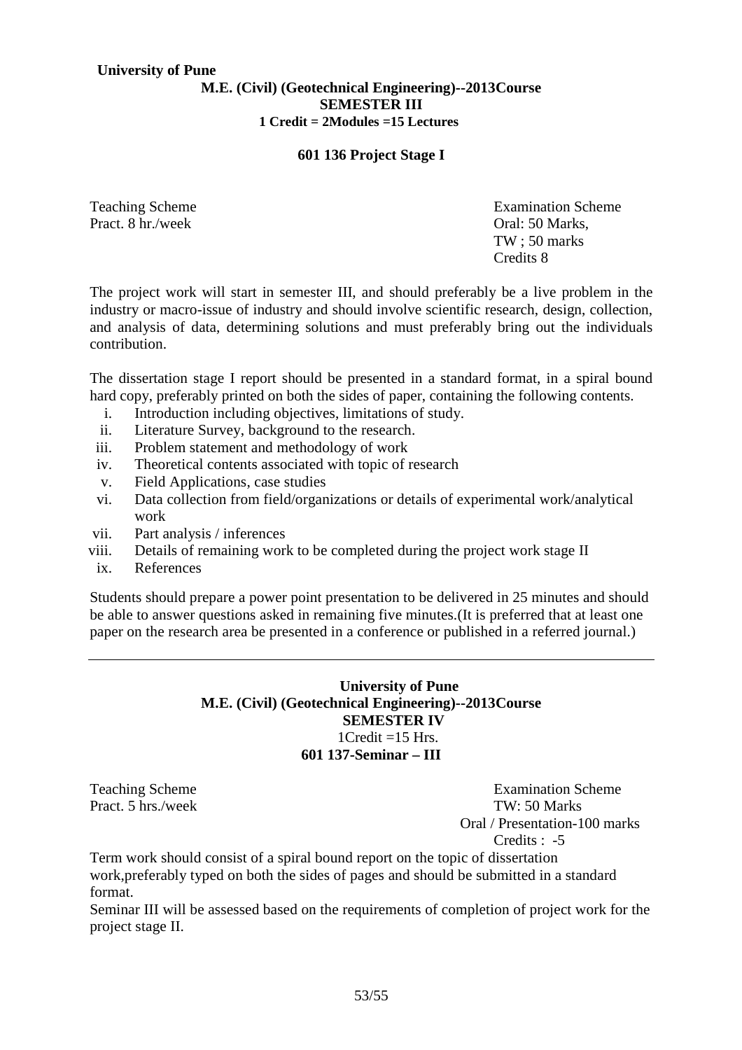**University of Pune**

**M.E. (Civil) (Geotechnical Engineering)--2013Course**

**SEMESTER III**

**1 Credit = 2Modules =15 Lectures**

### 601 136 Project Stage I

Teaching Scheme
Pract. 8 hr./week

Examination Scheme
Oral: 50 Marks,
TW ; 50 marks
Credits 8

The project work will start in semester III, and should preferably be a live problem in the industry or macro-issue of industry and should involve scientific research, design, collection, and analysis of data, determining solutions and must preferably bring out the individuals contribution.

The dissertation stage I report should be presented in a standard format, in a spiral bound hard copy, preferably printed on both the sides of paper, containing the following contents.

i. Introduction including objectives, limitations of study.
ii. Literature Survey, background to the research.
iii. Problem statement and methodology of work
iv. Theoretical contents associated with topic of research
v. Field Applications, case studies
vi. Data collection from field/organizations or details of experimental work/analytical work
vii. Part analysis / inferences
viii. Details of remaining work to be completed during the project work stage II
ix. References

Students should prepare a power point presentation to be delivered in 25 minutes and should be able to answer questions asked in remaining five minutes.(It is preferred that at least one paper on the research area be presented in a conference or published in a referred journal.)

---

**University of Pune**

**M.E. (Civil) (Geotechnical Engineering)--2013Course**

**SEMESTER IV**

1Credit =15 Hrs.

### 601 137-Seminar – III

Teaching Scheme
Pract. 5 hrs./week

Examination Scheme
TW: 50 Marks
Oral / Presentation-100 marks
Credits : -5

Term work should consist of a spiral bound report on the topic of dissertation work,preferably typed on both the sides of pages and should be submitted in a standard format.

Seminar III will be assessed based on the requirements of completion of project work for the project stage II.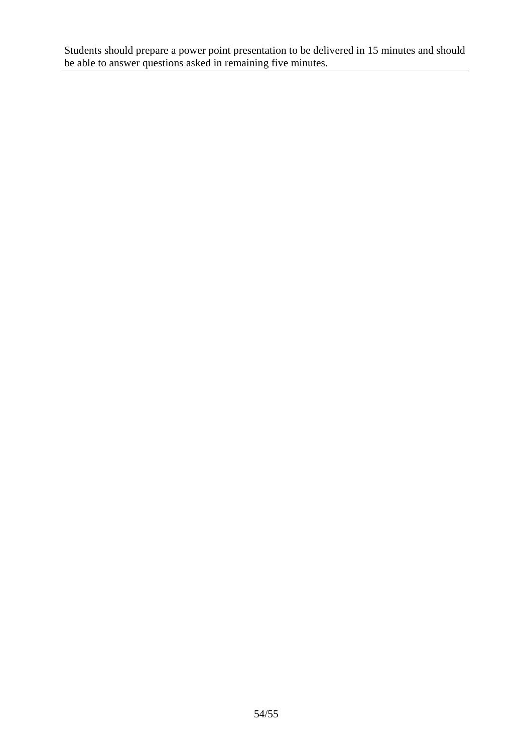Students should prepare a power point presentation to be delivered in 15 minutes and should be able to answer questions asked in remaining five minutes.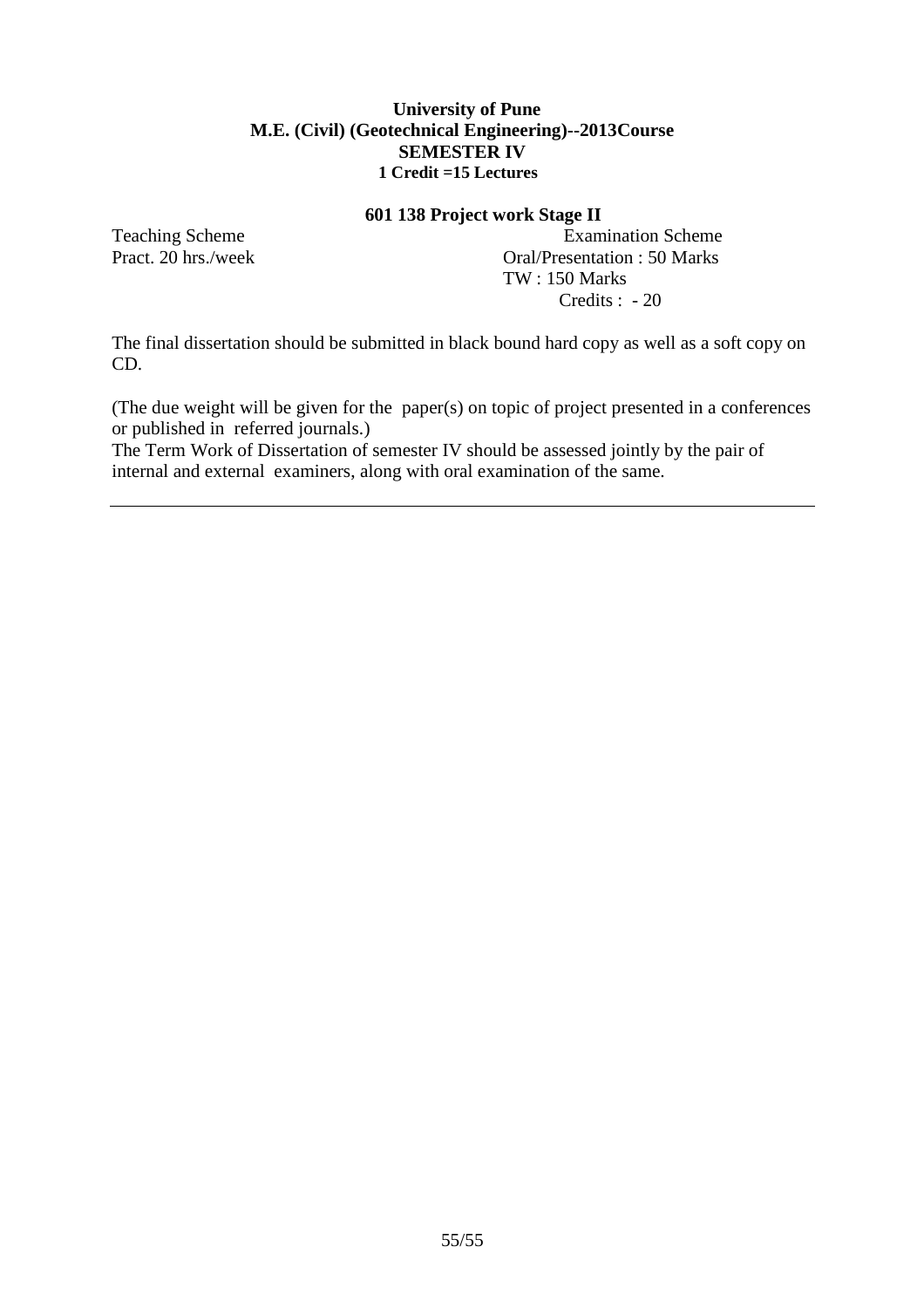**University of Pune**
**M.E. (Civil) (Geotechnical Engineering)--2013Course**
**SEMESTER IV**
**1 Credit =15 Lectures**

### 601 138 Project work Stage II

| Teaching Scheme | Examination Scheme |
|---|---|
| Pract. 20 hrs./week | Oral/Presentation : 50 Marks |
| | TW : 150 Marks |
| | Credits : - 20 |

The final dissertation should be submitted in black bound hard copy as well as a soft copy on CD.

(The due weight will be given for the paper(s) on topic of project presented in a conferences or published in referred journals.)

The Term Work of Dissertation of semester IV should be assessed jointly by the pair of internal and external examiners, along with oral examination of the same.

---